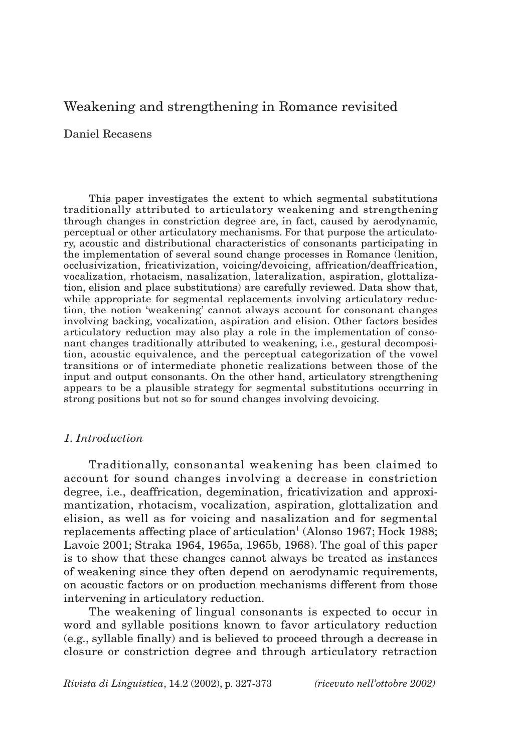# Weakening and strengthening in Romance revisited

Daniel Recasens

This paper investigates the extent to which segmental substitutions traditionally attributed to articulatory weakening and strengthening through changes in constriction degree are, in fact, caused by aerodynamic, perceptual or other articulatory mechanisms. For that purpose the articulatory, acoustic and distributional characteristics of consonants participating in the implementation of several sound change processes in Romance (lenition, occlusivization, fricativization, voicing/devoicing, affrication/deaffrication, vocalization, rhotacism, nasalization, lateralization, aspiration, glottalization, elision and place substitutions) are carefully reviewed. Data show that, while appropriate for segmental replacements involving articulatory reduction, the notion 'weakening' cannot always account for consonant changes involving backing, vocalization, aspiration and elision. Other factors besides articulatory reduction may also play a role in the implementation of consonant changes traditionally attributed to weakening, i.e., gestural decomposition, acoustic equivalence, and the perceptual categorization of the vowel transitions or of intermediate phonetic realizations between those of the input and output consonants. On the other hand, articulatory strengthening appears to be a plausible strategy for segmental substitutions occurring in strong positions but not so for sound changes involving devoicing.

## *1. Introduction*

Traditionally, consonantal weakening has been claimed to account for sound changes involving a decrease in constriction degree, i.e., deaffrication, degemination, fricativization and approximantization, rhotacism, vocalization, aspiration, glottalization and elision, as well as for voicing and nasalization and for segmental replacements affecting place of articulation[1] (Alonso 1967; Hock 1988; Lavoie 2001; Straka 1964, 1965a, 1965b, 1968). The goal of this paper is to show that these changes cannot always be treated as instances of weakening since they often depend on aerodynamic requirements, on acoustic factors or on production mechanisms different from those intervening in articulatory reduction.

The weakening of lingual consonants is expected to occur in word and syllable positions known to favor articulatory reduction (e.g., syllable finally) and is believed to proceed through a decrease in closure or constriction degree and through articulatory retraction

*Rivista di Linguistica*, 14.2 (2002), p. 327-373 *(ricevuto nell'ottobre 2002)*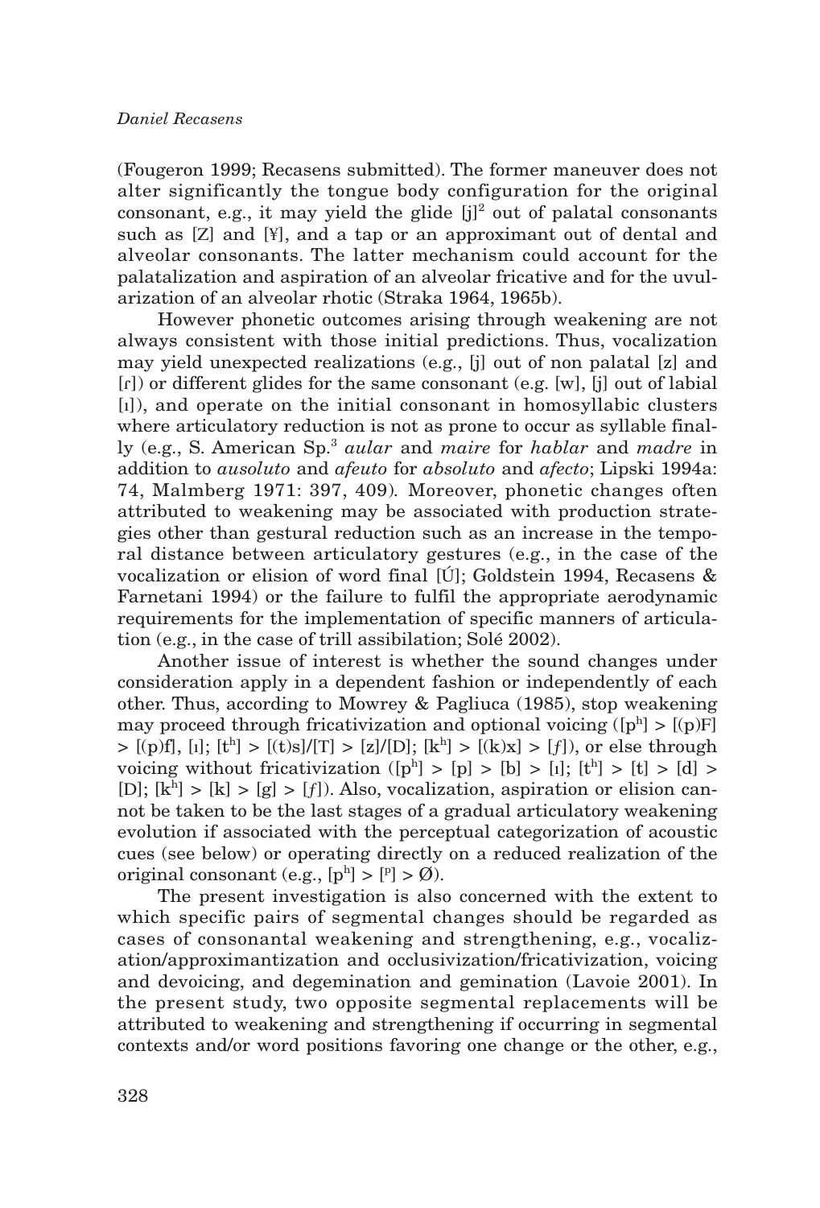(Fougeron 1999; Recasens submitted). The former maneuver does not alter significantly the tongue body configuration for the original consonant, e.g., it may yield the glide [j][2] out of palatal consonants such as [Z] and [¥], and a tap or an approximant out of dental and alveolar consonants. The latter mechanism could account for the palatalization and aspiration of an alveolar fricative and for the uvularization of an alveolar rhotic (Straka 1964, 1965b).

However phonetic outcomes arising through weakening are not always consistent with those initial predictions. Thus, vocalization may yield unexpected realizations (e.g., [j] out of non palatal [z] and [ɾ]) or different glides for the same consonant (e.g. [w], [j] out of labial [ɪ]), and operate on the initial consonant in homosyllabic clusters where articulatory reduction is not as prone to occur as syllable finally (e.g., S. American Sp.[3] *aular* and *maire* for *hablar* and *madre* in addition to *ausoluto* and *afeuto* for *absoluto* and *afecto*; Lipski 1994a: 74, Malmberg 1971: 397, 409). Moreover, phonetic changes often attributed to weakening may be associated with production strategies other than gestural reduction such as an increase in the temporal distance between articulatory gestures (e.g., in the case of the vocalization or elision of word final [Ú]; Goldstein 1994, Recasens & Farnetani 1994) or the failure to fulfil the appropriate aerodynamic requirements for the implementation of specific manners of articulation (e.g., in the case of trill assibilation; Solé 2002).

Another issue of interest is whether the sound changes under consideration apply in a dependent fashion or independently of each other. Thus, according to Mowrey & Pagliuca (1985), stop weakening may proceed through fricativization and optional voicing ([pʰ] > [(p)F] > [(p)f], [ɪ]; [tʰ] > [(t)s]/[T] > [z]/[D]; [kʰ] > [(k)x] > [ƒ]), or else through voicing without fricativization ([pʰ] > [p] > [b] > [ɪ]; [tʰ] > [t] > [d] > [D]; [kʰ] > [k] > [g] > [ƒ]). Also, vocalization, aspiration or elision cannot be taken to be the last stages of a gradual articulatory weakening evolution if associated with the perceptual categorization of acoustic cues (see below) or operating directly on a reduced realization of the original consonant (e.g., [pʰ] > [ᵖ] > Ø).

The present investigation is also concerned with the extent to which specific pairs of segmental changes should be regarded as cases of consonantal weakening and strengthening, e.g., vocalization/approximantization and occlusivization/fricativization, voicing and devoicing, and degemination and gemination (Lavoie 2001). In the present study, two opposite segmental replacements will be attributed to weakening and strengthening if occurring in segmental contexts and/or word positions favoring one change or the other, e.g.,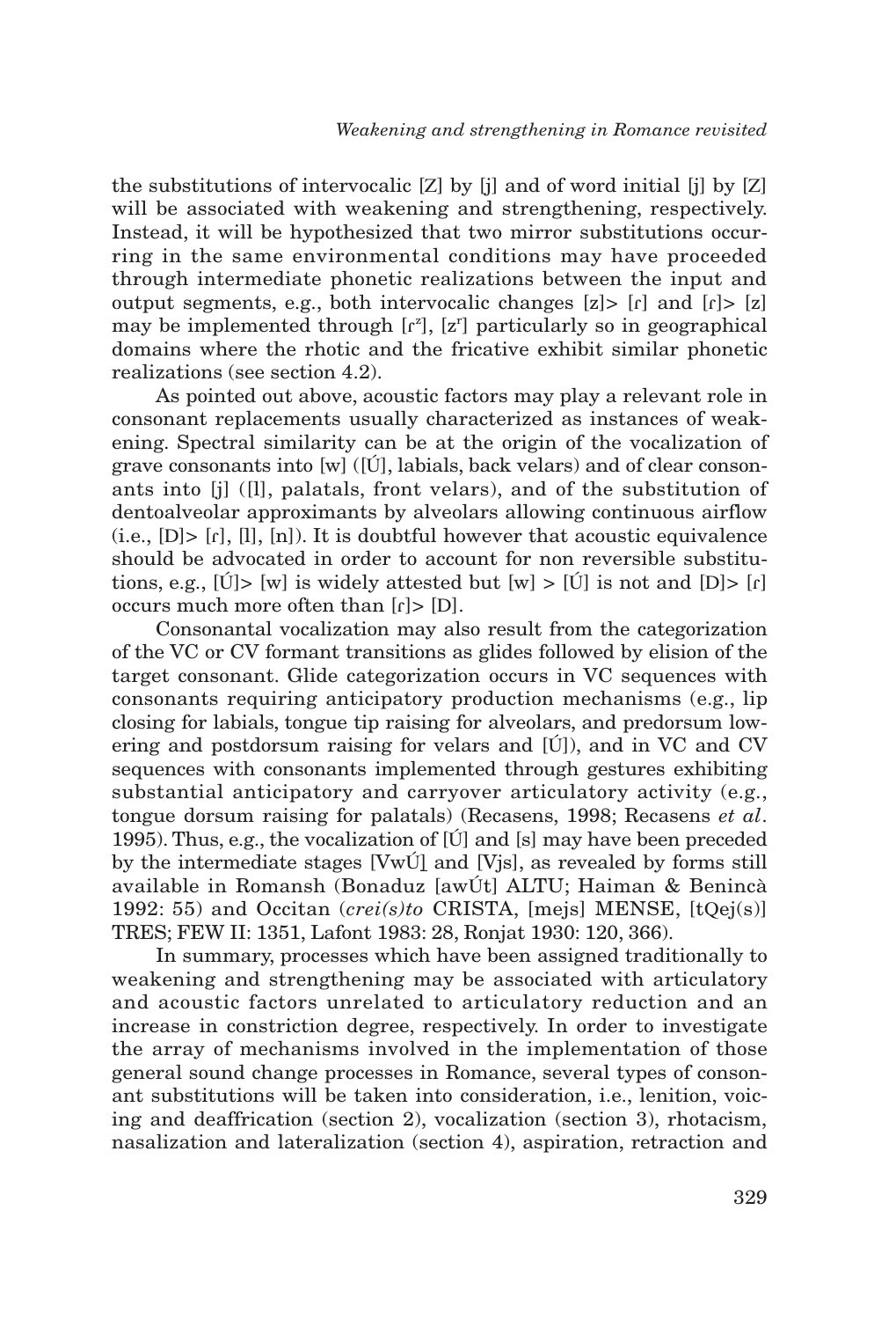the substitutions of intervocalic [Z] by [j] and of word initial [j] by [Z] will be associated with weakening and strengthening, respectively. Instead, it will be hypothesized that two mirror substitutions occurring in the same environmental conditions may have proceeded through intermediate phonetic realizations between the input and output segments, e.g., both intervocalic changes [z]> [ɾ] and [ɾ]> [z] may be implemented through [ɾ$^z$], [z$^r$] particularly so in geographical domains where the rhotic and the fricative exhibit similar phonetic realizations (see section 4.2).

As pointed out above, acoustic factors may play a relevant role in consonant replacements usually characterized as instances of weakening. Spectral similarity can be at the origin of the vocalization of grave consonants into [w] ([Ú], labials, back velars) and of clear consonants into [j] ([l], palatals, front velars), and of the substitution of dentoalveolar approximants by alveolars allowing continuous airflow (i.e., [D]> [ɾ], [l], [n]). It is doubtful however that acoustic equivalence should be advocated in order to account for non reversible substitutions, e.g., [Ú]> [w] is widely attested but [w] > [Ú] is not and [D]> [ɾ] occurs much more often than [ɾ]> [D].

Consonantal vocalization may also result from the categorization of the VC or CV formant transitions as glides followed by elision of the target consonant. Glide categorization occurs in VC sequences with consonants requiring anticipatory production mechanisms (e.g., lip closing for labials, tongue tip raising for alveolars, and predorsum lowering and postdorsum raising for velars and [Ú]), and in VC and CV sequences with consonants implemented through gestures exhibiting substantial anticipatory and carryover articulatory activity (e.g., tongue dorsum raising for palatals) (Recasens, 1998; Recasens *et al*. 1995). Thus, e.g., the vocalization of [Ú] and [s] may have been preceded by the intermediate stages [VwÚ] and [Vjs], as revealed by forms still available in Romansh (Bonaduz [awÚt] ALTU; Haiman & Benincà 1992: 55) and Occitan (*crei(s)to* CRISTA, [mejs] MENSE, [tQej(s)] TRES; FEW II: 1351, Lafont 1983: 28, Ronjat 1930: 120, 366).

In summary, processes which have been assigned traditionally to weakening and strengthening may be associated with articulatory and acoustic factors unrelated to articulatory reduction and an increase in constriction degree, respectively. In order to investigate the array of mechanisms involved in the implementation of those general sound change processes in Romance, several types of consonant substitutions will be taken into consideration, i.e., lenition, voicing and deaffrication (section 2), vocalization (section 3), rhotacism, nasalization and lateralization (section 4), aspiration, retraction and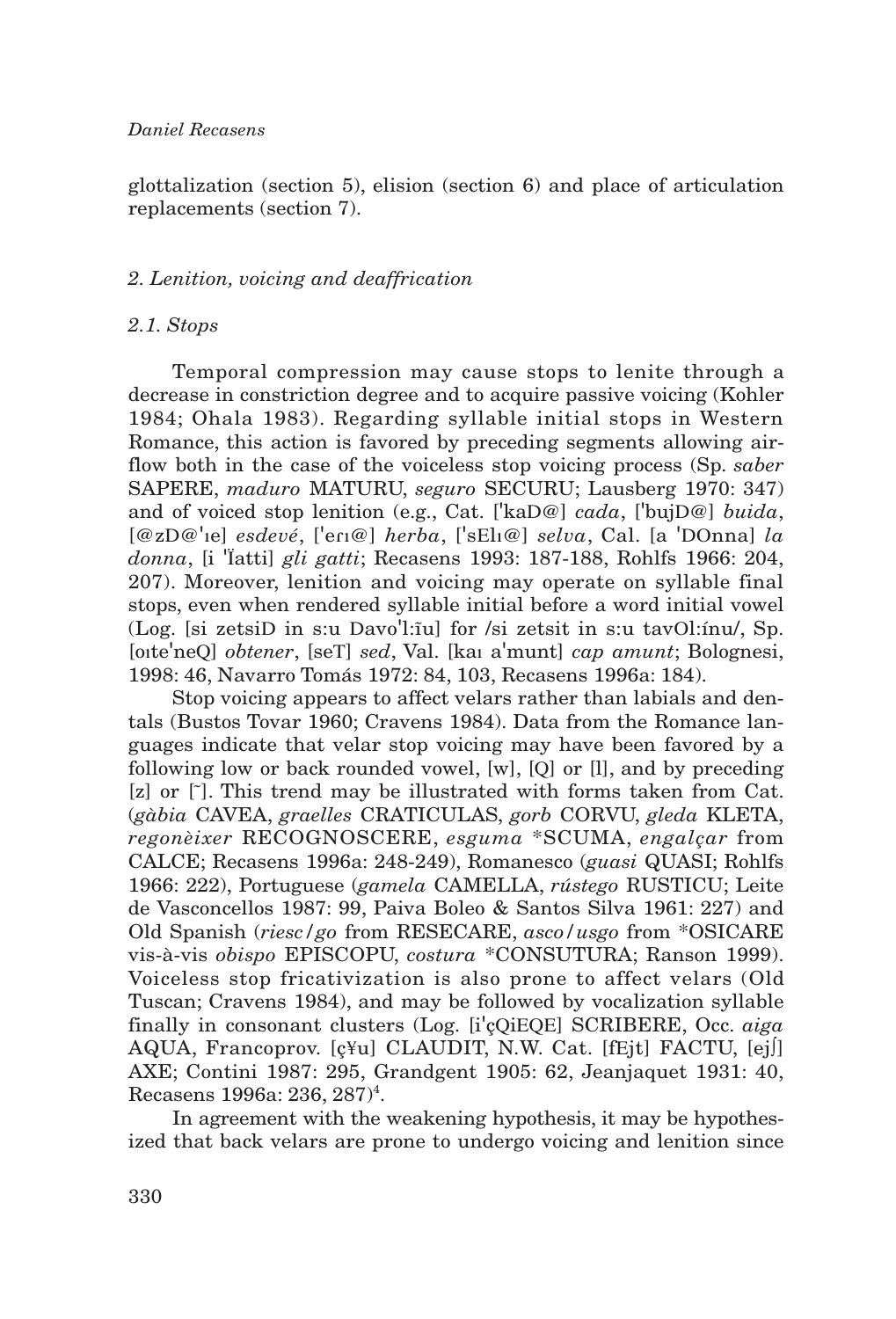glottalization (section 5), elision (section 6) and place of articulation replacements (section 7).

### *2. Lenition, voicing and deaffrication*

#### *2.1. Stops*

Temporal compression may cause stops to lenite through a decrease in constriction degree and to acquire passive voicing (Kohler 1984; Ohala 1983). Regarding syllable initial stops in Western Romance, this action is favored by preceding segments allowing airflow both in the case of the voiceless stop voicing process (Sp. *saber* SAPERE, *maduro* MATURU, *seguro* SECURU; Lausberg 1970: 347) and of voiced stop lenition (e.g., Cat. [ˈkaD@] *cada*, [ˈbujD@] *buida*, [@zD@ˈɪe] *esdevé*, [ˈeɾɪ@] *herba*, [ˈsElɪ@] *selva*, Cal. [a ˈDOnna] *la donna*, [i ˈÏatti] *gli gatti*; Recasens 1993: 187-188, Rohlfs 1966: 204, 207). Moreover, lenition and voicing may operate on syllable final stops, even when rendered syllable initial before a word initial vowel (Log. [si zetsiD in s:u Davoˈl:ĩu] for /si zetsit in s:u tavOl:ínu/, Sp. [oɪteˈneQ] *obtener*, [seT] *sed*, Val. [kaɪ aˈmunt] *cap amunt*; Bolognesi, 1998: 46, Navarro Tomás 1972: 84, 103, Recasens 1996a: 184).

Stop voicing appears to affect velars rather than labials and dentals (Bustos Tovar 1960; Cravens 1984). Data from the Romance languages indicate that velar stop voicing may have been favored by a following low or back rounded vowel, [w], [Q] or [l], and by preceding [z] or [˜]. This trend may be illustrated with forms taken from Cat. (*gàbia* CAVEA, *graelles* CRATICULAS, *gorb* CORVU, *gleda* KLETA, *regonèixer* RECOGNOSCERE, *esguma* *SCUMA, *engalçar* from CALCE; Recasens 1996a: 248-249), Romanesco (*guasi* QUASI; Rohlfs 1966: 222), Portuguese (*gamela* CAMELLA, *rústego* RUSTICU; Leite de Vasconcellos 1987: 99, Paiva Boleo & Santos Silva 1961: 227) and Old Spanish (*riesc/go* from RESECARE, *asco/usgo* from *OSICARE vis-à-vis *obispo* EPISCOPU, *costura* *CONSUTURA; Ranson 1999). Voiceless stop fricativization is also prone to affect velars (Old Tuscan; Cravens 1984), and may be followed by vocalization syllable finally in consonant clusters (Log. [iˈçQiEQE] SCRIBERE, Occ. *aiga* AQUA, Francoprov. [ç¥u] CLAUDIT, N.W. Cat. [fEjt] FACTU, [ejʃ] AXE; Contini 1987: 295, Grandgent 1905: 62, Jeanjaquet 1931: 40, Recasens 1996a: 236, 287)[4].

In agreement with the weakening hypothesis, it may be hypothesized that back velars are prone to undergo voicing and lenition since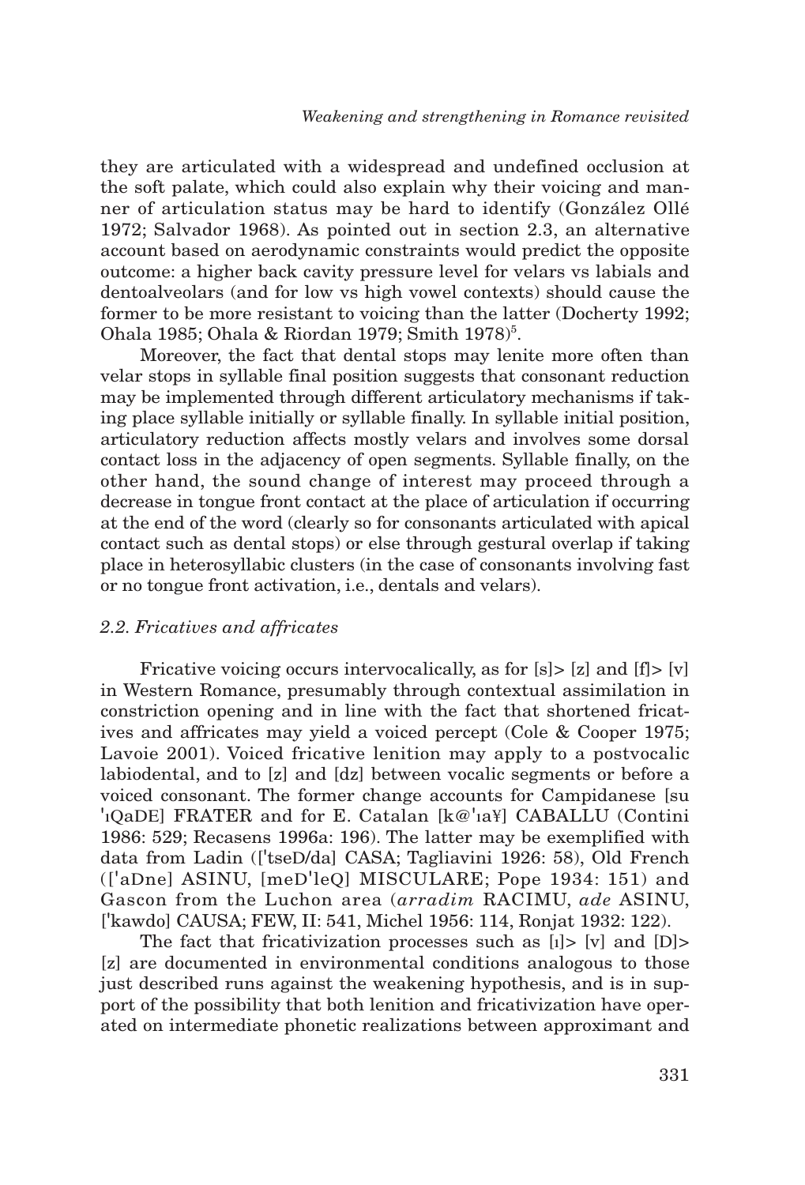they are articulated with a widespread and undefined occlusion at the soft palate, which could also explain why their voicing and manner of articulation status may be hard to identify (González Ollé 1972; Salvador 1968). As pointed out in section 2.3, an alternative account based on aerodynamic constraints would predict the opposite outcome: a higher back cavity pressure level for velars vs labials and dentoalveolars (and for low vs high vowel contexts) should cause the former to be more resistant to voicing than the latter (Docherty 1992; Ohala 1985; Ohala & Riordan 1979; Smith 1978)[5].

Moreover, the fact that dental stops may lenite more often than velar stops in syllable final position suggests that consonant reduction may be implemented through different articulatory mechanisms if taking place syllable initially or syllable finally. In syllable initial position, articulatory reduction affects mostly velars and involves some dorsal contact loss in the adjacency of open segments. Syllable finally, on the other hand, the sound change of interest may proceed through a decrease in tongue front contact at the place of articulation if occurring at the end of the word (clearly so for consonants articulated with apical contact such as dental stops) or else through gestural overlap if taking place in heterosyllabic clusters (in the case of consonants involving fast or no tongue front activation, i.e., dentals and velars).

### *2.2. Fricatives and affricates*

Fricative voicing occurs intervocalically, as for [s]> [z] and [f]> [v] in Western Romance, presumably through contextual assimilation in constriction opening and in line with the fact that shortened fricatives and affricates may yield a voiced percept (Cole & Cooper 1975; Lavoie 2001). Voiced fricative lenition may apply to a postvocalic labiodental, and to [z] and [dz] between vocalic segments or before a voiced consonant. The former change accounts for Campidanese [su 'ɪQaDE] FRATER and for E. Catalan [k@'ɪa¥] CABALLU (Contini 1986: 529; Recasens 1996a: 196). The latter may be exemplified with data from Ladin (['tseD/da] CASA; Tagliavini 1926: 58), Old French (['aDne] ASINU, [meD'leQ] MISCULARE; Pope 1934: 151) and Gascon from the Luchon area (*arradim* RACIMU, *ade* ASINU, ['kawdo] CAUSA; FEW, II: 541, Michel 1956: 114, Ronjat 1932: 122).

The fact that fricativization processes such as [ɪ]> [v] and [D]> [z] are documented in environmental conditions analogous to those just described runs against the weakening hypothesis, and is in support of the possibility that both lenition and fricativization have operated on intermediate phonetic realizations between approximant and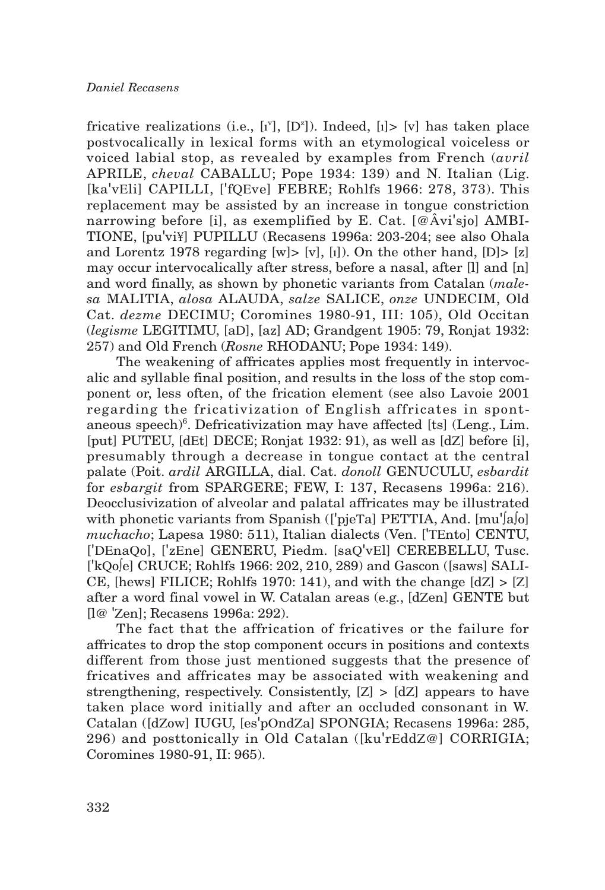fricative realizations (i.e., [ɹ[v]], [D[z]]). Indeed, [ɹ]> [v] has taken place postvocalically in lexical forms with an etymological voiceless or voiced labial stop, as revealed by examples from French (*avril* APRILE, *cheval* CABALLU; Pope 1934: 139) and N. Italian (Lig. [ka'vEli] CAPILLI, ['fQEve] FEBRE; Rohlfs 1966: 278, 373). This replacement may be assisted by an increase in tongue constriction narrowing before [i], as exemplified by E. Cat. [@Âvi'sjo] AMBITIONE, [pu'vi¥] PUPILLU (Recasens 1996a: 203-204; see also Ohala and Lorentz 1978 regarding [w]> [v], [ɹ]). On the other hand, [D]> [z] may occur intervocalically after stress, before a nasal, after [l] and [n] and word finally, as shown by phonetic variants from Catalan (*malesa* MALITIA, *alosa* ALAUDA, *salze* SALICE, *onze* UNDECIM, Old Cat. *dezme* DECIMU; Coromines 1980-91, III: 105), Old Occitan (*legisme* LEGITIMU, [aD], [az] AD; Grandgent 1905: 79, Ronjat 1932: 257) and Old French (*Rosne* RHODANU; Pope 1934: 149).

The weakening of affricates applies most frequently in intervocalic and syllable final position, and results in the loss of the stop component or, less often, of the frication element (see also Lavoie 2001 regarding the fricativization of English affricates in spontaneous speech)[6]. Defricativization may have affected [ts] (Leng., Lim. [put] PUTEU, [dEt] DECE; Ronjat 1932: 91), as well as [dZ] before [i], presumably through a decrease in tongue contact at the central palate (Poit. *ardil* ARGILLA, dial. Cat. *donoll* GENUCULU, *esbardit* for *esbargit* from SPARGERE; FEW, I: 137, Recasens 1996a: 216). Deocclusivization of alveolar and palatal affricates may be illustrated with phonetic variants from Spanish (['pjeTa] PETTIA, And. [mu'ʃaʃo] *muchacho*; Lapesa 1980: 511), Italian dialects (Ven. ['TEnto] CENTU, ['DEnaQo], ['zEne] GENERU, Piedm. [saQ'vEl] CEREBELLU, Tusc. ['kQoʃe] CRUCE; Rohlfs 1966: 202, 210, 289) and Gascon ([saws] SALICE, [hews] FILICE; Rohlfs 1970: 141), and with the change [dZ] > [Z] after a word final vowel in W. Catalan areas (e.g., [dZen] GENTE but [l@ 'Zen]; Recasens 1996a: 292).

The fact that the affrication of fricatives or the failure for affricates to drop the stop component occurs in positions and contexts different from those just mentioned suggests that the presence of fricatives and affricates may be associated with weakening and strengthening, respectively. Consistently, [Z] > [dZ] appears to have taken place word initially and after an occluded consonant in W. Catalan ([dZow] IUGU, [es'pOndZa] SPONGIA; Recasens 1996a: 285, 296) and posttonically in Old Catalan ([ku'rEddZ@] CORRIGIA; Coromines 1980-91, II: 965).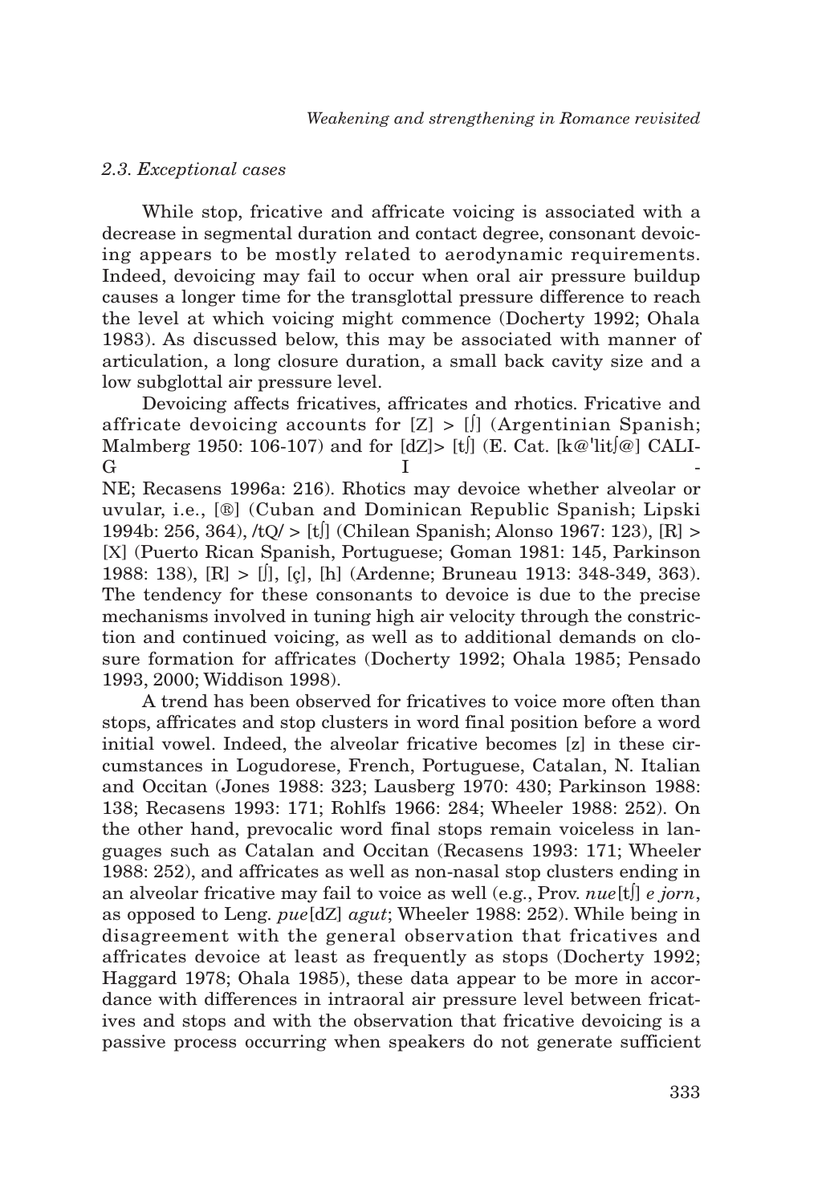### 2.3. Exceptional cases

While stop, fricative and affricate voicing is associated with a decrease in segmental duration and contact degree, consonant devoicing appears to be mostly related to aerodynamic requirements. Indeed, devoicing may fail to occur when oral air pressure buildup causes a longer time for the transglottal pressure difference to reach the level at which voicing might commence (Docherty 1992; Ohala 1983). As discussed below, this may be associated with manner of articulation, a long closure duration, a small back cavity size and a low subglottal air pressure level.

Devoicing affects fricatives, affricates and rhotics. Fricative and affricate devoicing accounts for [Z] > [ʃ] (Argentinian Spanish; Malmberg 1950: 106-107) and for [dZ]> [tʃ] (E. Cat. [k@'litʃ@] CALIGINE; Recasens 1996a: 216). Rhotics may devoice whether alveolar or uvular, i.e., [®] (Cuban and Dominican Republic Spanish; Lipski 1994b: 256, 364), /tQ/ > [tʃ] (Chilean Spanish; Alonso 1967: 123), [R] > [X] (Puerto Rican Spanish, Portuguese; Goman 1981: 145, Parkinson 1988: 138), [R] > [ʃ], [ç], [h] (Ardenne; Bruneau 1913: 348-349, 363). The tendency for these consonants to devoice is due to the precise mechanisms involved in tuning high air velocity through the constriction and continued voicing, as well as to additional demands on closure formation for affricates (Docherty 1992; Ohala 1985; Pensado 1993, 2000; Widdison 1998).

A trend has been observed for fricatives to voice more often than stops, affricates and stop clusters in word final position before a word initial vowel. Indeed, the alveolar fricative becomes [z] in these circumstances in Logudorese, French, Portuguese, Catalan, N. Italian and Occitan (Jones 1988: 323; Lausberg 1970: 430; Parkinson 1988: 138; Recasens 1993: 171; Rohlfs 1966: 284; Wheeler 1988: 252). On the other hand, prevocalic word final stops remain voiceless in languages such as Catalan and Occitan (Recasens 1993: 171; Wheeler 1988: 252), and affricates as well as non-nasal stop clusters ending in an alveolar fricative may fail to voice as well (e.g., Prov. *nue*[tʃ] *e jorn*, as opposed to Leng. *pue*[dZ] *agut*; Wheeler 1988: 252). While being in disagreement with the general observation that fricatives and affricates devoice at least as frequently as stops (Docherty 1992; Haggard 1978; Ohala 1985), these data appear to be more in accordance with differences in intraoral air pressure level between fricatives and stops and with the observation that fricative devoicing is a passive process occurring when speakers do not generate sufficient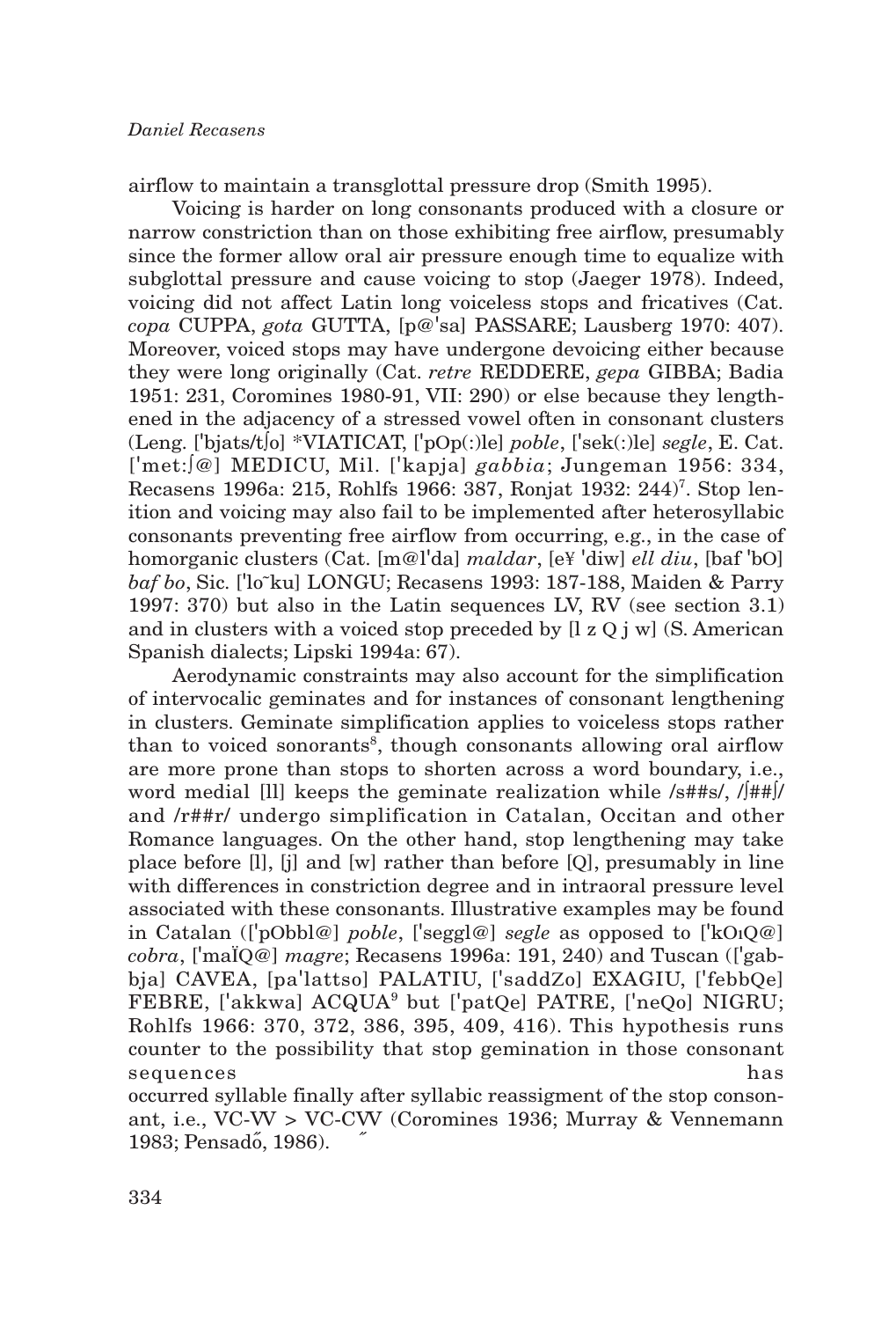airflow to maintain a transglottal pressure drop (Smith 1995).

Voicing is harder on long consonants produced with a closure or narrow constriction than on those exhibiting free airflow, presumably since the former allow oral air pressure enough time to equalize with subglottal pressure and cause voicing to stop (Jaeger 1978). Indeed, voicing did not affect Latin long voiceless stops and fricatives (Cat. *copa* CUPPA, *gota* GUTTA, [p@'sa] PASSARE; Lausberg 1970: 407). Moreover, voiced stops may have undergone devoicing either because they were long originally (Cat. *retre* REDDERE, *gepa* GIBBA; Badia 1951: 231, Coromines 1980-91, VII: 290) or else because they lengthened in the adjacency of a stressed vowel often in consonant clusters (Leng. ['bjats/tʃo] *VIATICAT, ['pOp(:)le] *poble*, ['sek(:)le] *segle*, E. Cat. ['met:ʃ@] MEDICU, Mil. ['kapja] *gabbia*; Jungeman 1956: 334, Recasens 1996a: 215, Rohlfs 1966: 387, Ronjat 1932: 244)[7]. Stop lenition and voicing may also fail to be implemented after heterosyllabic consonants preventing free airflow from occurring, e.g., in the case of homorganic clusters (Cat. [m@l'da] *maldar*, [e¥ 'diw] *ell diu*, [baf 'bO] *baf bo*, Sic. ['lo˜ku] LONGU; Recasens 1993: 187-188, Maiden & Parry 1997: 370) but also in the Latin sequences LV, RV (see section 3.1) and in clusters with a voiced stop preceded by [l z Q j w] (S. American Spanish dialects; Lipski 1994a: 67).

Aerodynamic constraints may also account for the simplification of intervocalic geminates and for instances of consonant lengthening in clusters. Geminate simplification applies to voiceless stops rather than to voiced sonorants[8], though consonants allowing oral airflow are more prone than stops to shorten across a word boundary, i.e., word medial [ll] keeps the geminate realization while /s##s/, /ʃ##ʃ/ and /r##r/ undergo simplification in Catalan, Occitan and other Romance languages. On the other hand, stop lengthening may take place before [l], [j] and [w] rather than before [Q], presumably in line with differences in constriction degree and in intraoral pressure level associated with these consonants. Illustrative examples may be found in Catalan (['pObbl@] *poble*, ['seggl@] *segle* as opposed to ['kOıQ@] *cobra*, ['maÏQ@] *magre*; Recasens 1996a: 191, 240) and Tuscan (['gabbja] CAVEA, [pa'lattso] PALATIU, ['saddZo] EXAGIU, ['febbQe] FEBRE, ['akkwa] ACQUA[9] but ['patQe] PATRE, ['neQo] NIGRU; Rohlfs 1966: 370, 372, 386, 395, 409, 416). This hypothesis runs counter to the possibility that stop gemination in those consonant sequences has occurred syllable finally after syllabic reassigment of the stop consonant, i.e., VC-VV > VC-CVV (Coromines 1936; Murray & Vennemann 1983; Pensadő, 1986).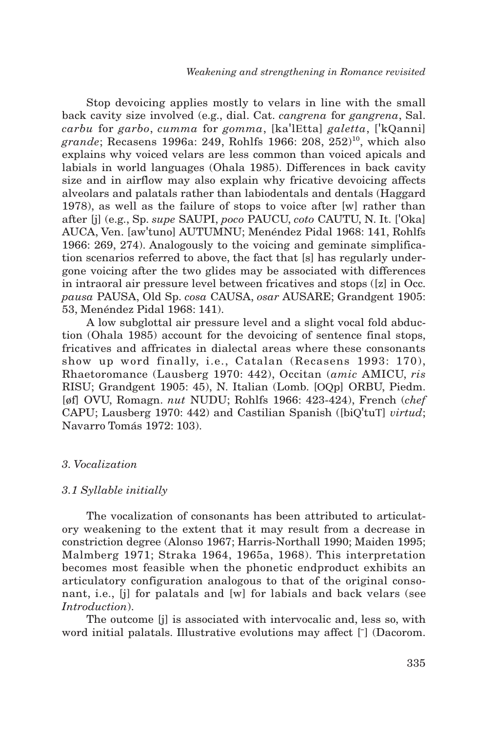Stop devoicing applies mostly to velars in line with the small back cavity size involved (e.g., dial. Cat. *cangrena* for *gangrena*, Sal. *carbu* for *garbo*, *cumma* for *gomma*, [ka'lEtta] *galetta*, ['kQanni] *grande*; Recasens 1996a: 249, Rohlfs 1966: 208, 252)[10], which also explains why voiced velars are less common than voiced apicals and labials in world languages (Ohala 1985). Differences in back cavity size and in airflow may also explain why fricative devoicing affects alveolars and palatals rather than labiodentals and dentals (Haggard 1978), as well as the failure of stops to voice after [w] rather than after [j] (e.g., Sp. *supe* SAUPI, *poco* PAUCU, *coto* CAUTU, N. It. ['Oka] AUCA, Ven. [aw'tuno] AUTUMNU; Menéndez Pidal 1968: 141, Rohlfs 1966: 269, 274). Analogously to the voicing and geminate simplification scenarios referred to above, the fact that [s] has regularly undergone voicing after the two glides may be associated with differences in intraoral air pressure level between fricatives and stops ([z] in Occ. *pausa* PAUSA, Old Sp. *cosa* CAUSA, *osar* AUSARE; Grandgent 1905: 53, Menéndez Pidal 1968: 141).

A low subglottal air pressure level and a slight vocal fold abduction (Ohala 1985) account for the devoicing of sentence final stops, fricatives and affricates in dialectal areas where these consonants show up word finally, i.e., Catalan (Recasens 1993: 170), Rhaetoromance (Lausberg 1970: 442), Occitan (*amic* AMICU, *ris* RISU; Grandgent 1905: 45), N. Italian (Lomb. [OQp] ORBU, Piedm. [øf] OVU, Romagn. *nut* NUDU; Rohlfs 1966: 423-424), French (*chef* CAPU; Lausberg 1970: 442) and Castilian Spanish ([biQ'tuT] *virtud*; Navarro Tomás 1972: 103).

### *3. Vocalization*

#### *3.1 Syllable initially*

The vocalization of consonants has been attributed to articulatory weakening to the extent that it may result from a decrease in constriction degree (Alonso 1967; Harris-Northall 1990; Maiden 1995; Malmberg 1971; Straka 1964, 1965a, 1968). This interpretation becomes most feasible when the phonetic endproduct exhibits an articulatory configuration analogous to that of the original consonant, i.e., [j] for palatals and [w] for labials and back velars (see *Introduction*).

The outcome [j] is associated with intervocalic and, less so, with word initial palatals. Illustrative evolutions may affect [¯] (Dacorom.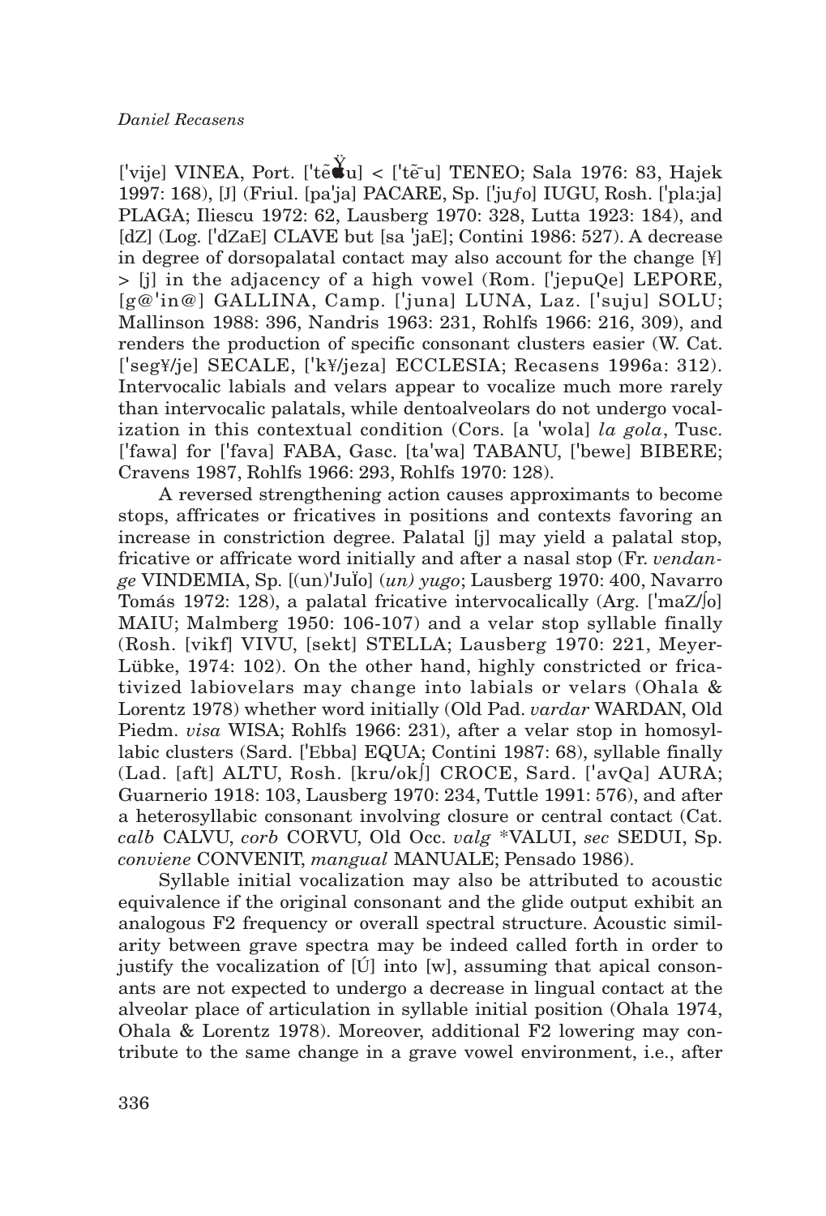['vije] VINEA, Port. ['tẽ̌u] < ['tẽ̄u] TENEO; Sala 1976: 83, Hajek 1997: 168), [J] (Friul. [pa'ja] PACARE, Sp. ['juƒo] IUGU, Rosh. ['pla:ja] PLAGA; Iliescu 1972: 62, Lausberg 1970: 328, Lutta 1923: 184), and [dZ] (Log. ['dZaE] CLAVE but [sa 'jaE]; Contini 1986: 527). A decrease in degree of dorsopalatal contact may also account for the change [¥] > [j] in the adjacency of a high vowel (Rom. ['jepuQe] LEPORE, [g@'in@] GALLINA, Camp. ['juna] LUNA, Laz. ['suju] SOLU; Mallinson 1988: 396, Nandris 1963: 231, Rohlfs 1966: 216, 309), and renders the production of specific consonant clusters easier (W. Cat. ['seg¥/je] SECALE, ['k¥/jeza] ECCLESIA; Recasens 1996a: 312). Intervocalic labials and velars appear to vocalize much more rarely than intervocalic palatals, while dentoalveolars do not undergo vocalization in this contextual condition (Cors. [a 'wola] *la gola*, Tusc. ['fawa] for ['fava] FABA, Gasc. [ta'wa] TABANU, ['bewe] BIBERE; Cravens 1987, Rohlfs 1966: 293, Rohlfs 1970: 128).

A reversed strengthening action causes approximants to become stops, affricates or fricatives in positions and contexts favoring an increase in constriction degree. Palatal [j] may yield a palatal stop, fricative or affricate word initially and after a nasal stop (Fr. *vendange* VINDEMIA, Sp. [(un)'JuÏo] *(un) yugo*; Lausberg 1970: 400, Navarro Tomás 1972: 128), a palatal fricative intervocalically (Arg. ['maZ/ʃo] MAIU; Malmberg 1950: 106-107) and a velar stop syllable finally (Rosh. [vikf] VIVU, [sekt] STELLA; Lausberg 1970: 221, Meyer-Lübke, 1974: 102). On the other hand, highly constricted or fricativized labiovelars may change into labials or velars (Ohala & Lorentz 1978) whether word initially (Old Pad. *vardar* WARDAN, Old Piedm. *visa* WISA; Rohlfs 1966: 231), after a velar stop in homosyllabic clusters (Sard. ['Ebba] EQUA; Contini 1987: 68), syllable finally (Lad. [aft] ALTU, Rosh. [kru/okʃ] CROCE, Sard. ['avQa] AURA; Guarnerio 1918: 103, Lausberg 1970: 234, Tuttle 1991: 576), and after a heterosyllabic consonant involving closure or central contact (Cat. *calb* CALVU, *corb* CORVU, Old Occ. *valg* *VALUI, *sec* SEDUI, Sp. *conviene* CONVENIT, *mangual* MANUALE; Pensado 1986).

Syllable initial vocalization may also be attributed to acoustic equivalence if the original consonant and the glide output exhibit an analogous F2 frequency or overall spectral structure. Acoustic similarity between grave spectra may be indeed called forth in order to justify the vocalization of [Ú] into [w], assuming that apical consonants are not expected to undergo a decrease in lingual contact at the alveolar place of articulation in syllable initial position (Ohala 1974, Ohala & Lorentz 1978). Moreover, additional F2 lowering may contribute to the same change in a grave vowel environment, i.e., after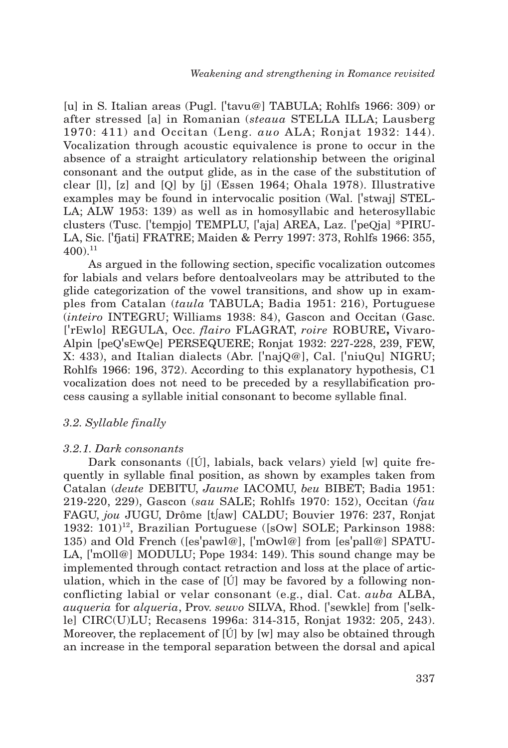[u] in S. Italian areas (Pugl. ['tavu@] TABULA; Rohlfs 1966: 309) or after stressed [a] in Romanian (*steaua* STELLA ILLA; Lausberg 1970: 411) and Occitan (Leng. *auo* ALA; Ronjat 1932: 144). Vocalization through acoustic equivalence is prone to occur in the absence of a straight articulatory relationship between the original consonant and the output glide, as in the case of the substitution of clear [l], [z] and [Q] by [j] (Essen 1964; Ohala 1978). Illustrative examples may be found in intervocalic position (Wal. ['stwaj] STELLA; ALW 1953: 139) as well as in homosyllabic and heterosyllabic clusters (Tusc. ['tempjo] TEMPLU, ['aja] AREA, Laz. ['peQja] *PIRULA, Sic. ['fjati] FRATRE; Maiden & Perry 1997: 373, Rohlfs 1966: 355, 400).[11]

As argued in the following section, specific vocalization outcomes for labials and velars before dentoalveolars may be attributed to the glide categorization of the vowel transitions, and show up in examples from Catalan (*taula* TABULA; Badia 1951: 216), Portuguese (*inteiro* INTEGRU; Williams 1938: 84), Gascon and Occitan (Gasc. ['rEwlo] REGULA, Occ. *flairo* FLAGRAT, *roire* ROBURE**,** Vivaro-Alpin [peQ'sEwQe] PERSEQUERE; Ronjat 1932: 227-228, 239, FEW, X: 433), and Italian dialects (Abr. ['najQ@], Cal. ['niuQu] NIGRU; Rohlfs 1966: 196, 372). According to this explanatory hypothesis, C1 vocalization does not need to be preceded by a resyllabification process causing a syllable initial consonant to become syllable final.

### *3.2. Syllable finally*

#### *3.2.1. Dark consonants*

Dark consonants ([Ú], labials, back velars) yield [w] quite frequently in syllable final position, as shown by examples taken from Catalan (*deute* DEBITU, *Jaume* IACOMU, *beu* BIBET; Badia 1951: 219-220, 229), Gascon (*sau* SALE; Rohlfs 1970: 152), Occitan (*fau* FAGU, *jou* JUGU, Drôme [tʃaw] CALDU; Bouvier 1976: 237, Ronjat 1932: 101)[12], Brazilian Portuguese ([sOw] SOLE; Parkinson 1988: 135) and Old French ([es'pawl@], ['mOwl@] from [es'pall@] SPATULA, ['mOll@] MODULU; Pope 1934: 149). This sound change may be implemented through contact retraction and loss at the place of articulation, which in the case of [Ú] may be favored by a following nonconflicting labial or velar consonant (e.g., dial. Cat. *auba* ALBA, *auqueria* for *alqueria*, Prov. *seuvo* SILVA, Rhod. ['sewkle] from ['selkle] CIRC(U)LU; Recasens 1996a: 314-315, Ronjat 1932: 205, 243). Moreover, the replacement of [Ú] by [w] may also be obtained through an increase in the temporal separation between the dorsal and apical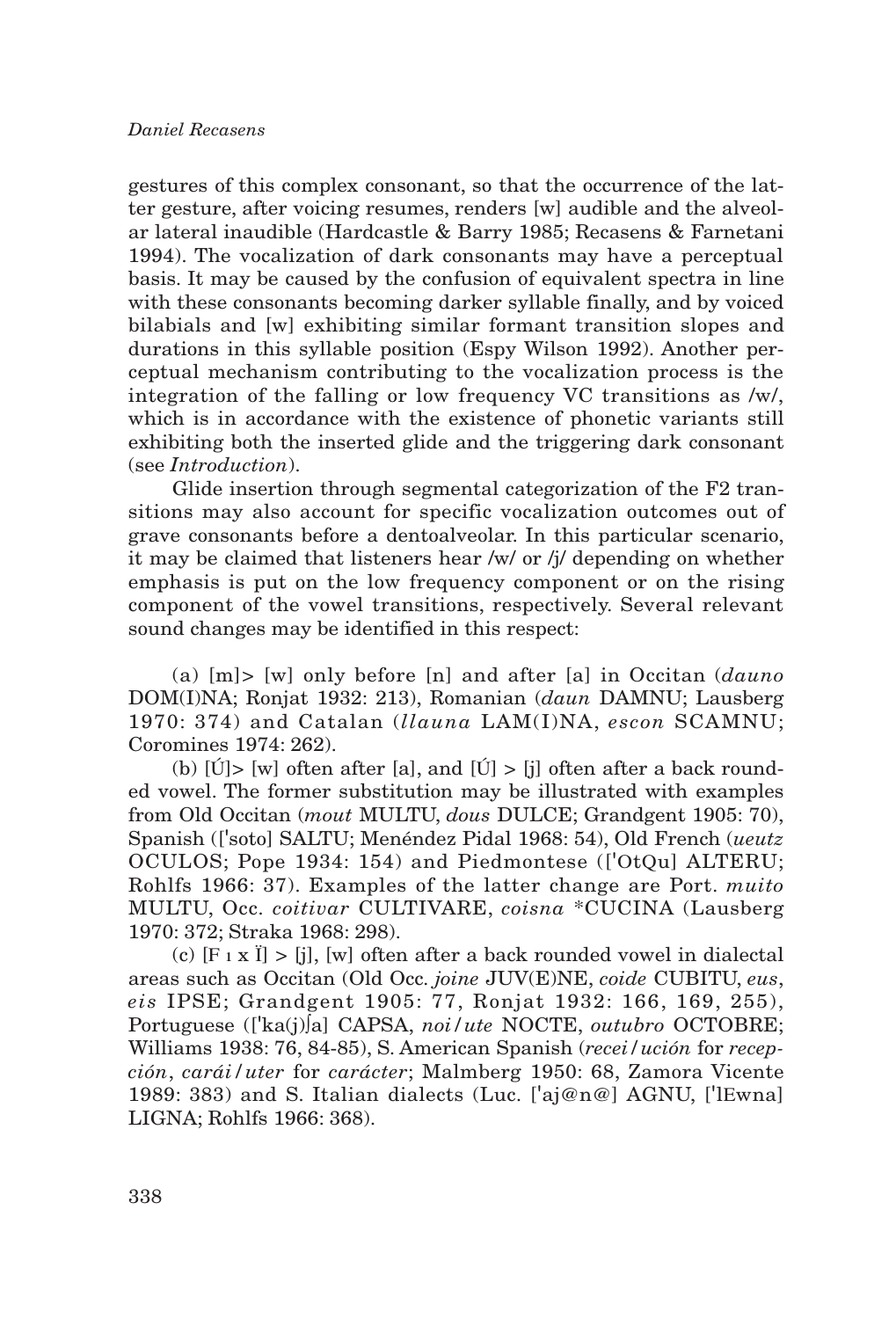gestures of this complex consonant, so that the occurrence of the latter gesture, after voicing resumes, renders [w] audible and the alveolar lateral inaudible (Hardcastle & Barry 1985; Recasens & Farnetani 1994). The vocalization of dark consonants may have a perceptual basis. It may be caused by the confusion of equivalent spectra in line with these consonants becoming darker syllable finally, and by voiced bilabials and [w] exhibiting similar formant transition slopes and durations in this syllable position (Espy Wilson 1992). Another perceptual mechanism contributing to the vocalization process is the integration of the falling or low frequency VC transitions as /w/, which is in accordance with the existence of phonetic variants still exhibiting both the inserted glide and the triggering dark consonant (see *Introduction*).

Glide insertion through segmental categorization of the F2 transitions may also account for specific vocalization outcomes out of grave consonants before a dentoalveolar. In this particular scenario, it may be claimed that listeners hear /w/ or /j/ depending on whether emphasis is put on the low frequency component or on the rising component of the vowel transitions, respectively. Several relevant sound changes may be identified in this respect:

(a) [m]> [w] only before [n] and after [a] in Occitan (*dauno* DOM(I)NA; Ronjat 1932: 213), Romanian (*daun* DAMNU; Lausberg 1970: 374) and Catalan (*llauna* LAM(I)NA, *escon* SCAMNU; Coromines 1974: 262).

(b) [Ú]> [w] often after [a], and [Ú] > [j] often after a back rounded vowel. The former substitution may be illustrated with examples from Old Occitan (*mout* MULTU, *dous* DULCE; Grandgent 1905: 70), Spanish (['soto] SALTU; Menéndez Pidal 1968: 54), Old French (*ueutz* OCULOS; Pope 1934: 154) and Piedmontese (['OtQu] ALTERU; Rohlfs 1966: 37). Examples of the latter change are Port. *muito* MULTU, Occ. *coitivar* CULTIVARE, *coisna* *CUCINA (Lausberg 1970: 372; Straka 1968: 298).

(c) [F ı x Ï] > [j], [w] often after a back rounded vowel in dialectal areas such as Occitan (Old Occ. *joine* JUV(E)NE, *coide* CUBITU, *eus*, *eis* IPSE; Grandgent 1905: 77, Ronjat 1932: 166, 169, 255), Portuguese (['ka(j)ʃa] CAPSA, *noi/ute* NOCTE, *outubro* OCTOBRE; Williams 1938: 76, 84-85), S. American Spanish (*recei/ución* for *recepción*, *carái/uter* for *carácter*; Malmberg 1950: 68, Zamora Vicente 1989: 383) and S. Italian dialects (Luc. ['aj@n@] AGNU, ['lEwna] LIGNA; Rohlfs 1966: 368).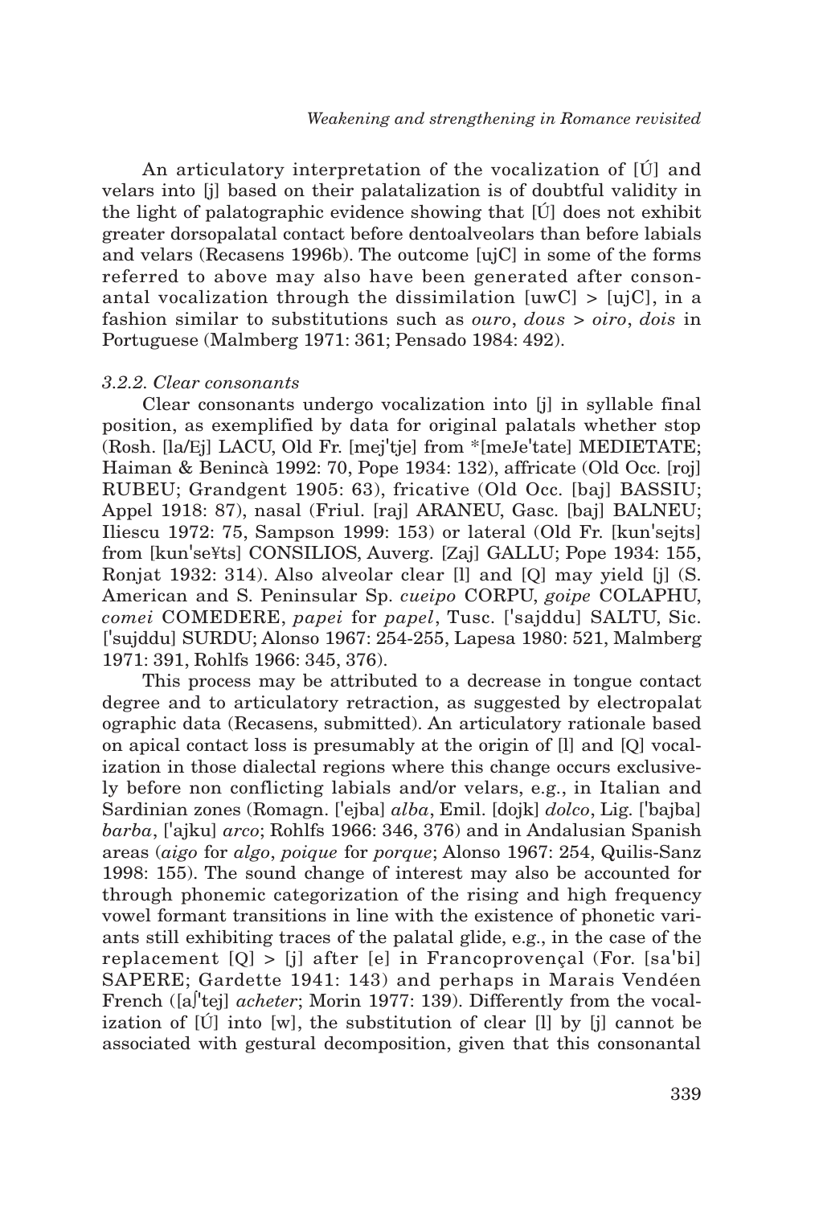An articulatory interpretation of the vocalization of [Ú] and velars into [j] based on their palatalization is of doubtful validity in the light of palatographic evidence showing that [Ú] does not exhibit greater dorsopalatal contact before dentoalveolars than before labials and velars (Recasens 1996b). The outcome [ujC] in some of the forms referred to above may also have been generated after consonantal vocalization through the dissimilation [uwC] > [ujC], in a fashion similar to substitutions such as *ouro*, *dous* > *oiro*, *dois* in Portuguese (Malmberg 1971: 361; Pensado 1984: 492).

### 3.2.2. Clear consonants

Clear consonants undergo vocalization into [j] in syllable final position, as exemplified by data for original palatals whether stop (Rosh. [la/Ej] LACU, Old Fr. [mej'tje] from *[meJe'tate] MEDIETATE; Haiman & Benincà 1992: 70, Pope 1934: 132), affricate (Old Occ. [roj] RUBEU; Grandgent 1905: 63), fricative (Old Occ. [baj] BASSIU; Appel 1918: 87), nasal (Friul. [raj] ARANEU, Gasc. [baj] BALNEU; Iliescu 1972: 75, Sampson 1999: 153) or lateral (Old Fr. [kun'sejts] from [kun'se¥ts] CONSILIOS, Auverg. [Zaj] GALLU; Pope 1934: 155, Ronjat 1932: 314). Also alveolar clear [l] and [Q] may yield [j] (S. American and S. Peninsular Sp. *cueipo* CORPU, *goipe* COLAPHU, *comei* COMEDERE, *papei* for *papel*, Tusc. ['sajddu] SALTU, Sic. ['sujddu] SURDU; Alonso 1967: 254-255, Lapesa 1980: 521, Malmberg 1971: 391, Rohlfs 1966: 345, 376).

This process may be attributed to a decrease in tongue contact degree and to articulatory retraction, as suggested by electropalat ographic data (Recasens, submitted). An articulatory rationale based on apical contact loss is presumably at the origin of [l] and [Q] vocalization in those dialectal regions where this change occurs exclusively before non conflicting labials and/or velars, e.g., in Italian and Sardinian zones (Romagn. ['ejba] *alba*, Emil. [dojk] *dolco*, Lig. ['bajba] *barba*, ['ajku] *arco*; Rohlfs 1966: 346, 376) and in Andalusian Spanish areas (*aigo* for *algo*, *poique* for *porque*; Alonso 1967: 254, Quilis-Sanz 1998: 155). The sound change of interest may also be accounted for through phonemic categorization of the rising and high frequency vowel formant transitions in line with the existence of phonetic variants still exhibiting traces of the palatal glide, e.g., in the case of the replacement [Q] > [j] after [e] in Francoprovençal (For. [sa'bi] SAPERE; Gardette 1941: 143) and perhaps in Marais Vendéen French ([aʃ'tej] *acheter*; Morin 1977: 139). Differently from the vocalization of [Ú] into [w], the substitution of clear [l] by [j] cannot be associated with gestural decomposition, given that this consonantal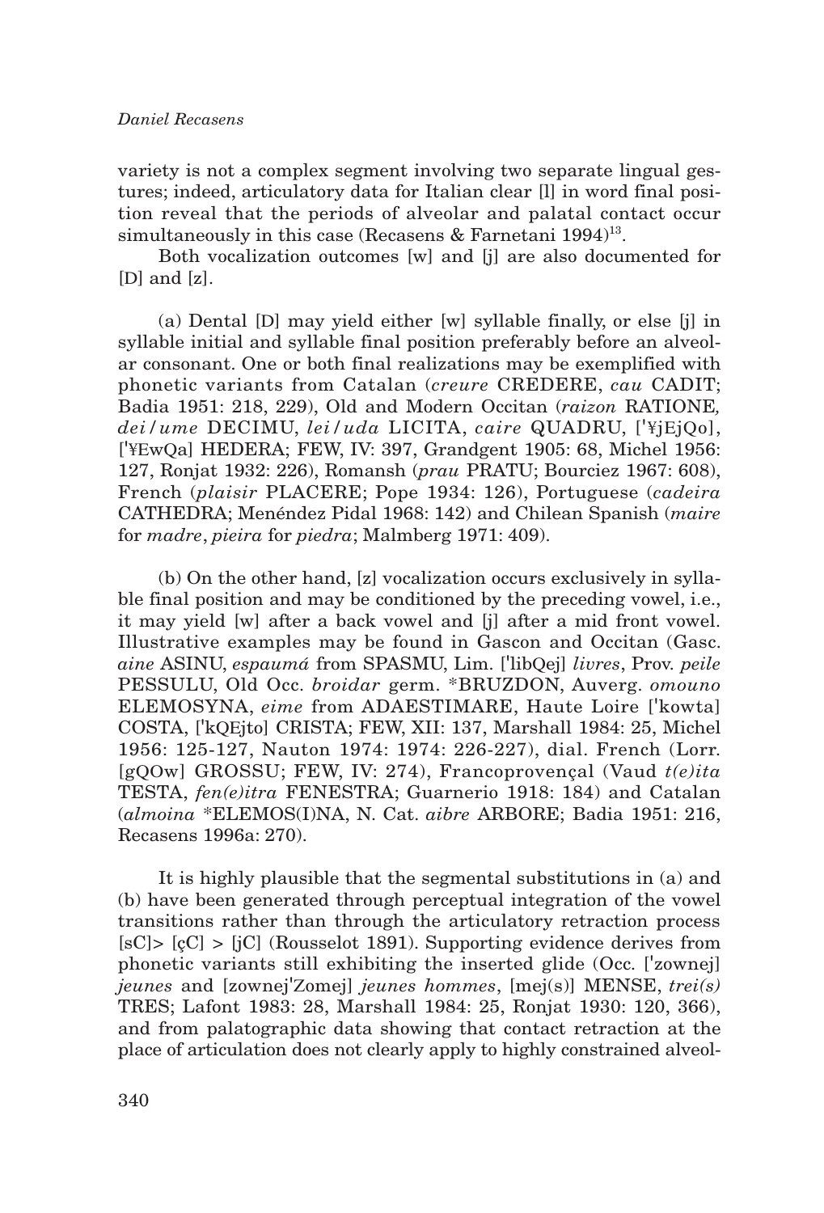variety is not a complex segment involving two separate lingual gestures; indeed, articulatory data for Italian clear [l] in word final position reveal that the periods of alveolar and palatal contact occur simultaneously in this case (Recasens & Farnetani 1994)[13].

Both vocalization outcomes [w] and [j] are also documented for [D] and [z].

(a) Dental [D] may yield either [w] syllable finally, or else [j] in syllable initial and syllable final position preferably before an alveolar consonant. One or both final realizations may be exemplified with phonetic variants from Catalan (*creure* CREDERE, *cau* CADIT; Badia 1951: 218, 229), Old and Modern Occitan (*raizon* RATIONE*, dei/ume* DECIMU, *lei/uda* LICITA, *caire* QUADRU, ['¥jEjQo], ['¥EwQa] HEDERA; FEW, IV: 397, Grandgent 1905: 68, Michel 1956: 127, Ronjat 1932: 226), Romansh (*prau* PRATU; Bourciez 1967: 608), French (*plaisir* PLACERE; Pope 1934: 126), Portuguese (*cadeira* CATHEDRA; Menéndez Pidal 1968: 142) and Chilean Spanish (*maire* for *madre*, *pieira* for *piedra*; Malmberg 1971: 409).

(b) On the other hand, [z] vocalization occurs exclusively in syllable final position and may be conditioned by the preceding vowel, i.e., it may yield [w] after a back vowel and [j] after a mid front vowel. Illustrative examples may be found in Gascon and Occitan (Gasc. *aine* ASINU, *espaumá* from SPASMU, Lim. ['libQej] *livres*, Prov. *peile* PESSULU, Old Occ. *broidar* germ. *BRUZDON, Auverg. *omouno* ELEMOSYNA, *eime* from ADAESTIMARE, Haute Loire ['kowta] COSTA, ['kQEjto] CRISTA; FEW, XII: 137, Marshall 1984: 25, Michel 1956: 125-127, Nauton 1974: 1974: 226-227), dial. French (Lorr. [gQOw] GROSSU; FEW, IV: 274), Francoprovençal (Vaud *t(e)ita* TESTA, *fen(e)itra* FENESTRA; Guarnerio 1918: 184) and Catalan (*almoina* *ELEMOS(I)NA, N. Cat. *aibre* ARBORE; Badia 1951: 216, Recasens 1996a: 270).

It is highly plausible that the segmental substitutions in (a) and (b) have been generated through perceptual integration of the vowel transitions rather than through the articulatory retraction process [sC]> [çC] > [jC] (Rousselot 1891). Supporting evidence derives from phonetic variants still exhibiting the inserted glide (Occ. ['zownej] *jeunes* and [zownej'Zomej] *jeunes hommes*, [mej(s)] MENSE, *trei(s)* TRES; Lafont 1983: 28, Marshall 1984: 25, Ronjat 1930: 120, 366), and from palatographic data showing that contact retraction at the place of articulation does not clearly apply to highly constrained alveol-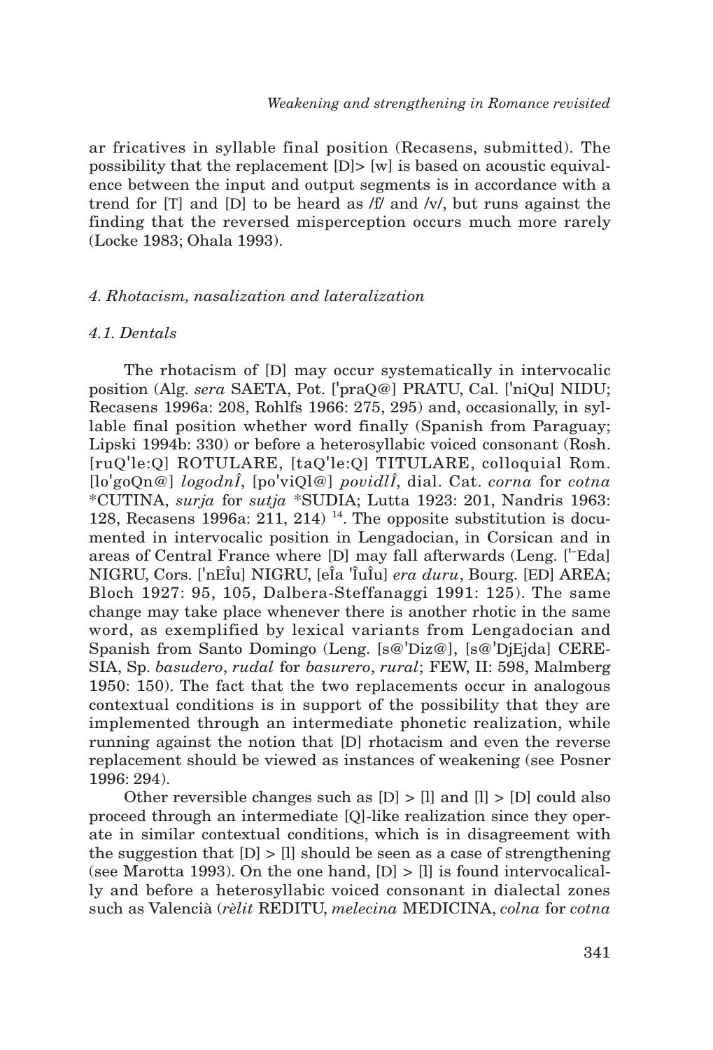ar fricatives in syllable final position (Recasens, submitted). The possibility that the replacement [D]> [w] is based on acoustic equivalence between the input and output segments is in accordance with a trend for [T] and [D] to be heard as /f/ and /v/, but runs against the finding that the reversed misperception occurs much more rarely (Locke 1983; Ohala 1993).

### *4. Rhotacism, nasalization and lateralization*

#### *4.1. Dentals*

The rhotacism of [D] may occur systematically in intervocalic position (Alg. *sera* SAETA, Pot. ['praQ@] PRATU, Cal. ['niQu] NIDU; Recasens 1996a: 208, Rohlfs 1966: 275, 295) and, occasionally, in syllable final position whether word finally (Spanish from Paraguay; Lipski 1994b: 330) or before a heterosyllabic voiced consonant (Rosh. [ruQ'le:Q] ROTULARE, [taQ'le:Q] TITULARE, colloquial Rom. [lo'goQn@] *logodnÎ*, [po'viQl@] *povidlÎ*, dial. Cat. *corna* for *cotna* *CUTINA, *surja* for *sutja* *SUDIA; Lutta 1923: 201, Nandris 1963: 128, Recasens 1996a: 211, 214) [14]. The opposite substitution is documented in intervocalic position in Lengadocian, in Corsican and in areas of Central France where [D] may fall afterwards (Leng. ['Eda] NIGRU, Cors. ['nEÎu] NIGRU, [eÎa 'ÎuÎu] *era duru*, Bourg. [ED] AREA; Bloch 1927: 95, 105, Dalbera-Steffanaggi 1991: 125). The same change may take place whenever there is another rhotic in the same word, as exemplified by lexical variants from Lengadocian and Spanish from Santo Domingo (Leng. [s@'Diz@], [s@'DjEjda] CERESIA, Sp. *basudero*, *rudal* for *basurero*, *rural*; FEW, II: 598, Malmberg 1950: 150). The fact that the two replacements occur in analogous contextual conditions is in support of the possibility that they are implemented through an intermediate phonetic realization, while running against the notion that [D] rhotacism and even the reverse replacement should be viewed as instances of weakening (see Posner 1996: 294).

Other reversible changes such as [D] > [l] and [l] > [D] could also proceed through an intermediate [Q]-like realization since they operate in similar contextual conditions, which is in disagreement with the suggestion that [D] > [l] should be seen as a case of strengthening (see Marotta 1993). On the one hand, [D] > [l] is found intervocalically and before a heterosyllabic voiced consonant in dialectal zones such as Valencià (*rèlit* REDITU, *melecina* MEDICINA, *colna* for *cotna*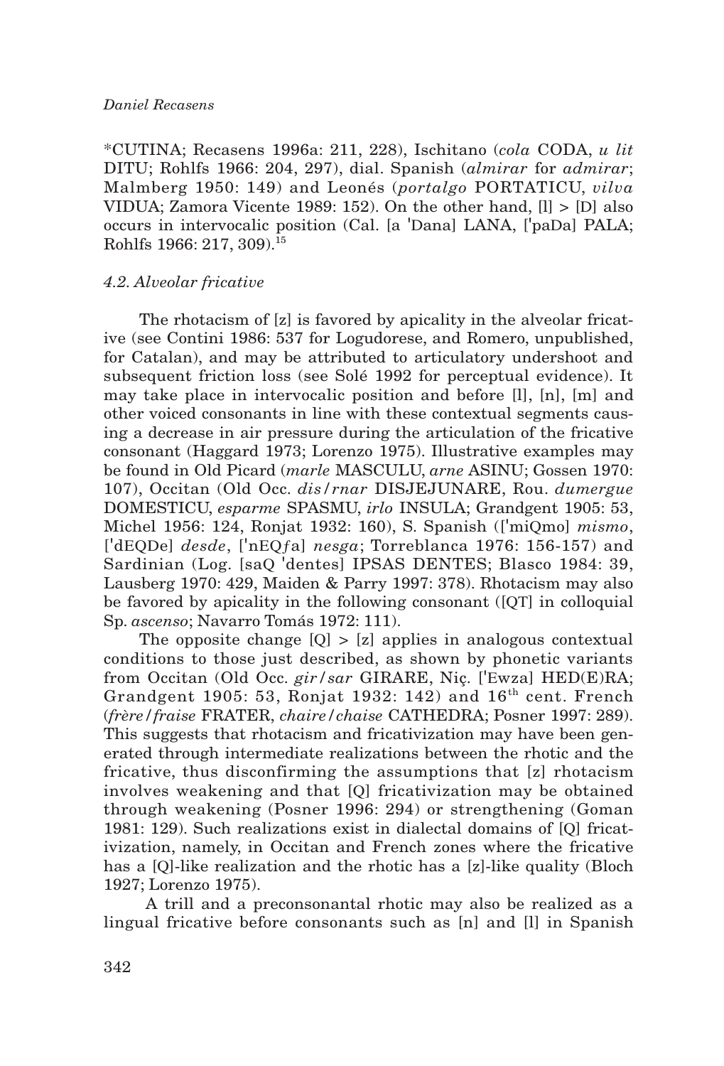*CUTINA; Recasens 1996a: 211, 228), Ischitano (*cola* CODA, *u lit* DITU; Rohlfs 1966: 204, 297), dial. Spanish (*almirar* for *admirar*; Malmberg 1950: 149) and Leonés (*portalgo* PORTATICU, *vilva* VIDUA; Zamora Vicente 1989: 152). On the other hand, [l] > [D] also occurs in intervocalic position (Cal. [a 'Dana] LANA, ['paDa] PALA; Rohlfs 1966: 217, 309).[15]

### 4.2. Alveolar fricative

The rhotacism of [z] is favored by apicality in the alveolar fricative (see Contini 1986: 537 for Logudorese, and Romero, unpublished, for Catalan), and may be attributed to articulatory undershoot and subsequent friction loss (see Solé 1992 for perceptual evidence). It may take place in intervocalic position and before [l], [n], [m] and other voiced consonants in line with these contextual segments causing a decrease in air pressure during the articulation of the fricative consonant (Haggard 1973; Lorenzo 1975). Illustrative examples may be found in Old Picard (*marle* MASCULU, *arne* ASINU; Gossen 1970: 107), Occitan (Old Occ. *dis/rnar* DISJEJUNARE, Rou. *dumergue* DOMESTICU, *esparme* SPASMU, *irlo* INSULA; Grandgent 1905: 53, Michel 1956: 124, Ronjat 1932: 160), S. Spanish (['miQmo] *mismo*, ['dEQDe] *desde*, ['nEQƒa] *nesga*; Torreblanca 1976: 156-157) and Sardinian (Log. [saQ 'dentes] IPSAS DENTES; Blasco 1984: 39, Lausberg 1970: 429, Maiden & Parry 1997: 378). Rhotacism may also be favored by apicality in the following consonant ([QT] in colloquial Sp. *ascenso*; Navarro Tomás 1972: 111).

The opposite change [Q] > [z] applies in analogous contextual conditions to those just described, as shown by phonetic variants from Occitan (Old Occ. *gir/sar* GIRARE, Niç. ['Ewza] HED(E)RA; Grandgent 1905: 53, Ronjat 1932: 142) and 16[th] cent. French (*frère/fraise* FRATER, *chaire/chaise* CATHEDRA; Posner 1997: 289). This suggests that rhotacism and fricativization may have been generated through intermediate realizations between the rhotic and the fricative, thus disconfirming the assumptions that [z] rhotacism involves weakening and that [Q] fricativization may be obtained through weakening (Posner 1996: 294) or strengthening (Goman 1981: 129). Such realizations exist in dialectal domains of [Q] fricativization, namely, in Occitan and French zones where the fricative has a [Q]-like realization and the rhotic has a [z]-like quality (Bloch 1927; Lorenzo 1975).

A trill and a preconsonantal rhotic may also be realized as a lingual fricative before consonants such as [n] and [l] in Spanish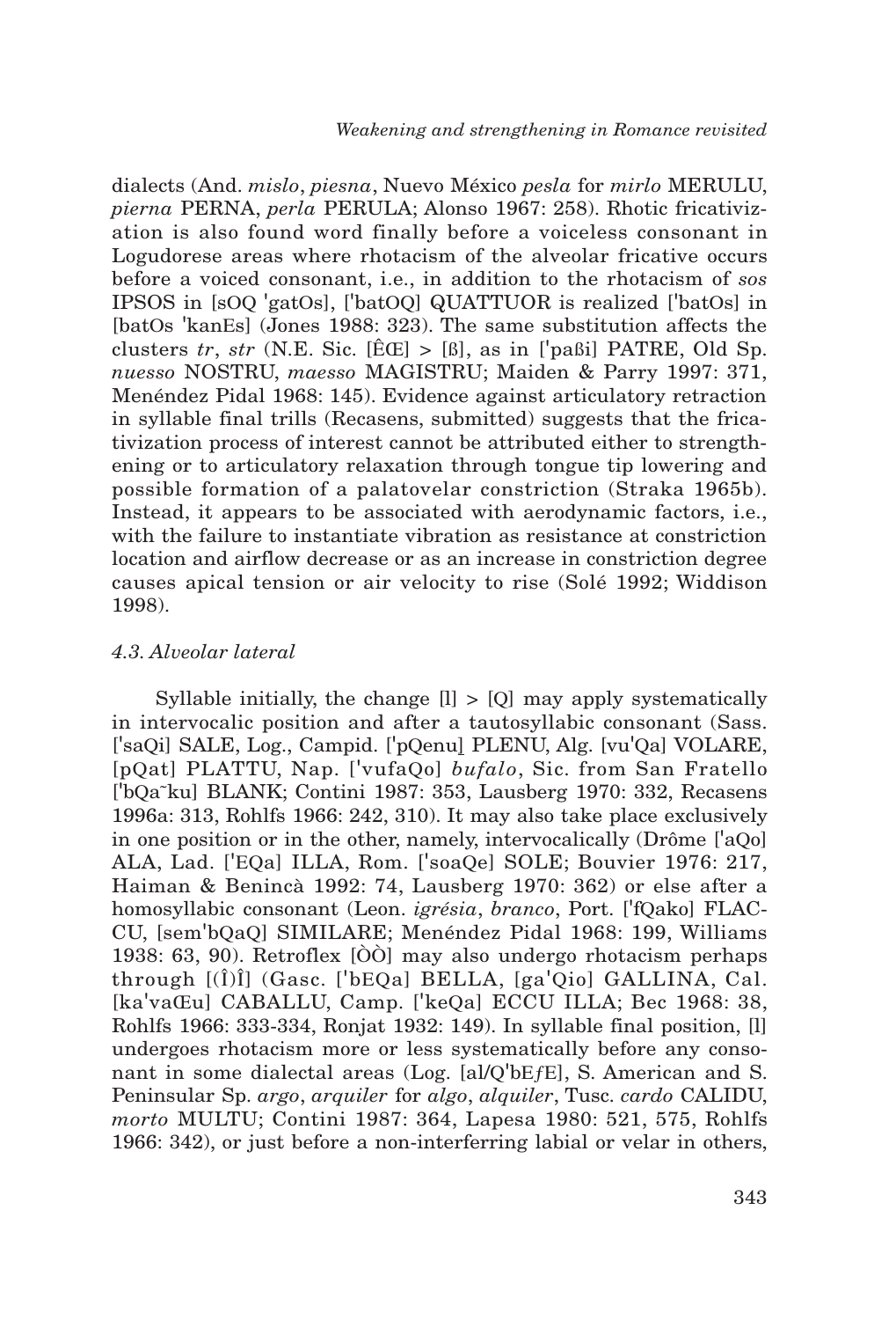dialects (And. *mislo*, *piesna*, Nuevo México *pesla* for *mirlo* MERULU, *pierna* PERNA, *perla* PERULA; Alonso 1967: 258). Rhotic fricativization is also found word finally before a voiceless consonant in Logudorese areas where rhotacism of the alveolar fricative occurs before a voiced consonant, i.e., in addition to the rhotacism of *sos* IPSOS in [sOQ 'gatOs], ['batOQ] QUATTUOR is realized ['batOs] in [batOs 'kanEs] (Jones 1988: 323). The same substitution affects the clusters *tr*, *str* (N.E. Sic. [ÊŒ] > [ß], as in ['paßi] PATRE, Old Sp. *nuesso* NOSTRU, *maesso* MAGISTRU; Maiden & Parry 1997: 371, Menéndez Pidal 1968: 145). Evidence against articulatory retraction in syllable final trills (Recasens, submitted) suggests that the fricativization process of interest cannot be attributed either to strengthening or to articulatory relaxation through tongue tip lowering and possible formation of a palatovelar constriction (Straka 1965b). Instead, it appears to be associated with aerodynamic factors, i.e., with the failure to instantiate vibration as resistance at constriction location and airflow decrease or as an increase in constriction degree causes apical tension or air velocity to rise (Solé 1992; Widdison 1998).

### *4.3. Alveolar lateral*

Syllable initially, the change [l] > [Q] may apply systematically in intervocalic position and after a tautosyllabic consonant (Sass. ['saQi] SALE, Log., Campid. ['pQenu̯] PLENU, Alg. [vu'Qa] VOLARE, [pQat] PLATTU, Nap. ['vufaQo] *bufalo*, Sic. from San Fratello ['bQa˜ku] BLANK; Contini 1987: 353, Lausberg 1970: 332, Recasens 1996a: 313, Rohlfs 1966: 242, 310). It may also take place exclusively in one position or in the other, namely, intervocalically (Drôme ['aQo] ALA, Lad. ['EQa] ILLA, Rom. ['soaQe] SOLE; Bouvier 1976: 217, Haiman & Benincà 1992: 74, Lausberg 1970: 362) or else after a homosyllabic consonant (Leon. *igrésia*, *branco*, Port. ['fQako] FLACCU, [sem'bQaQ] SIMILARE; Menéndez Pidal 1968: 199, Williams 1938: 63, 90). Retroflex [ÒÒ] may also undergo rhotacism perhaps through [(Î)Î] (Gasc. ['bEQa] BELLA, [ga'Qio] GALLINA, Cal. [ka'vaŒu] CABALLU, Camp. ['keQa] ECCU ILLA; Bec 1968: 38, Rohlfs 1966: 333-334, Ronjat 1932: 149). In syllable final position, [l] undergoes rhotacism more or less systematically before any consonant in some dialectal areas (Log. [al/Q'bEƒE], S. American and S. Peninsular Sp. *argo*, *arquiler* for *algo*, *alquiler*, Tusc. *cardo* CALIDU, *morto* MULTU; Contini 1987: 364, Lapesa 1980: 521, 575, Rohlfs 1966: 342), or just before a non-interferring labial or velar in others,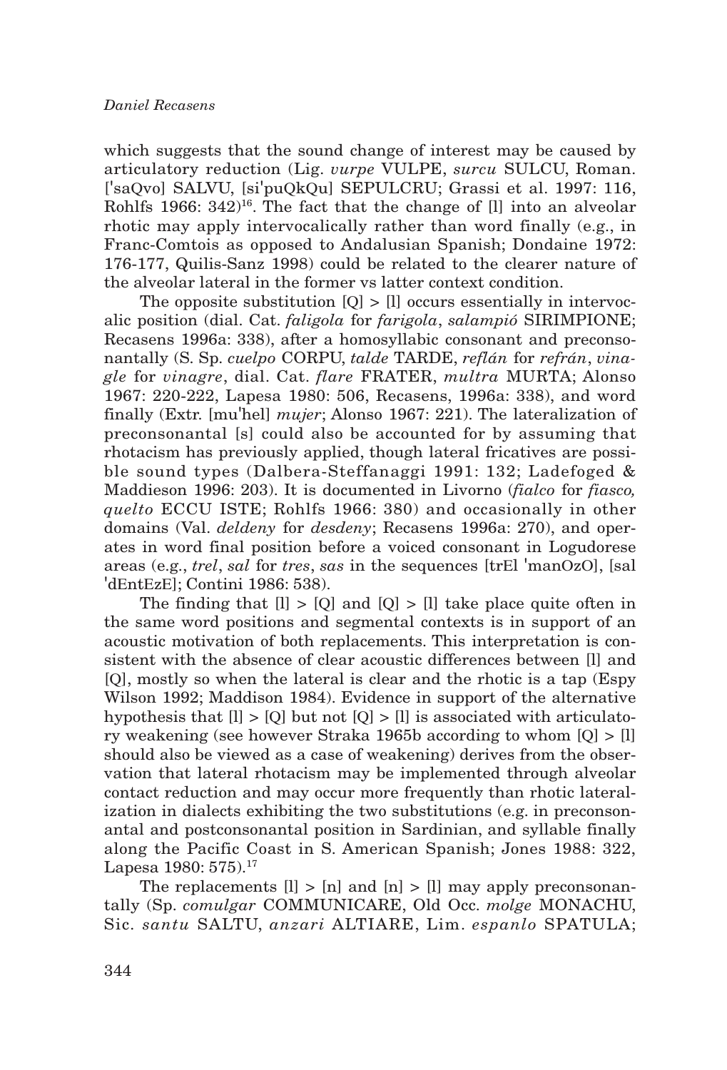which suggests that the sound change of interest may be caused by articulatory reduction (Lig. *vurpe* VULPE, *surcu* SULCU, Roman. ['saQvo] SALVU, [si'puQkQu] SEPULCRU; Grassi et al. 1997: 116, Rohlfs 1966: 342)[16]. The fact that the change of [l] into an alveolar rhotic may apply intervocalically rather than word finally (e.g., in Franc-Comtois as opposed to Andalusian Spanish; Dondaine 1972: 176-177, Quilis-Sanz 1998) could be related to the clearer nature of the alveolar lateral in the former vs latter context condition.

The opposite substitution [Q] > [l] occurs essentially in intervocalic position (dial. Cat. *faligola* for *farigola*, *salampió* SIRIMPIONE; Recasens 1996a: 338), after a homosyllabic consonant and preconsonantally (S. Sp. *cuelpo* CORPU, *talde* TARDE, *reflán* for *refrán*, *vinagle* for *vinagre*, dial. Cat. *flare* FRATER, *multra* MURTA; Alonso 1967: 220-222, Lapesa 1980: 506, Recasens, 1996a: 338), and word finally (Extr. [mu'hel] *mujer*; Alonso 1967: 221). The lateralization of preconsonantal [s] could also be accounted for by assuming that rhotacism has previously applied, though lateral fricatives are possible sound types (Dalbera-Steffanaggi 1991: 132; Ladefoged & Maddieson 1996: 203). It is documented in Livorno (*fialco* for *fiasco, quelto* ECCU ISTE; Rohlfs 1966: 380) and occasionally in other domains (Val. *deldeny* for *desdeny*; Recasens 1996a: 270), and operates in word final position before a voiced consonant in Logudorese areas (e.g., *trel*, *sal* for *tres*, *sas* in the sequences [trEl 'manOzO], [sal 'dEntEzE]; Contini 1986: 538).

The finding that [l] > [Q] and [Q] > [l] take place quite often in the same word positions and segmental contexts is in support of an acoustic motivation of both replacements. This interpretation is consistent with the absence of clear acoustic differences between [l] and [Q], mostly so when the lateral is clear and the rhotic is a tap (Espy Wilson 1992; Maddison 1984). Evidence in support of the alternative hypothesis that [l] > [Q] but not [Q] > [l] is associated with articulatory weakening (see however Straka 1965b according to whom [Q] > [l] should also be viewed as a case of weakening) derives from the observation that lateral rhotacism may be implemented through alveolar contact reduction and may occur more frequently than rhotic lateralization in dialects exhibiting the two substitutions (e.g. in preconsonantal and postconsonantal position in Sardinian, and syllable finally along the Pacific Coast in S. American Spanish; Jones 1988: 322, Lapesa 1980: 575).[17]

The replacements [l] > [n] and [n] > [l] may apply preconsonantally (Sp. *comulgar* COMMUNICARE, Old Occ. *molge* MONACHU, Sic. *santu* SALTU, *anzari* ALTIARE, Lim. *espanlo* SPATULA;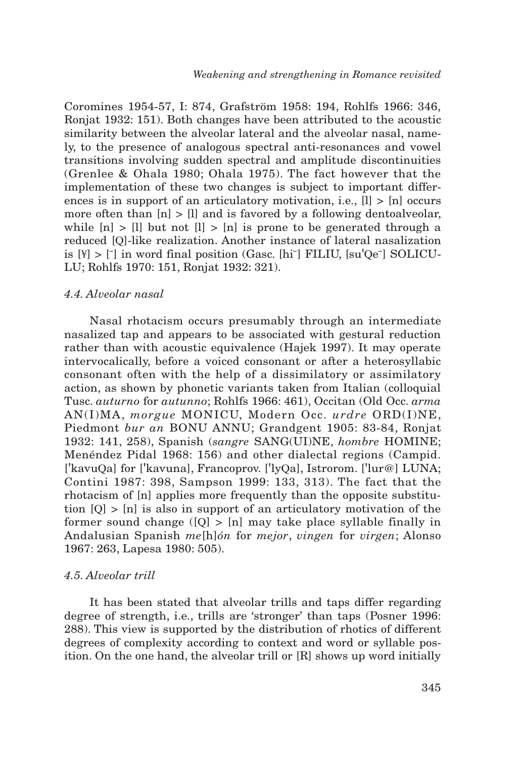Coromines 1954-57, I: 874, Grafström 1958: 194, Rohlfs 1966: 346, Ronjat 1932: 151). Both changes have been attributed to the acoustic similarity between the alveolar lateral and the alveolar nasal, namely, to the presence of analogous spectral anti-resonances and vowel transitions involving sudden spectral and amplitude discontinuities (Grenlee & Ohala 1980; Ohala 1975). The fact however that the implementation of these two changes is subject to important differences is in support of an articulatory motivation, i.e., [l] > [n] occurs more often than [n] > [l] and is favored by a following dentoalveolar, while [n] > [l] but not [l] > [n] is prone to be generated through a reduced [Q]-like realization. Another instance of lateral nasalization is [¥] > [¯] in word final position (Gasc. [hi¯] FILIU, [su'Qe¯] SOLICULU; Rohlfs 1970: 151, Ronjat 1932: 321).

### *4.4. Alveolar nasal*

Nasal rhotacism occurs presumably through an intermediate nasalized tap and appears to be associated with gestural reduction rather than with acoustic equivalence (Hajek 1997). It may operate intervocalically, before a voiced consonant or after a heterosyllabic consonant often with the help of a dissimilatory or assimilatory action, as shown by phonetic variants taken from Italian (colloquial Tusc. *auturno* for *autunno*; Rohlfs 1966: 461), Occitan (Old Occ. *arma* AN(I)MA, *morgue* MONICU, Modern Occ. *urdre* ORD(I)NE, Piedmont *bur an* BONU ANNU; Grandgent 1905: 83-84, Ronjat 1932: 141, 258), Spanish (*sangre* SANG(UI)NE, *hombre* HOMINE; Menéndez Pidal 1968: 156) and other dialectal regions (Campid. ['kavuQa] for ['kavuna], Francoprov. ['lyQa], Istrorom. ['lur@] LUNA; Contini 1987: 398, Sampson 1999: 133, 313). The fact that the rhotacism of [n] applies more frequently than the opposite substitution [Q] > [n] is also in support of an articulatory motivation of the former sound change ([Q] > [n] may take place syllable finally in Andalusian Spanish *me*[h]*ón* for *mejor*, *vingen* for *virgen*; Alonso 1967: 263, Lapesa 1980: 505).

### *4.5. Alveolar trill*

It has been stated that alveolar trills and taps differ regarding degree of strength, i.e., trills are 'stronger' than taps (Posner 1996: 288). This view is supported by the distribution of rhotics of different degrees of complexity according to context and word or syllable position. On the one hand, the alveolar trill or [R] shows up word initially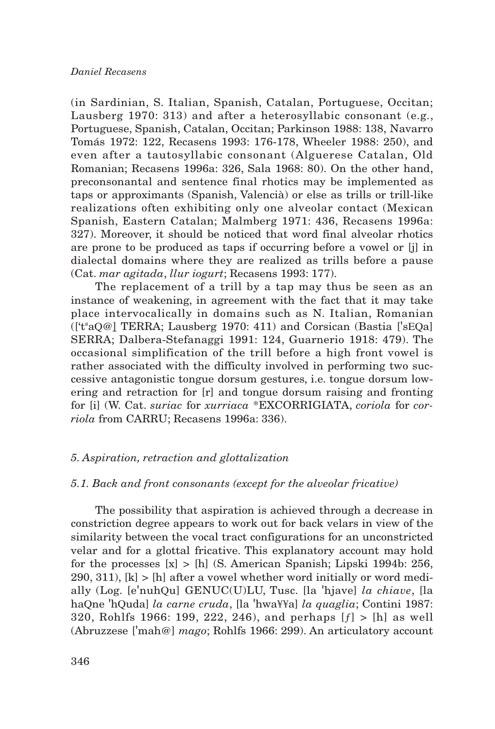(in Sardinian, S. Italian, Spanish, Catalan, Portuguese, Occitan; Lausberg 1970: 313) and after a heterosyllabic consonant (e.g., Portuguese, Spanish, Catalan, Occitan; Parkinson 1988: 138, Navarro Tomás 1972: 122, Recasens 1993: 176-178, Wheeler 1988: 250), and even after a tautosyllabic consonant (Alguerese Catalan, Old Romanian; Recasens 1996a: 326, Sala 1968: 80). On the other hand, preconsonantal and sentence final rhotics may be implemented as taps or approximants (Spanish, Valencià) or else as trills or trill-like realizations often exhibiting only one alveolar contact (Mexican Spanish, Eastern Catalan; Malmberg 1971: 436, Recasens 1996a: 327). Moreover, it should be noticed that word final alveolar rhotics are prone to be produced as taps if occurring before a vowel or [j] in dialectal domains where they are realized as trills before a pause (Cat. *mar agitada*, *llur iogurt*; Recasens 1993: 177).

The replacement of a trill by a tap may thus be seen as an instance of weakening, in agreement with the fact that it may take place intervocalically in domains such as N. Italian, Romanian (['tˢaQ@] TERRA; Lausberg 1970: 411) and Corsican (Bastia ['sEQa] SERRA; Dalbera-Stefanaggi 1991: 124, Guarnerio 1918: 479). The occasional simplification of the trill before a high front vowel is rather associated with the difficulty involved in performing two successive antagonistic tongue dorsum gestures, i.e. tongue dorsum lowering and retraction for [r] and tongue dorsum raising and fronting for [i] (W. Cat. *suriac* for *xurriaca* *EXCORRIGIATA, *coriola* for *corriola* from CARRU; Recasens 1996a: 336).

## *5. Aspiration, retraction and glottalization*

### *5.1. Back and front consonants (except for the alveolar fricative)*

The possibility that aspiration is achieved through a decrease in constriction degree appears to work out for back velars in view of the similarity between the vocal tract configurations for an unconstricted velar and for a glottal fricative. This explanatory account may hold for the processes [x] > [h] (S. American Spanish; Lipski 1994b: 256, 290, 311), [k] > [h] after a vowel whether word initially or word medially (Log. [e'nuhQu] GENUC(U)LU, Tusc. [la 'hjave] *la chiave*, [la haQne 'hQuda] *la carne cruda*, [la 'hwa¥¥a] *la quaglia*; Contini 1987: 320, Rohlfs 1966: 199, 222, 246), and perhaps [ƒ] > [h] as well (Abruzzese ['mah@] *mago*; Rohlfs 1966: 299). An articulatory account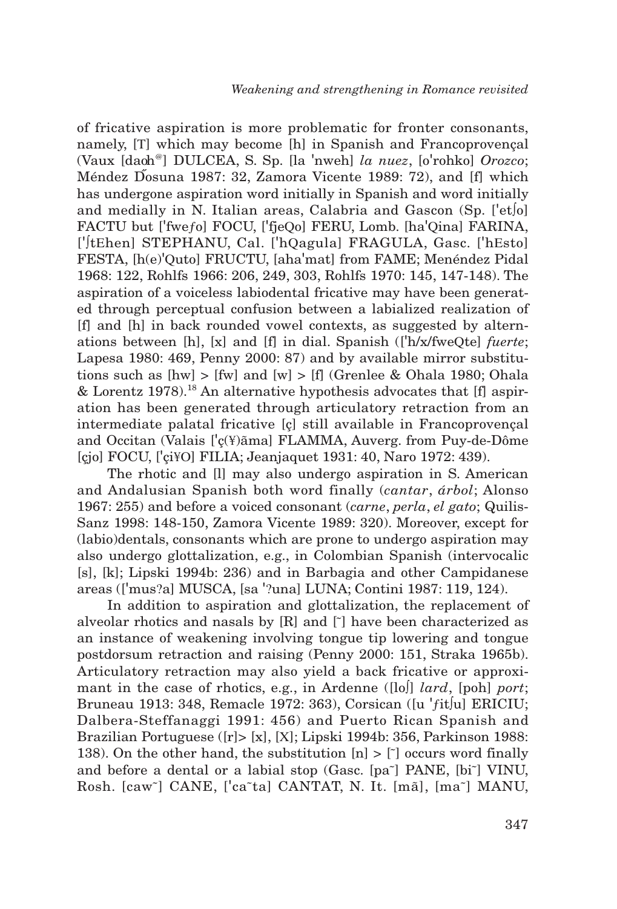of fricative aspiration is more problematic for fronter consonants, namely, [T] which may become [h] in Spanish and Francoprovençal (Vaux [daoh@] DULCEA, S. Sp. [la 'nweh] *la nuez*, [o'rohko] *Orozco*; Méndez D́osuna 1987: 32, Zamora Vicente 1989: 72), and [f] which has undergone aspiration word initially in Spanish and word initially and medially in N. Italian areas, Calabria and Gascon (Sp. ['etʃo] FACTU but ['fweƒo] FOCU, ['fjeQo] FERU, Lomb. [ha'Qina] FARINA, ['ʃtEhen] STEPHANU, Cal. ['hQagula] FRAGULA, Gasc. ['hEsto] FESTA, [h(e)'Quto] FRUCTU, [aha'mat] from FAME; Menéndez Pidal 1968: 122, Rohlfs 1966: 206, 249, 303, Rohlfs 1970: 145, 147-148). The aspiration of a voiceless labiodental fricative may have been generated through perceptual confusion between a labialized realization of [f] and [h] in back rounded vowel contexts, as suggested by alternations between [h], [x] and [f] in dial. Spanish (['h/x/fweQte] *fuerte*; Lapesa 1980: 469, Penny 2000: 87) and by available mirror substitutions such as [hw] > [fw] and [w] > [f] (Grenlee & Ohala 1980; Ohala & Lorentz 1978).[18] An alternative hypothesis advocates that [f] aspiration has been generated through articulatory retraction from an intermediate palatal fricative [ç] still available in Francoprovençal and Occitan (Valais ['ç(¥)ãma] FLAMMA, Auverg. from Puy-de-Dôme [çjo] FOCU, ['çi¥O] FILIA; Jeanjaquet 1931: 40, Naro 1972: 439).

The rhotic and [l] may also undergo aspiration in S. American and Andalusian Spanish both word finally (*cantar*, *árbol*; Alonso 1967: 255) and before a voiced consonant (*carne*, *perla*, *el gato*; Quilis-Sanz 1998: 148-150, Zamora Vicente 1989: 320). Moreover, except for (labio)dentals, consonants which are prone to undergo aspiration may also undergo glottalization, e.g., in Colombian Spanish (intervocalic [s], [k]; Lipski 1994b: 236) and in Barbagia and other Campidanese areas (['mus?a] MUSCA, [sa '?una] LUNA; Contini 1987: 119, 124).

In addition to aspiration and glottalization, the replacement of alveolar rhotics and nasals by [R] and [˜] have been characterized as an instance of weakening involving tongue tip lowering and tongue postdorsum retraction and raising (Penny 2000: 151, Straka 1965b). Articulatory retraction may also yield a back fricative or approximant in the case of rhotics, e.g., in Ardenne ([loʃ] *lard*, [poh] *port*; Bruneau 1913: 348, Remacle 1972: 363), Corsican ([u 'ƒitʃu] ERICIU; Dalbera-Steffanaggi 1991: 456) and Puerto Rican Spanish and Brazilian Portuguese ([r]> [x], [X]; Lipski 1994b: 356, Parkinson 1988: 138). On the other hand, the substitution [n] > [˜] occurs word finally and before a dental or a labial stop (Gasc. [pa˜] PANE, [bi˜] VINU, Rosh. [caw˜] CANE, ['ca˜ta] CANTAT, N. It. [mã], [ma˜] MANU,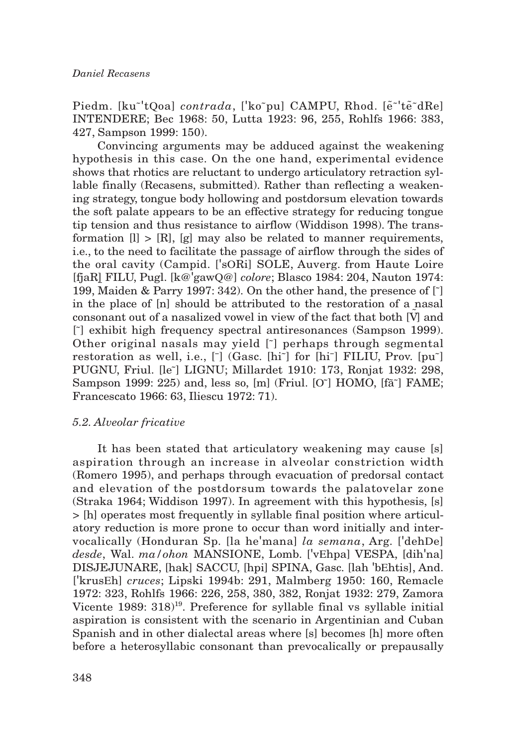Piedm. [ku˜'tQoa] *contrada*, ['ko˜pu] CAMPU, Rhod. [ẽ˜'tẽ˜dRe] INTENDERE; Bec 1968: 50, Lutta 1923: 96, 255, Rohlfs 1966: 383, 427, Sampson 1999: 150).

Convincing arguments may be adduced against the weakening hypothesis in this case. On the one hand, experimental evidence shows that rhotics are reluctant to undergo articulatory retraction syllable finally (Recasens, submitted). Rather than reflecting a weakening strategy, tongue body hollowing and postdorsum elevation towards the soft palate appears to be an effective strategy for reducing tongue tip tension and thus resistance to airflow (Widdison 1998). The transformation [l] > [R], [g] may also be related to manner requirements, i.e., to the need to facilitate the passage of airflow through the sides of the oral cavity (Campid. ['sORi] SOLE, Auverg. from Haute Loire [fjaR̠] FILU, Pugl. [k@'gawQ@] *colore*; Blasco 1984: 204, Nauton 1974: 199, Maiden & Parry 1997: 342). On the other hand, the presence of [˜] in the place of [n] should be attributed to the restoration of a nasal consonant out of a nasalized vowel in view of the fact that both [Ṽ] and [˜] exhibit high frequency spectral antiresonances (Sampson 1999). Other original nasals may yield [˜] perhaps through segmental restoration as well, i.e., [¯] (Gasc. [hi˜] for [hi¯] FILIU, Prov. [pu˜] PUGNU, Friul. [le˜] LIGNU; Millardet 1910: 173, Ronjat 1932: 298, Sampson 1999: 225) and, less so, [m] (Friul. [O˜] HOMO, [fã˜] FAME; Francescato 1966: 63, Iliescu 1972: 71).

### 5.2. Alveolar fricative

It has been stated that articulatory weakening may cause [s] aspiration through an increase in alveolar constriction width (Romero 1995), and perhaps through evacuation of predorsal contact and elevation of the postdorsum towards the palatovelar zone (Straka 1964; Widdison 1997). In agreement with this hypothesis, [s] > [h] operates most frequently in syllable final position where articulatory reduction is more prone to occur than word initially and intervocalically (Honduran Sp. [la he'mana] *la semana*, Arg. ['dehDe] *desde*, Wal. *ma/ohon* MANSIONE, Lomb. ['vEhpa] VESPA, [dih'na] DISJEJUNARE, [hak] SACCU, [hpi] SPINA, Gasc. [lah 'bEhtis], And. ['krusEh] *cruces*; Lipski 1994b: 291, Malmberg 1950: 160, Remacle 1972: 323, Rohlfs 1966: 226, 258, 380, 382, Ronjat 1932: 279, Zamora Vicente 1989: 318)[19]. Preference for syllable final vs syllable initial aspiration is consistent with the scenario in Argentinian and Cuban Spanish and in other dialectal areas where [s] becomes [h] more often before a heterosyllabic consonant than prevocalically or prepausally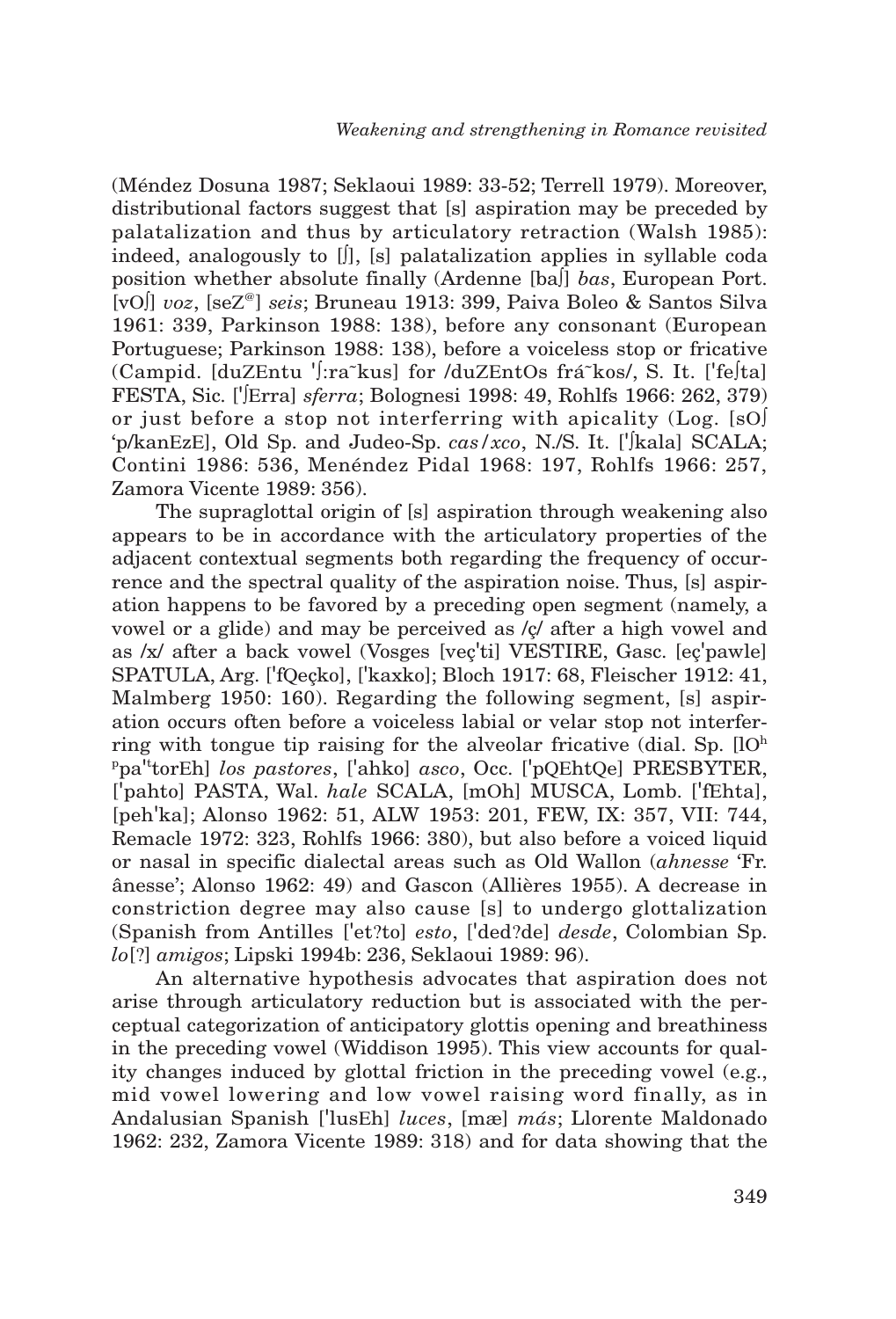(Méndez Dosuna 1987; Seklaoui 1989: 33-52; Terrell 1979). Moreover, distributional factors suggest that [s] aspiration may be preceded by palatalization and thus by articulatory retraction (Walsh 1985): indeed, analogously to [ʃ], [s] palatalization applies in syllable coda position whether absolute finally (Ardenne [baʃ] *bas*, European Port. [vOʃ] *voz*, [seZ@] *seis*; Bruneau 1913: 399, Paiva Boleo & Santos Silva 1961: 339, Parkinson 1988: 138), before any consonant (European Portuguese; Parkinson 1988: 138), before a voiceless stop or fricative (Campid. [duZEntu 'ʃ:ra~kus] for /duZEntOs frá~kos/, S. It. ['feʃta] FESTA, Sic. ['ʃErra] *sferra*; Bolognesi 1998: 49, Rohlfs 1966: 262, 379) or just before a stop not interferring with apicality (Log. [sOʃ 'p/kanEzE], Old Sp. and Judeo-Sp. *cas/xco*, N./S. It. ['ʃkala] SCALA; Contini 1986: 536, Menéndez Pidal 1968: 197, Rohlfs 1966: 257, Zamora Vicente 1989: 356).

The supraglottal origin of [s] aspiration through weakening also appears to be in accordance with the articulatory properties of the adjacent contextual segments both regarding the frequency of occurrence and the spectral quality of the aspiration noise. Thus, [s] aspiration happens to be favored by a preceding open segment (namely, a vowel or a glide) and may be perceived as /ç/ after a high vowel and as /x/ after a back vowel (Vosges [veç'ti] VESTIRE, Gasc. [eç'pawle] SPATULA, Arg. ['fQeçko], ['kaxko]; Bloch 1917: 68, Fleischer 1912: 41, Malmberg 1950: 160). Regarding the following segment, [s] aspiration occurs often before a voiceless labial or velar stop not interferring with tongue tip raising for the alveolar fricative (dial. Sp. [lO$^h$ $^p$pa'$^t$torEh] *los pastores*, ['ahko] *asco*, Occ. ['pQEhtQe] PRESBYTER, ['pahto] PASTA, Wal. *hale* SCALA, [mOh] MUSCA, Lomb. ['fEhta], [peh'ka]; Alonso 1962: 51, ALW 1953: 201, FEW, IX: 357, VII: 744, Remacle 1972: 323, Rohlfs 1966: 380), but also before a voiced liquid or nasal in specific dialectal areas such as Old Wallon (*ahnesse* 'Fr. ânesse'; Alonso 1962: 49) and Gascon (Allières 1955). A decrease in constriction degree may also cause [s] to undergo glottalization (Spanish from Antilles ['et?to] *esto*, ['ded?de] *desde*, Colombian Sp. *lo*[?] *amigos*; Lipski 1994b: 236, Seklaoui 1989: 96).

An alternative hypothesis advocates that aspiration does not arise through articulatory reduction but is associated with the perceptual categorization of anticipatory glottis opening and breathiness in the preceding vowel (Widdison 1995). This view accounts for quality changes induced by glottal friction in the preceding vowel (e.g., mid vowel lowering and low vowel raising word finally, as in Andalusian Spanish ['lusEh] *luces*, [mæ] *más*; Llorente Maldonado 1962: 232, Zamora Vicente 1989: 318) and for data showing that the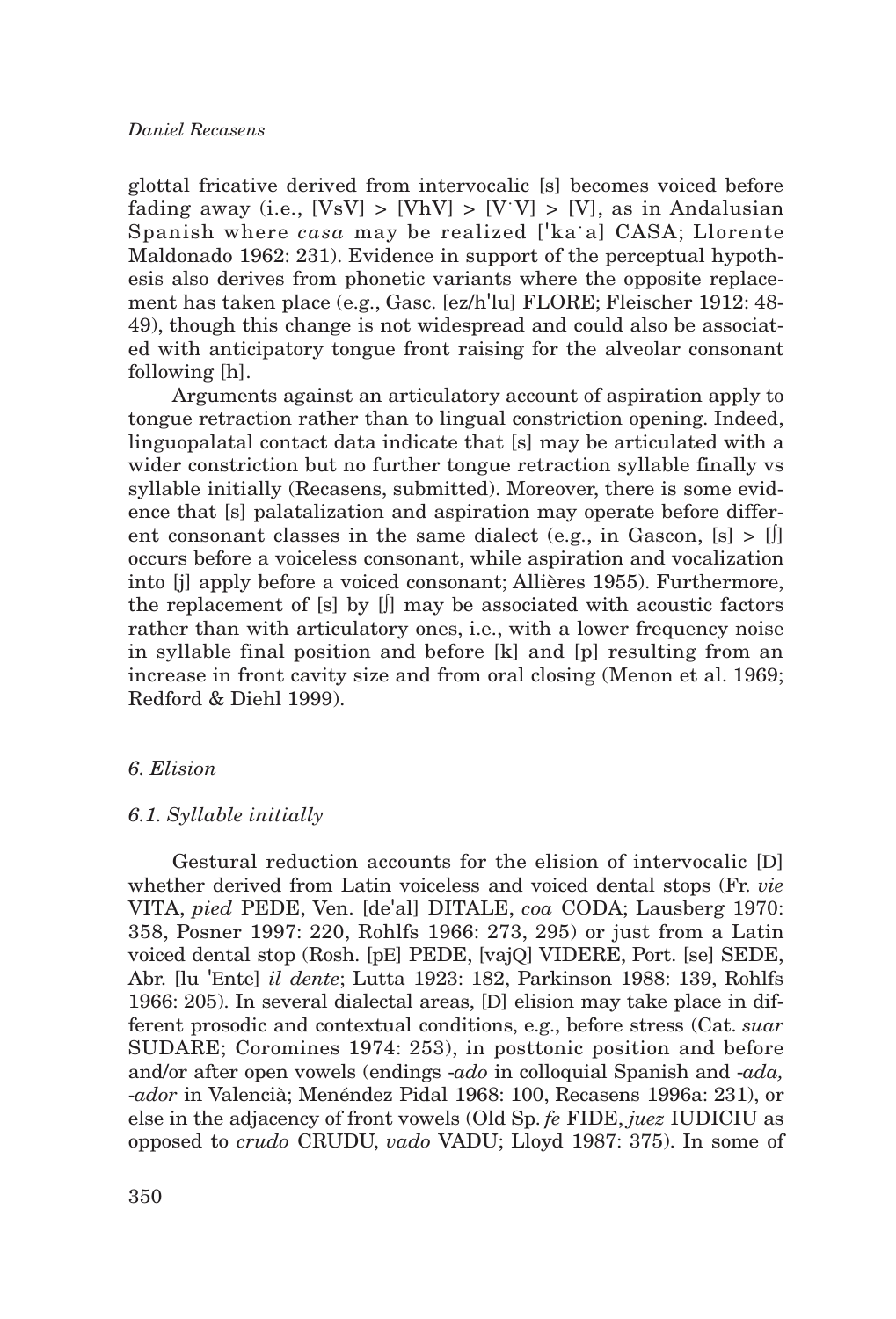glottal fricative derived from intervocalic [s] becomes voiced before fading away (i.e., [VsV] > [VhV] > [VˑV] > [V], as in Andalusian Spanish where *casa* may be realized [ˈkaˑa] CASA; Llorente Maldonado 1962: 231). Evidence in support of the perceptual hypothesis also derives from phonetic variants where the opposite replacement has taken place (e.g., Gasc. [ez/hˈlu] FLORE; Fleischer 1912: 48-49), though this change is not widespread and could also be associated with anticipatory tongue front raising for the alveolar consonant following [h].

Arguments against an articulatory account of aspiration apply to tongue retraction rather than to lingual constriction opening. Indeed, linguopalatal contact data indicate that [s] may be articulated with a wider constriction but no further tongue retraction syllable finally vs syllable initially (Recasens, submitted). Moreover, there is some evidence that [s] palatalization and aspiration may operate before different consonant classes in the same dialect (e.g., in Gascon, [s] > [ʃ] occurs before a voiceless consonant, while aspiration and vocalization into [j] apply before a voiced consonant; Allières 1955). Furthermore, the replacement of [s] by [ʃ] may be associated with acoustic factors rather than with articulatory ones, i.e., with a lower frequency noise in syllable final position and before [k] and [p] resulting from an increase in front cavity size and from oral closing (Menon et al. 1969; Redford & Diehl 1999).

## *6. Elision*

### *6.1. Syllable initially*

Gestural reduction accounts for the elision of intervocalic [D] whether derived from Latin voiceless and voiced dental stops (Fr. *vie* VITA, *pied* PEDE, Ven. [deˈal] DITALE, *coa* CODA; Lausberg 1970: 358, Posner 1997: 220, Rohlfs 1966: 273, 295) or just from a Latin voiced dental stop (Rosh. [pE] PEDE, [vajQ] VIDERE, Port. [se] SEDE, Abr. [lu ˈEnte] *il dente*; Lutta 1923: 182, Parkinson 1988: 139, Rohlfs 1966: 205). In several dialectal areas, [D] elision may take place in different prosodic and contextual conditions, e.g., before stress (Cat. *suar* SUDARE; Coromines 1974: 253), in posttonic position and before and/or after open vowels (endings *-ado* in colloquial Spanish and *-ada, -ador* in Valencià; Menéndez Pidal 1968: 100, Recasens 1996a: 231), or else in the adjacency of front vowels (Old Sp. *fe* FIDE, *juez* IUDICIU as opposed to *crudo* CRUDU, *vado* VADU; Lloyd 1987: 375). In some of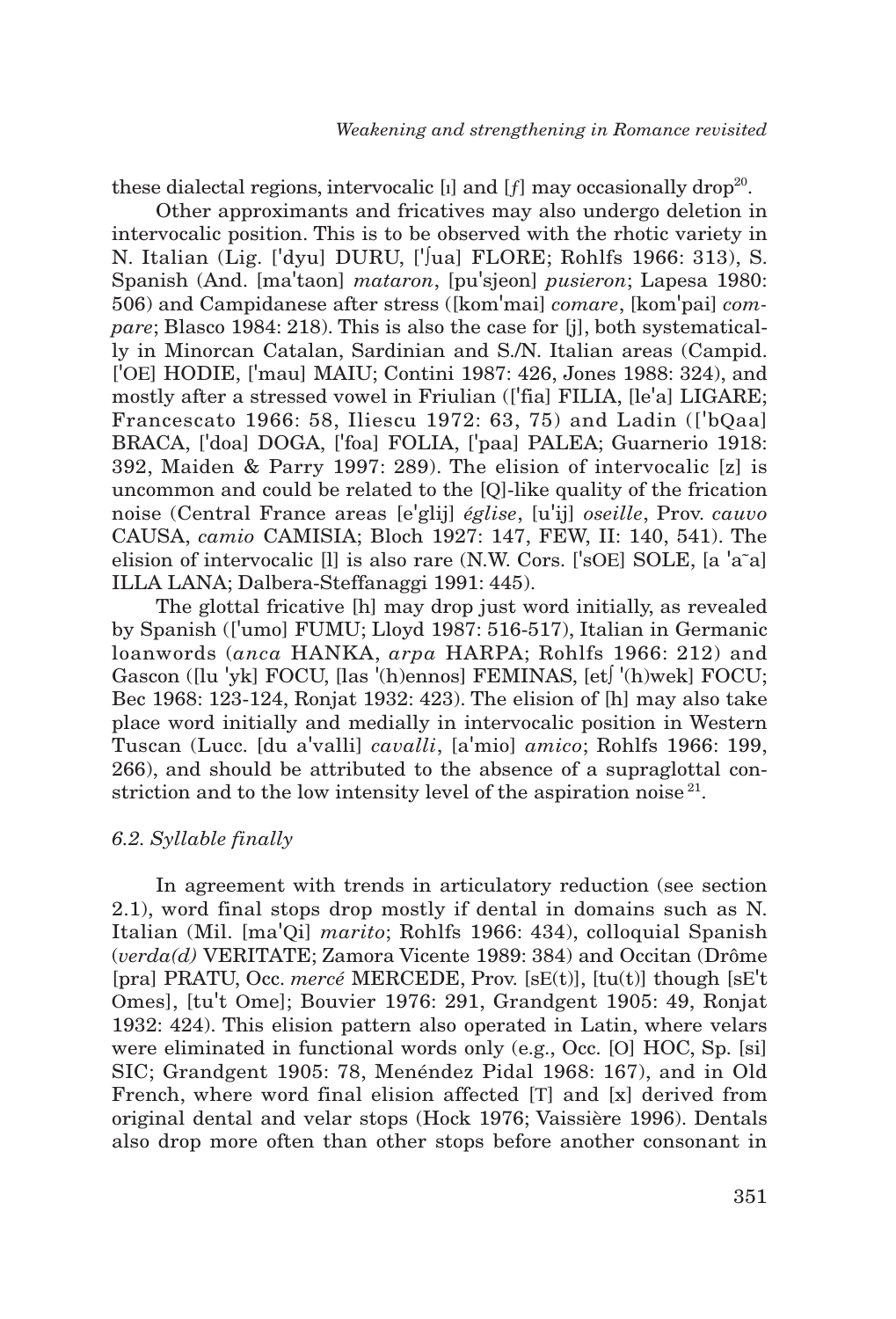these dialectal regions, intervocalic [ɹ] and [*f*] may occasionally drop[20].

Other approximants and fricatives may also undergo deletion in intervocalic position. This is to be observed with the rhotic variety in N. Italian (Lig. ['dyu] DURU, ['ʃua] FLORE; Rohlfs 1966: 313), S. Spanish (And. [ma'taon] *mataron*, [pu'sjeon] *pusieron*; Lapesa 1980: 506) and Campidanese after stress ([kom'mai] *comare*, [kom'pai] *compare*; Blasco 1984: 218). This is also the case for [j], both systematically in Minorcan Catalan, Sardinian and S./N. Italian areas (Campid. ['OE] HODIE, ['mau] MAIU; Contini 1987: 426, Jones 1988: 324), and mostly after a stressed vowel in Friulian (['fia] FILIA, [le'a] LIGARE; Francescato 1966: 58, Iliescu 1972: 63, 75) and Ladin (['bQaa] BRACA, ['doa] DOGA, ['foa] FOLIA, ['paa] PALEA; Guarnerio 1918: 392, Maiden & Parry 1997: 289). The elision of intervocalic [z] is uncommon and could be related to the [Q]-like quality of the frication noise (Central France areas [e'glij] *église*, [u'ij] *oseille*, Prov. *cauvo* CAUSA, *camio* CAMISIA; Bloch 1927: 147, FEW, II: 140, 541). The elision of intervocalic [l] is also rare (N.W. Cors. ['sOE] SOLE, [a 'a˜a] ILLA LANA; Dalbera-Steffanaggi 1991: 445).

The glottal fricative [h] may drop just word initially, as revealed by Spanish (['umo] FUMU; Lloyd 1987: 516-517), Italian in Germanic loanwords (*anca* HANKA, *arpa* HARPA; Rohlfs 1966: 212) and Gascon ([lu 'yk] FOCU, [las '(h)ennos] FEMINAS, [etʃ '(h)wek] FOCU; Bec 1968: 123-124, Ronjat 1932: 423). The elision of [h] may also take place word initially and medially in intervocalic position in Western Tuscan (Lucc. [du a'valli] *cavalli*, [a'mio] *amico*; Rohlfs 1966: 199, 266), and should be attributed to the absence of a supraglottal constriction and to the low intensity level of the aspiration noise [21].

### 6.2. Syllable finally

In agreement with trends in articulatory reduction (see section 2.1), word final stops drop mostly if dental in domains such as N. Italian (Mil. [ma'Qi] *marito*; Rohlfs 1966: 434), colloquial Spanish (*verda(d)* VERITATE; Zamora Vicente 1989: 384) and Occitan (Drôme [pra] PRATU, Occ. *mercé* MERCEDE, Prov. [sE(t)], [tu(t)] though [sE't Omes], [tu't Ome]; Bouvier 1976: 291, Grandgent 1905: 49, Ronjat 1932: 424). This elision pattern also operated in Latin, where velars were eliminated in functional words only (e.g., Occ. [O] HOC, Sp. [si] SIC; Grandgent 1905: 78, Menéndez Pidal 1968: 167), and in Old French, where word final elision affected [T] and [x] derived from original dental and velar stops (Hock 1976; Vaissière 1996). Dentals also drop more often than other stops before another consonant in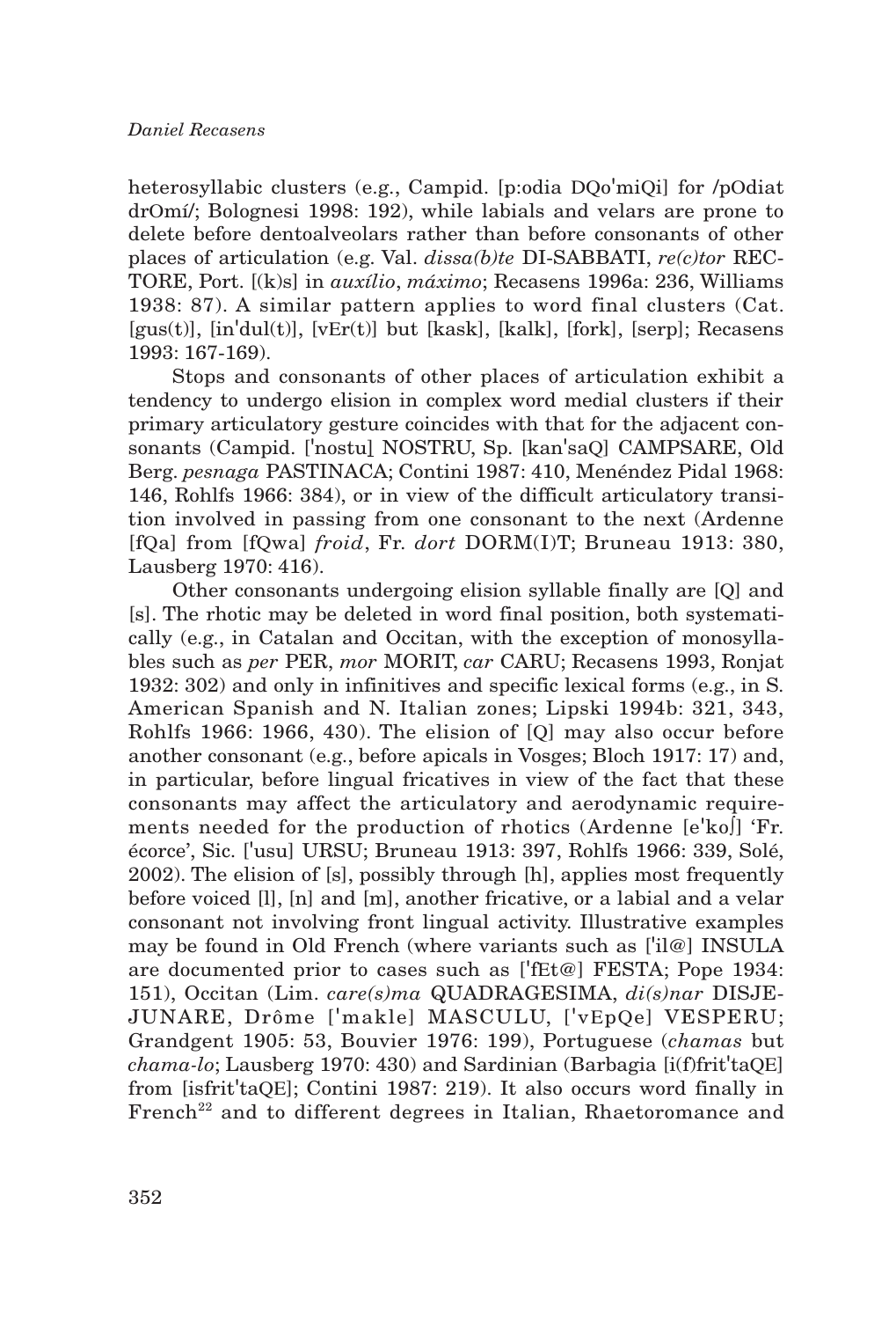heterosyllabic clusters (e.g., Campid. [p:odia DQo'miQi] for /pOdiat drOmí/; Bolognesi 1998: 192), while labials and velars are prone to delete before dentoalveolars rather than before consonants of other places of articulation (e.g. Val. *dissa(b)te* DI-SABBATI, *re(c)tor* RECTORE, Port. [(k)s] in *auxílio*, *máximo*; Recasens 1996a: 236, Williams 1938: 87). A similar pattern applies to word final clusters (Cat. [gus(t)], [in'dul(t)], [vEr(t)] but [kask], [kalk], [fork], [serp]; Recasens 1993: 167-169).

Stops and consonants of other places of articulation exhibit a tendency to undergo elision in complex word medial clusters if their primary articulatory gesture coincides with that for the adjacent consonants (Campid. ['nostu] NOSTRU, Sp. [kan'saQ] CAMPSARE, Old Berg. *pesnaga* PASTINACA; Contini 1987: 410, Menéndez Pidal 1968: 146, Rohlfs 1966: 384), or in view of the difficult articulatory transition involved in passing from one consonant to the next (Ardenne [fQa] from [fQwa] *froid*, Fr. *dort* DORM(I)T; Bruneau 1913: 380, Lausberg 1970: 416).

Other consonants undergoing elision syllable finally are [Q] and [s]. The rhotic may be deleted in word final position, both systematically (e.g., in Catalan and Occitan, with the exception of monosyllables such as *per* PER, *mor* MORIT, *car* CARU; Recasens 1993, Ronjat 1932: 302) and only in infinitives and specific lexical forms (e.g., in S. American Spanish and N. Italian zones; Lipski 1994b: 321, 343, Rohlfs 1966: 1966, 430). The elision of [Q] may also occur before another consonant (e.g., before apicals in Vosges; Bloch 1917: 17) and, in particular, before lingual fricatives in view of the fact that these consonants may affect the articulatory and aerodynamic requirements needed for the production of rhotics (Ardenne [e'koʃ] 'Fr. écorce', Sic. ['usu] URSU; Bruneau 1913: 397, Rohlfs 1966: 339, Solé, 2002). The elision of [s], possibly through [h], applies most frequently before voiced [l], [n] and [m], another fricative, or a labial and a velar consonant not involving front lingual activity. Illustrative examples may be found in Old French (where variants such as ['il@] INSULA are documented prior to cases such as ['fEt@] FESTA; Pope 1934: 151), Occitan (Lim. *care(s)ma* QUADRAGESIMA, *di(s)nar* DISJEJUNARE, Drôme ['makle] MASCULU, ['vEpQe] VESPERU; Grandgent 1905: 53, Bouvier 1976: 199), Portuguese (*chamas* but *chama-lo*; Lausberg 1970: 430) and Sardinian (Barbagia [i(f)frit'taQE] from [isfrit'taQE]; Contini 1987: 219). It also occurs word finally in French[22] and to different degrees in Italian, Rhaetoromance and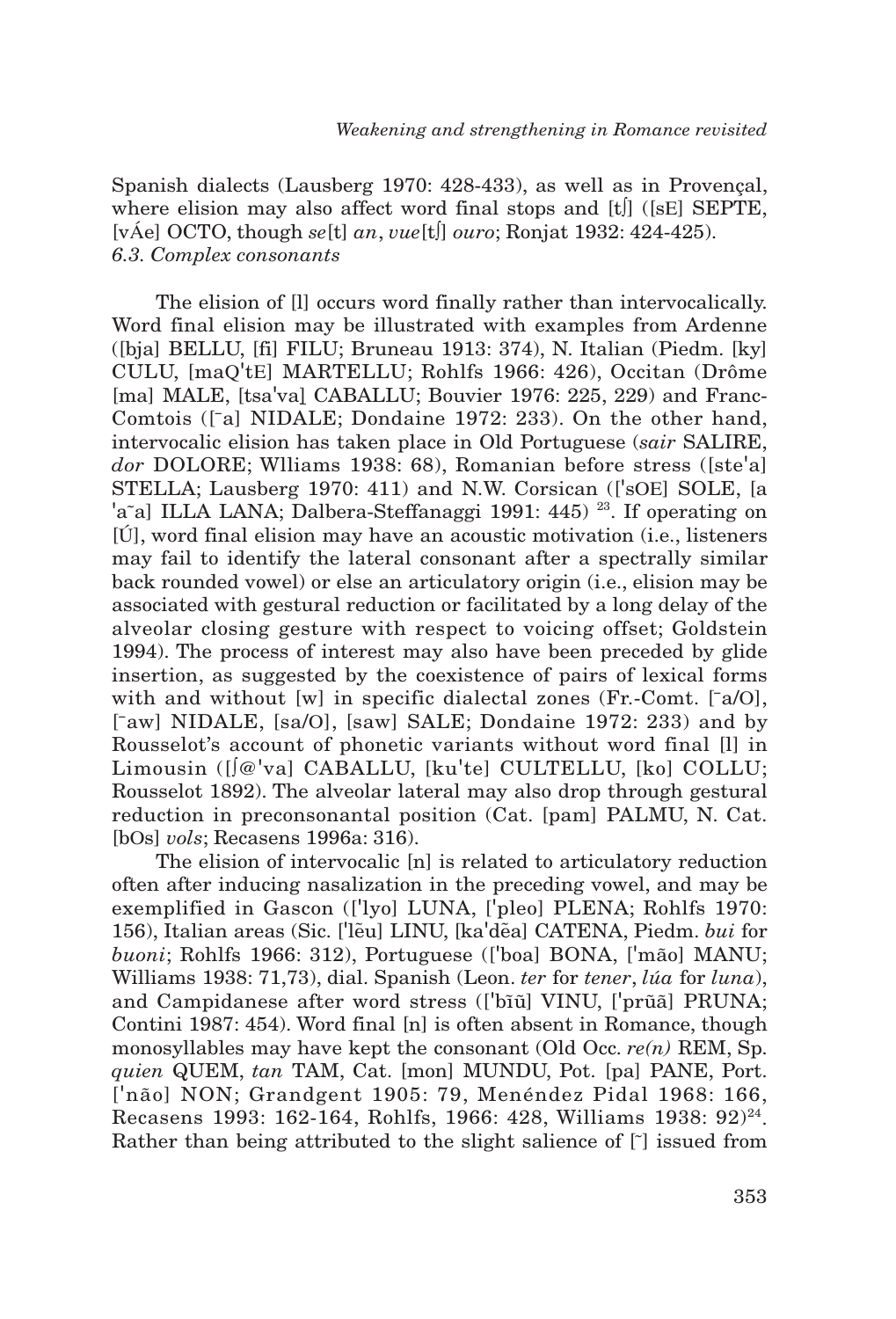Spanish dialects (Lausberg 1970: 428-433), as well as in Provençal, where elision may also affect word final stops and [tʃ] ([sE] SEPTE, [vÁe] OCTO, though *se*[t] *an*, *vue*[tʃ] *ouro*; Ronjat 1932: 424-425).

*6.3. Complex consonants*

The elision of [l] occurs word finally rather than intervocalically. Word final elision may be illustrated with examples from Ardenne ([bja] BELLU, [fi] FILU; Bruneau 1913: 374), N. Italian (Piedm. [ky] CULU, [maQ'tE] MARTELLU; Rohlfs 1966: 426), Occitan (Drôme [ma] MALE, [tsa'va] CABALLU; Bouvier 1976: 225, 229) and Franc-Comtois ([¯a] NIDALE; Dondaine 1972: 233). On the other hand, intervocalic elision has taken place in Old Portuguese (*sair* SALIRE, *dor* DOLORE; Wlliams 1938: 68), Romanian before stress ([ste'a] STELLA; Lausberg 1970: 411) and N.W. Corsican (['sOE] SOLE, [a 'a˜a] ILLA LANA; Dalbera-Steffanaggi 1991: 445) [23]. If operating on [Ú], word final elision may have an acoustic motivation (i.e., listeners may fail to identify the lateral consonant after a spectrally similar back rounded vowel) or else an articulatory origin (i.e., elision may be associated with gestural reduction or facilitated by a long delay of the alveolar closing gesture with respect to voicing offset; Goldstein 1994). The process of interest may also have been preceded by glide insertion, as suggested by the coexistence of pairs of lexical forms with and without [w] in specific dialectal zones (Fr.-Comt. [¯a/O], [¯aw] NIDALE, [sa/O], [saw] SALE; Dondaine 1972: 233) and by Rousselot's account of phonetic variants without word final [l] in Limousin ([ʃ@'va] CABALLU, [ku'te] CULTELLU, [ko] COLLU; Rousselot 1892). The alveolar lateral may also drop through gestural reduction in preconsonantal position (Cat. [pam] PALMU, N. Cat. [bOs] *vols*; Recasens 1996a: 316).

The elision of intervocalic [n] is related to articulatory reduction often after inducing nasalization in the preceding vowel, and may be exemplified in Gascon (['lyo] LUNA, ['pleo] PLENA; Rohlfs 1970: 156), Italian areas (Sic. ['lẽu] LINU, [ka'dẽa] CATENA, Piedm. *bui* for *buoni*; Rohlfs 1966: 312), Portuguese (['boa] BONA, ['mão] MANU; Williams 1938: 71,73), dial. Spanish (Leon. *ter* for *tener*, *lúa* for *luna*), and Campidanese after word stress (['bĩũ] VINU, ['prũã] PRUNA; Contini 1987: 454). Word final [n] is often absent in Romance, though monosyllables may have kept the consonant (Old Occ. *re(n)* REM, Sp. *quien* QUEM, *tan* TAM, Cat. [mon] MUNDU, Pot. [pa] PANE, Port. ['não] NON; Grandgent 1905: 79, Menéndez Pidal 1968: 166, Recasens 1993: 162-164, Rohlfs, 1966: 428, Williams 1938: 92)[24]. Rather than being attributed to the slight salience of [˜] issued from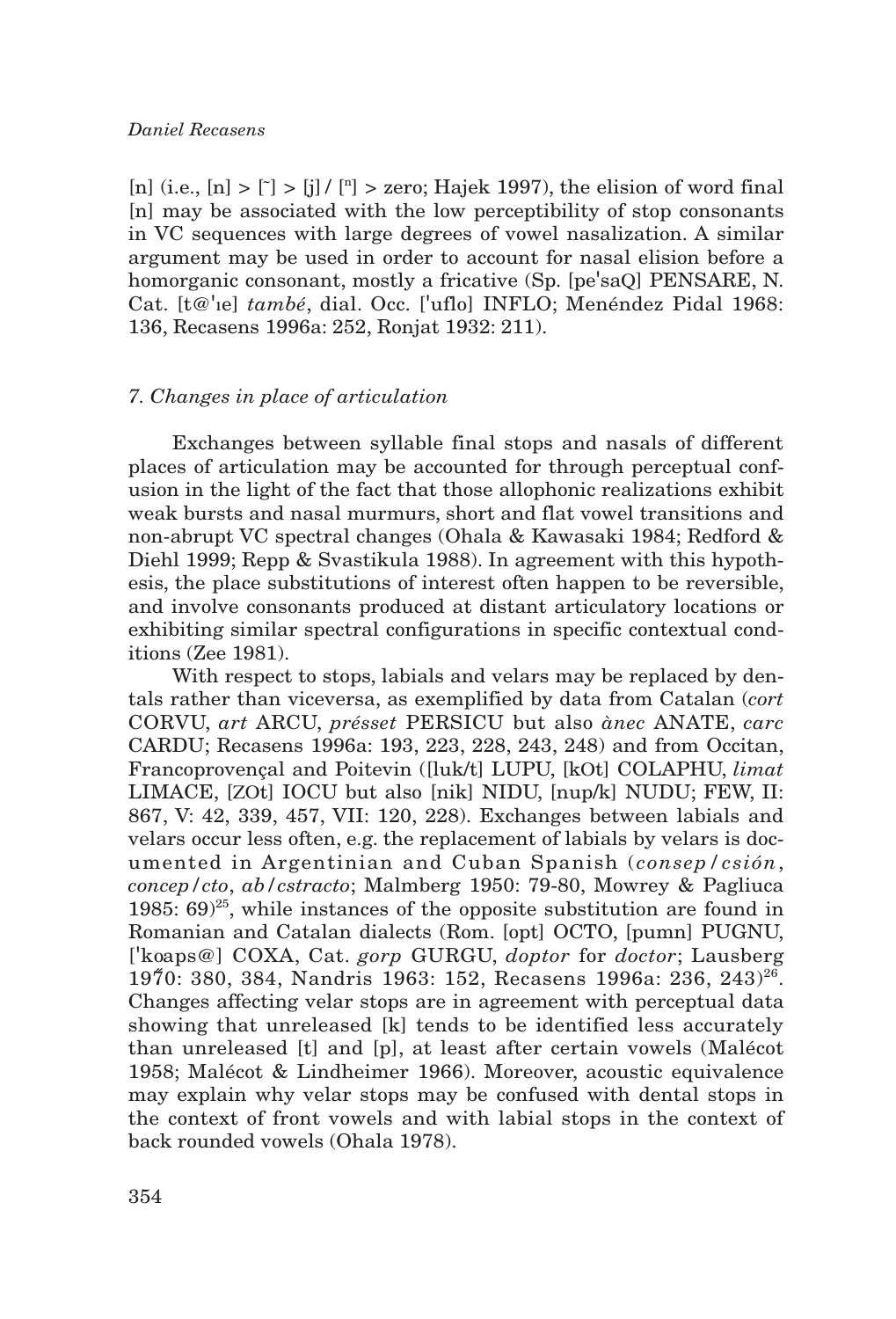[n] (i.e., [n] > [˜] > [j] / [ⁿ] > zero; Hajek 1997), the elision of word final [n] may be associated with the low perceptibility of stop consonants in VC sequences with large degrees of vowel nasalization. A similar argument may be used in order to account for nasal elision before a homorganic consonant, mostly a fricative (Sp. [pe'saQ] PENSARE, N. Cat. [t@'ıe] *també*, dial. Occ. ['uflo] INFLO; Menéndez Pidal 1968: 136, Recasens 1996a: 252, Ronjat 1932: 211).

## *7. Changes in place of articulation*

Exchanges between syllable final stops and nasals of different places of articulation may be accounted for through perceptual confusion in the light of the fact that those allophonic realizations exhibit weak bursts and nasal murmurs, short and flat vowel transitions and non-abrupt VC spectral changes (Ohala & Kawasaki 1984; Redford & Diehl 1999; Repp & Svastikula 1988). In agreement with this hypothesis, the place substitutions of interest often happen to be reversible, and involve consonants produced at distant articulatory locations or exhibiting similar spectral configurations in specific contextual conditions (Zee 1981).

With respect to stops, labials and velars may be replaced by dentals rather than viceversa, as exemplified by data from Catalan (*cort* CORVU, *art* ARCU, *présset* PERSICU but also *ànec* ANATE, *carc* CARDU; Recasens 1996a: 193, 223, 228, 243, 248) and from Occitan, Francoprovençal and Poitevin ([luk/t] LUPU, [kOt] COLAPHU, *limat* LIMACE, [ZOt] IOCU but also [nik] NIDU, [nup/k] NUDU; FEW, II: 867, V: 42, 339, 457, VII: 120, 228). Exchanges between labials and velars occur less often, e.g. the replacement of labials by velars is documented in Argentinian and Cuban Spanish (*consep/csión*, *concep/cto*, *ab/cstracto*; Malmberg 1950: 79-80, Mowrey & Pagliuca 1985: 69)[25], while instances of the opposite substitution are found in Romanian and Catalan dialects (Rom. [opt] OCTO, [pumn] PUGNU, ['koaps@] COXA, Cat. *gorp* GURGU, *doptor* for *doctor*; Lausberg 1970: 380, 384, Nandris 1963: 152, Recasens 1996a: 236, 243)[26]. Changes affecting velar stops are in agreement with perceptual data showing that unreleased [k] tends to be identified less accurately than unreleased [t] and [p], at least after certain vowels (Malécot 1958; Malécot & Lindheimer 1966). Moreover, acoustic equivalence may explain why velar stops may be confused with dental stops in the context of front vowels and with labial stops in the context of back rounded vowels (Ohala 1978).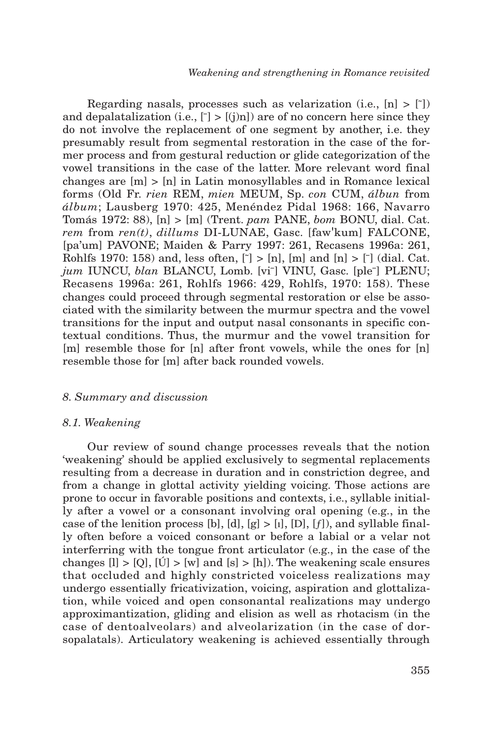Regarding nasals, processes such as velarization (i.e., [n] > [ˉ]) and depalatalization (i.e., [ˉ] > [(j)n]) are of no concern here since they do not involve the replacement of one segment by another, i.e. they presumably result from segmental restoration in the case of the former process and from gestural reduction or glide categorization of the vowel transitions in the case of the latter. More relevant word final changes are [m] > [n] in Latin monosyllables and in Romance lexical forms (Old Fr. *rien* REM, *mien* MEUM, Sp. *con* CUM, *álbun* from *álbum*; Lausberg 1970: 425, Menéndez Pidal 1968: 166, Navarro Tomás 1972: 88), [n] > [m] (Trent. *pam* PANE, *bom* BONU, dial. Cat. *rem* from *ren(t)*, *dillums* DI-LUNAE, Gasc. [faw'kum] FALCONE, [pa'um] PAVONE; Maiden & Parry 1997: 261, Recasens 1996a: 261, Rohlfs 1970: 158) and, less often, [ˉ] > [n], [m] and [n] > [ˉ] (dial. Cat. *jum* IUNCU, *blan* BLANCU, Lomb. [viˉ] VINU, Gasc. [pleˉ] PLENU; Recasens 1996a: 261, Rohlfs 1966: 429, Rohlfs, 1970: 158). These changes could proceed through segmental restoration or else be associated with the similarity between the murmur spectra and the vowel transitions for the input and output nasal consonants in specific contextual conditions. Thus, the murmur and the vowel transition for [m] resemble those for [n] after front vowels, while the ones for [n] resemble those for [m] after back rounded vowels.

### *8. Summary and discussion*

#### *8.1. Weakening*

Our review of sound change processes reveals that the notion 'weakening' should be applied exclusively to segmental replacements resulting from a decrease in duration and in constriction degree, and from a change in glottal activity yielding voicing. Those actions are prone to occur in favorable positions and contexts, i.e., syllable initially after a vowel or a consonant involving oral opening (e.g., in the case of the lenition process [b], [d], [g] > [ı], [D], [*ƒ*]), and syllable finally often before a voiced consonant or before a labial or a velar not interferring with the tongue front articulator (e.g., in the case of the changes [l] > [Q], [Ú] > [w] and [s] > [h]). The weakening scale ensures that occluded and highly constricted voiceless realizations may undergo essentially fricativization, voicing, aspiration and glottalization, while voiced and open consonantal realizations may undergo approximantization, gliding and elision as well as rhotacism (in the case of dentoalveolars) and alveolarization (in the case of dorsopalatals). Articulatory weakening is achieved essentially through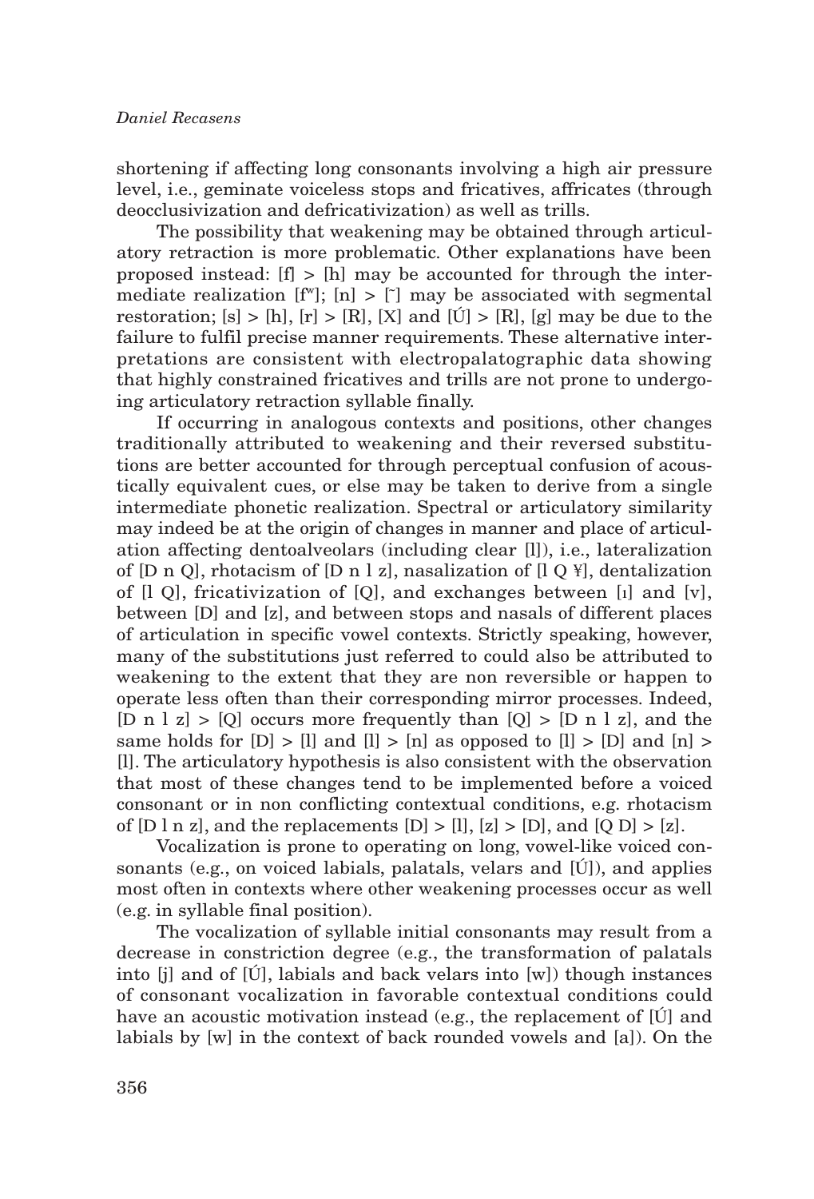shortening if affecting long consonants involving a high air pressure level, i.e., geminate voiceless stops and fricatives, affricates (through deocclusivization and defricativization) as well as trills.

The possibility that weakening may be obtained through articulatory retraction is more problematic. Other explanations have been proposed instead: [f] > [h] may be accounted for through the intermediate realization [fʷ]; [n] > [˜] may be associated with segmental restoration; [s] > [h], [r] > [R], [X] and [Ú] > [R], [g] may be due to the failure to fulfil precise manner requirements. These alternative interpretations are consistent with electropalatographic data showing that highly constrained fricatives and trills are not prone to undergoing articulatory retraction syllable finally.

If occurring in analogous contexts and positions, other changes traditionally attributed to weakening and their reversed substitutions are better accounted for through perceptual confusion of acoustically equivalent cues, or else may be taken to derive from a single intermediate phonetic realization. Spectral or articulatory similarity may indeed be at the origin of changes in manner and place of articulation affecting dentoalveolars (including clear [l]), i.e., lateralization of [D n Q], rhotacism of [D n l z], nasalization of [l Q ¥], dentalization of [l Q], fricativization of [Q], and exchanges between [ɪ] and [v], between [D] and [z], and between stops and nasals of different places of articulation in specific vowel contexts. Strictly speaking, however, many of the substitutions just referred to could also be attributed to weakening to the extent that they are non reversible or happen to operate less often than their corresponding mirror processes. Indeed, [D n l z] > [Q] occurs more frequently than [Q] > [D n l z], and the same holds for [D] > [l] and [l] > [n] as opposed to [l] > [D] and [n] > [l]. The articulatory hypothesis is also consistent with the observation that most of these changes tend to be implemented before a voiced consonant or in non conflicting contextual conditions, e.g. rhotacism of [D l n z], and the replacements [D] > [l], [z] > [D], and [Q D] > [z].

Vocalization is prone to operating on long, vowel-like voiced consonants (e.g., on voiced labials, palatals, velars and [Ú]), and applies most often in contexts where other weakening processes occur as well (e.g. in syllable final position).

The vocalization of syllable initial consonants may result from a decrease in constriction degree (e.g., the transformation of palatals into [j] and of [Ú], labials and back velars into [w]) though instances of consonant vocalization in favorable contextual conditions could have an acoustic motivation instead (e.g., the replacement of [Ú] and labials by [w] in the context of back rounded vowels and [a]). On the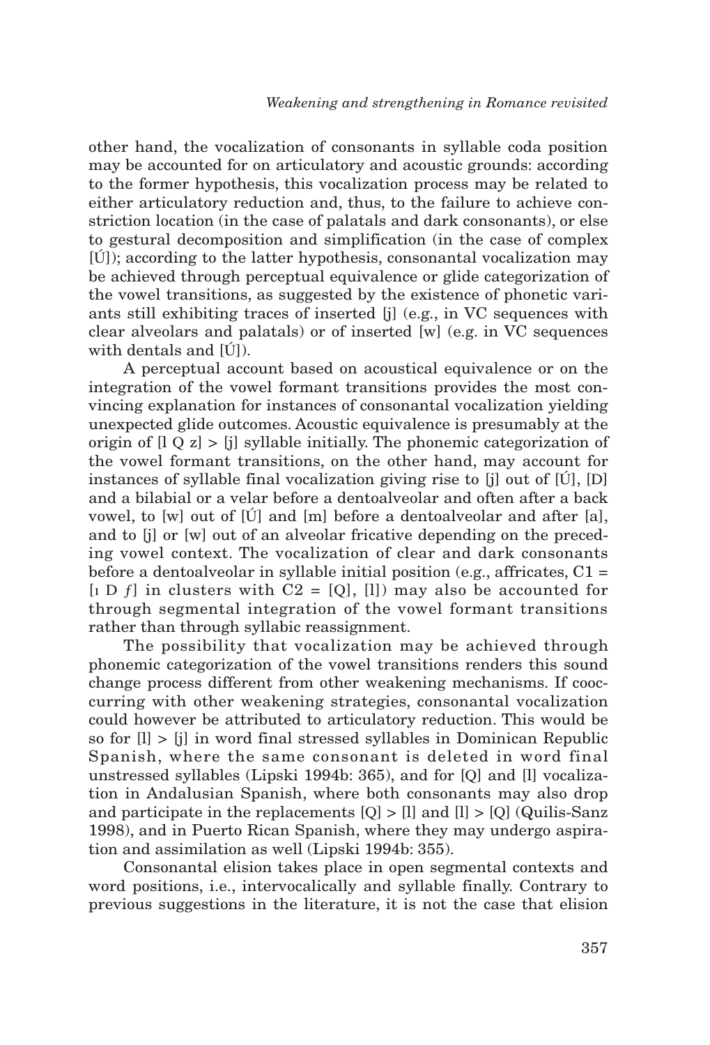other hand, the vocalization of consonants in syllable coda position may be accounted for on articulatory and acoustic grounds: according to the former hypothesis, this vocalization process may be related to either articulatory reduction and, thus, to the failure to achieve constriction location (in the case of palatals and dark consonants), or else to gestural decomposition and simplification (in the case of complex [Ú]); according to the latter hypothesis, consonantal vocalization may be achieved through perceptual equivalence or glide categorization of the vowel transitions, as suggested by the existence of phonetic variants still exhibiting traces of inserted [j] (e.g., in VC sequences with clear alveolars and palatals) or of inserted [w] (e.g. in VC sequences with dentals and [Ú]).

A perceptual account based on acoustical equivalence or on the integration of the vowel formant transitions provides the most convincing explanation for instances of consonantal vocalization yielding unexpected glide outcomes. Acoustic equivalence is presumably at the origin of [l Q z] > [j] syllable initially. The phonemic categorization of the vowel formant transitions, on the other hand, may account for instances of syllable final vocalization giving rise to [j] out of [Ú], [D] and a bilabial or a velar before a dentoalveolar and often after a back vowel, to [w] out of [Ú] and [m] before a dentoalveolar and after [a], and to [j] or [w] out of an alveolar fricative depending on the preceding vowel context. The vocalization of clear and dark consonants before a dentoalveolar in syllable initial position (e.g., affricates, C1 = [ı D ƒ] in clusters with C2 = [Q], [l]) may also be accounted for through segmental integration of the vowel formant transitions rather than through syllabic reassignment.

The possibility that vocalization may be achieved through phonemic categorization of the vowel transitions renders this sound change process different from other weakening mechanisms. If cooccurring with other weakening strategies, consonantal vocalization could however be attributed to articulatory reduction. This would be so for [l] > [j] in word final stressed syllables in Dominican Republic Spanish, where the same consonant is deleted in word final unstressed syllables (Lipski 1994b: 365), and for [Q] and [l] vocalization in Andalusian Spanish, where both consonants may also drop and participate in the replacements [Q] > [l] and [l] > [Q] (Quilis-Sanz 1998), and in Puerto Rican Spanish, where they may undergo aspiration and assimilation as well (Lipski 1994b: 355).

Consonantal elision takes place in open segmental contexts and word positions, i.e., intervocalically and syllable finally. Contrary to previous suggestions in the literature, it is not the case that elision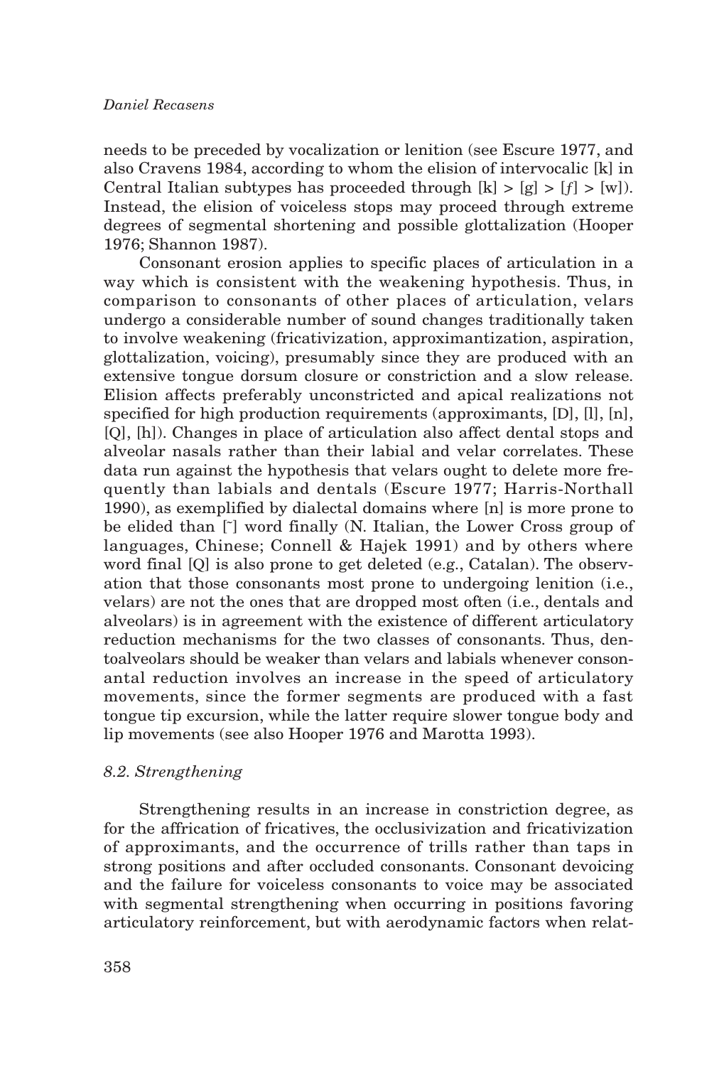needs to be preceded by vocalization or lenition (see Escure 1977, and also Cravens 1984, according to whom the elision of intervocalic [k] in Central Italian subtypes has proceeded through [k] > [g] > [ƒ] > [w]). Instead, the elision of voiceless stops may proceed through extreme degrees of segmental shortening and possible glottalization (Hooper 1976; Shannon 1987).

Consonant erosion applies to specific places of articulation in a way which is consistent with the weakening hypothesis. Thus, in comparison to consonants of other places of articulation, velars undergo a considerable number of sound changes traditionally taken to involve weakening (fricativization, approximantization, aspiration, glottalization, voicing), presumably since they are produced with an extensive tongue dorsum closure or constriction and a slow release. Elision affects preferably unconstricted and apical realizations not specified for high production requirements (approximants, [D], [l], [n], [Q], [h]). Changes in place of articulation also affect dental stops and alveolar nasals rather than their labial and velar correlates. These data run against the hypothesis that velars ought to delete more frequently than labials and dentals (Escure 1977; Harris-Northall 1990), as exemplified by dialectal domains where [n] is more prone to be elided than [˜] word finally (N. Italian, the Lower Cross group of languages, Chinese; Connell & Hajek 1991) and by others where word final [Q] is also prone to get deleted (e.g., Catalan). The observation that those consonants most prone to undergoing lenition (i.e., velars) are not the ones that are dropped most often (i.e., dentals and alveolars) is in agreement with the existence of different articulatory reduction mechanisms for the two classes of consonants. Thus, dentoalveolars should be weaker than velars and labials whenever consonantal reduction involves an increase in the speed of articulatory movements, since the former segments are produced with a fast tongue tip excursion, while the latter require slower tongue body and lip movements (see also Hooper 1976 and Marotta 1993).

### *8.2. Strengthening*

Strengthening results in an increase in constriction degree, as for the affrication of fricatives, the occlusivization and fricativization of approximants, and the occurrence of trills rather than taps in strong positions and after occluded consonants. Consonant devoicing and the failure for voiceless consonants to voice may be associated with segmental strengthening when occurring in positions favoring articulatory reinforcement, but with aerodynamic factors when relat-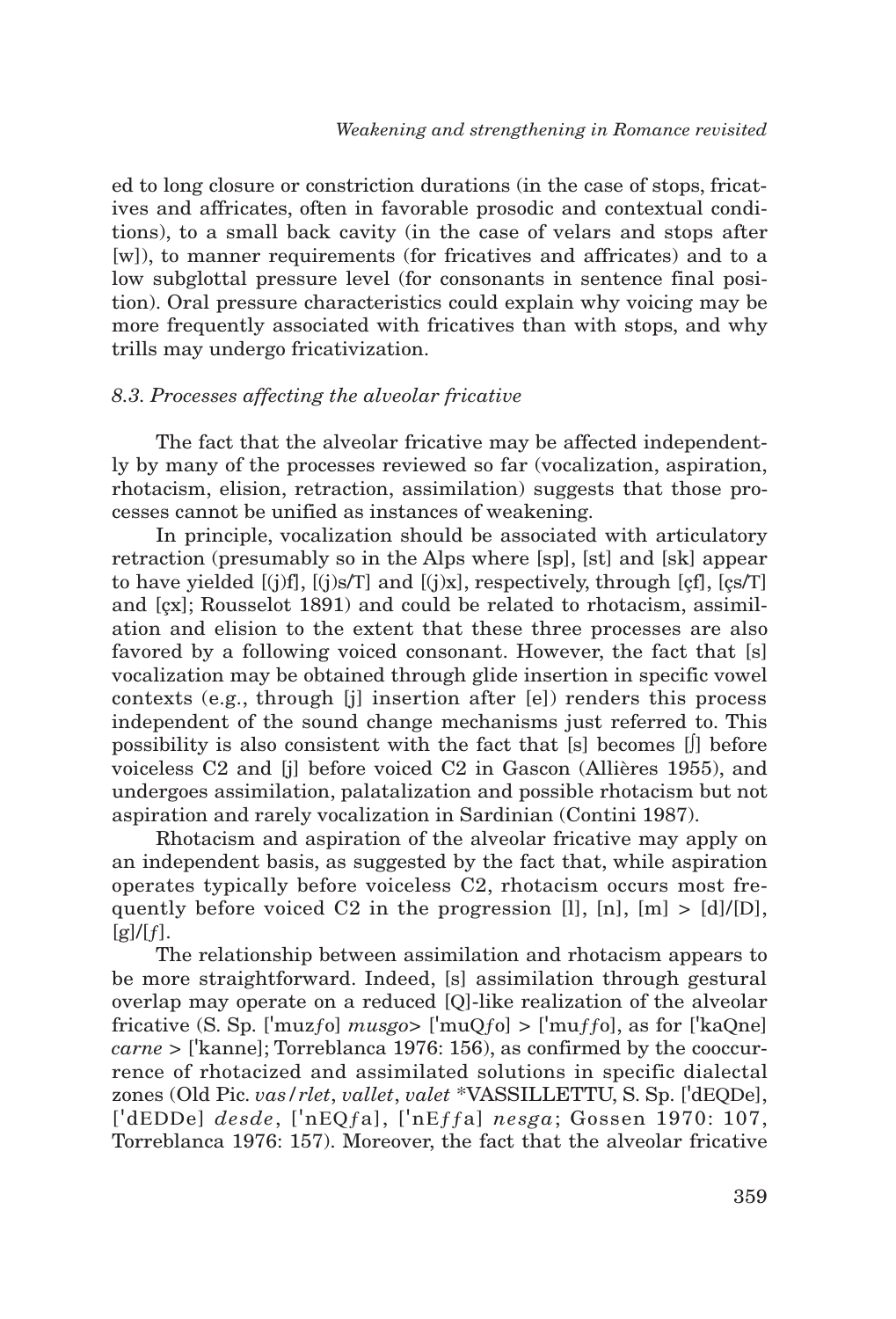ed to long closure or constriction durations (in the case of stops, fricatives and affricates, often in favorable prosodic and contextual conditions), to a small back cavity (in the case of velars and stops after [w]), to manner requirements (for fricatives and affricates) and to a low subglottal pressure level (for consonants in sentence final position). Oral pressure characteristics could explain why voicing may be more frequently associated with fricatives than with stops, and why trills may undergo fricativization.

*8.3. Processes affecting the alveolar fricative*

The fact that the alveolar fricative may be affected independently by many of the processes reviewed so far (vocalization, aspiration, rhotacism, elision, retraction, assimilation) suggests that those processes cannot be unified as instances of weakening.

In principle, vocalization should be associated with articulatory retraction (presumably so in the Alps where [sp], [st] and [sk] appear to have yielded [(j)f], [(j)s/T] and [(j)x], respectively, through [çf], [çs/T] and [çx]; Rousselot 1891) and could be related to rhotacism, assimilation and elision to the extent that these three processes are also favored by a following voiced consonant. However, the fact that [s] vocalization may be obtained through glide insertion in specific vowel contexts (e.g., through [j] insertion after [e]) renders this process independent of the sound change mechanisms just referred to. This possibility is also consistent with the fact that [s] becomes [ʃ] before voiceless C2 and [j] before voiced C2 in Gascon (Allières 1955), and undergoes assimilation, palatalization and possible rhotacism but not aspiration and rarely vocalization in Sardinian (Contini 1987).

Rhotacism and aspiration of the alveolar fricative may apply on an independent basis, as suggested by the fact that, while aspiration operates typically before voiceless C2, rhotacism occurs most frequently before voiced C2 in the progression [l], [n], [m] > [d]/[D], [g]/[ƒ].

The relationship between assimilation and rhotacism appears to be more straightforward. Indeed, [s] assimilation through gestural overlap may operate on a reduced [Q]-like realization of the alveolar fricative (S. Sp. [ˈmuzƒo] *musgo*> [ˈmuQƒo] > [ˈmuƒƒo], as for [ˈkaQne] *carne* > [ˈkanne]; Torreblanca 1976: 156), as confirmed by the cooccurrence of rhotacized and assimilated solutions in specific dialectal zones (Old Pic. *vas/rlet*, *vallet*, *valet* *VASSILLETTU, S. Sp. [ˈdEQDe], [ˈdEDDe] *desde*, [ˈnEQƒa], [ˈnEƒƒa] *nesga*; Gossen 1970: 107, Torreblanca 1976: 157). Moreover, the fact that the alveolar fricative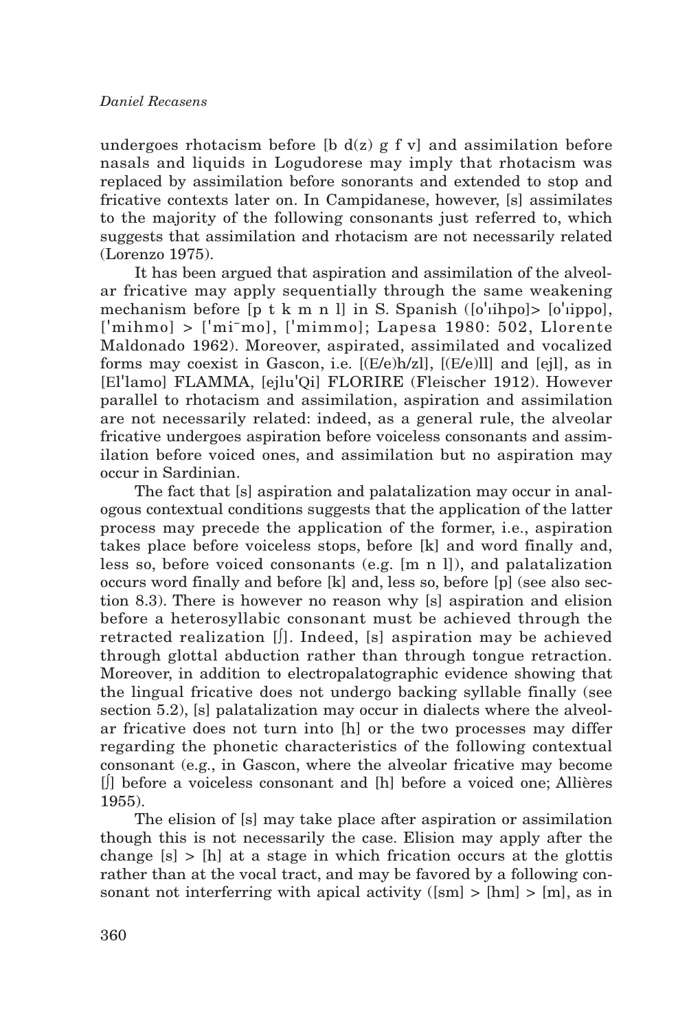undergoes rhotacism before [b d(z) g f v] and assimilation before nasals and liquids in Logudorese may imply that rhotacism was replaced by assimilation before sonorants and extended to stop and fricative contexts later on. In Campidanese, however, [s] assimilates to the majority of the following consonants just referred to, which suggests that assimilation and rhotacism are not necessarily related (Lorenzo 1975).

It has been argued that aspiration and assimilation of the alveolar fricative may apply sequentially through the same weakening mechanism before [p t k m n l] in S. Spanish ([o'ɪhpo]> [o'ɪppo], ['mihmo] > ['mi˜mo], ['mimmo]; Lapesa 1980: 502, Llorente Maldonado 1962). Moreover, aspirated, assimilated and vocalized forms may coexist in Gascon, i.e. [(E/e)h/zl], [(E/e)ll] and [ejl], as in [El'lamo] FLAMMA, [ejlu'Qi] FLORIRE (Fleischer 1912). However parallel to rhotacism and assimilation, aspiration and assimilation are not necessarily related: indeed, as a general rule, the alveolar fricative undergoes aspiration before voiceless consonants and assimilation before voiced ones, and assimilation but no aspiration may occur in Sardinian.

The fact that [s] aspiration and palatalization may occur in analogous contextual conditions suggests that the application of the latter process may precede the application of the former, i.e., aspiration takes place before voiceless stops, before [k] and word finally and, less so, before voiced consonants (e.g. [m n l]), and palatalization occurs word finally and before [k] and, less so, before [p] (see also section 8.3). There is however no reason why [s] aspiration and elision before a heterosyllabic consonant must be achieved through the retracted realization [ʃ]. Indeed, [s] aspiration may be achieved through glottal abduction rather than through tongue retraction. Moreover, in addition to electropalatographic evidence showing that the lingual fricative does not undergo backing syllable finally (see section 5.2), [s] palatalization may occur in dialects where the alveolar fricative does not turn into [h] or the two processes may differ regarding the phonetic characteristics of the following contextual consonant (e.g., in Gascon, where the alveolar fricative may become [ʃ] before a voiceless consonant and [h] before a voiced one; Allières 1955).

The elision of [s] may take place after aspiration or assimilation though this is not necessarily the case. Elision may apply after the change [s] > [h] at a stage in which frication occurs at the glottis rather than at the vocal tract, and may be favored by a following consonant not interferring with apical activity ([sm] > [hm] > [m], as in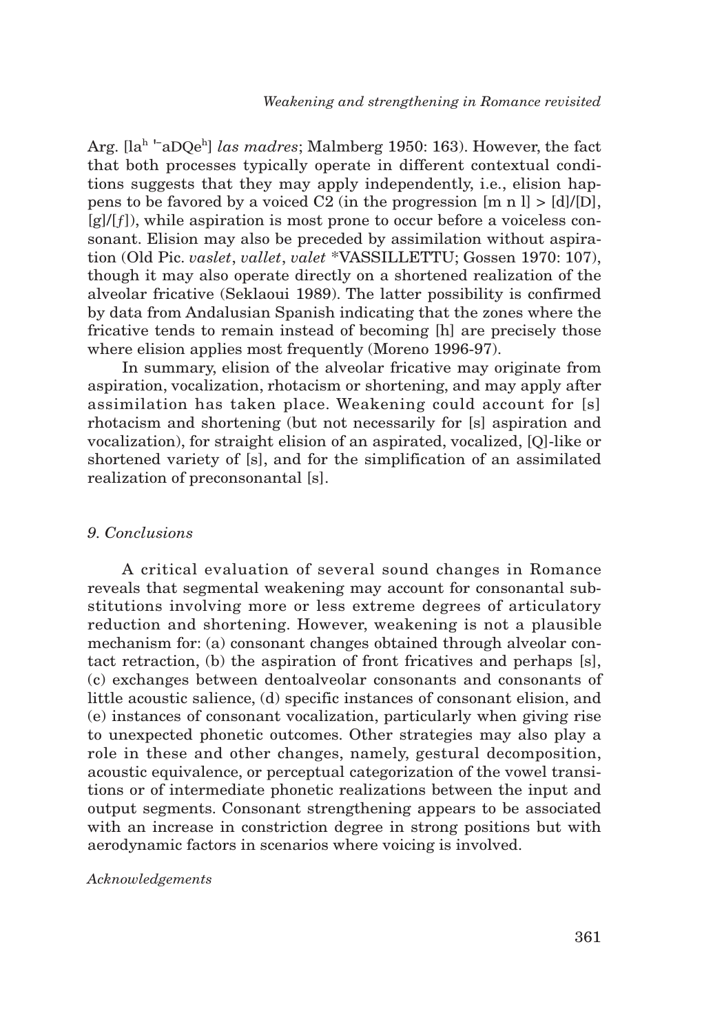Arg. [la$^h$ ˈ‾aDQe$^h$] *las madres*; Malmberg 1950: 163). However, the fact that both processes typically operate in different contextual conditions suggests that they may apply independently, i.e., elision happens to be favored by a voiced C2 (in the progression [m n l] > [d]/[D], [g]/[ƒ]), while aspiration is most prone to occur before a voiceless consonant. Elision may also be preceded by assimilation without aspiration (Old Pic. *vaslet*, *vallet*, *valet* *VASSILLETTU; Gossen 1970: 107), though it may also operate directly on a shortened realization of the alveolar fricative (Seklaoui 1989). The latter possibility is confirmed by data from Andalusian Spanish indicating that the zones where the fricative tends to remain instead of becoming [h] are precisely those where elision applies most frequently (Moreno 1996-97).

In summary, elision of the alveolar fricative may originate from aspiration, vocalization, rhotacism or shortening, and may apply after assimilation has taken place. Weakening could account for [s] rhotacism and shortening (but not necessarily for [s] aspiration and vocalization), for straight elision of an aspirated, vocalized, [Q]-like or shortened variety of [s], and for the simplification of an assimilated realization of preconsonantal [s].

## *9. Conclusions*

A critical evaluation of several sound changes in Romance reveals that segmental weakening may account for consonantal substitutions involving more or less extreme degrees of articulatory reduction and shortening. However, weakening is not a plausible mechanism for: (a) consonant changes obtained through alveolar contact retraction, (b) the aspiration of front fricatives and perhaps [s], (c) exchanges between dentoalveolar consonants and consonants of little acoustic salience, (d) specific instances of consonant elision, and (e) instances of consonant vocalization, particularly when giving rise to unexpected phonetic outcomes. Other strategies may also play a role in these and other changes, namely, gestural decomposition, acoustic equivalence, or perceptual categorization of the vowel transitions or of intermediate phonetic realizations between the input and output segments. Consonant strengthening appears to be associated with an increase in constriction degree in strong positions but with aerodynamic factors in scenarios where voicing is involved.

*Acknowledgements*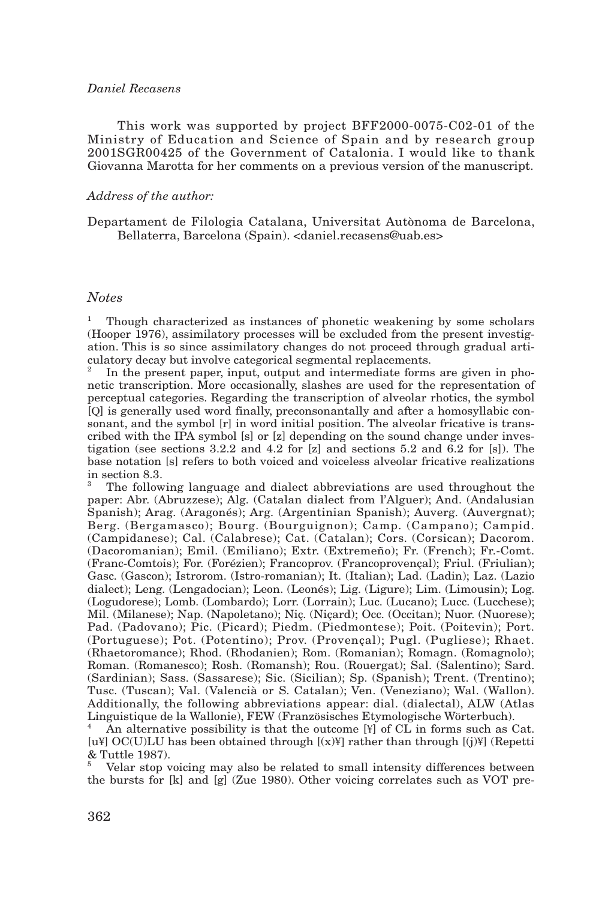This work was supported by project BFF2000-0075-C02-01 of the Ministry of Education and Science of Spain and by research group 2001SGR00425 of the Government of Catalonia. I would like to thank Giovanna Marotta for her comments on a previous version of the manuscript.

*Address of the author:*

Departament de Filologia Catalana, Universitat Autònoma de Barcelona, Bellaterra, Barcelona (Spain). <daniel.recasens@uab.es>

## *Notes*

[1] Though characterized as instances of phonetic weakening by some scholars (Hooper 1976), assimilatory processes will be excluded from the present investigation. This is so since assimilatory changes do not proceed through gradual articulatory decay but involve categorical segmental replacements.

[2] In the present paper, input, output and intermediate forms are given in phonetic transcription. More occasionally, slashes are used for the representation of perceptual categories. Regarding the transcription of alveolar rhotics, the symbol [Q] is generally used word finally, preconsonantally and after a homosyllabic consonant, and the symbol [r] in word initial position. The alveolar fricative is transcribed with the IPA symbol [s] or [z] depending on the sound change under investigation (see sections 3.2.2 and 4.2 for [z] and sections 5.2 and 6.2 for [s]). The base notation [s] refers to both voiced and voiceless alveolar fricative realizations in section 8.3.

[3] The following language and dialect abbreviations are used throughout the paper: Abr. (Abruzzese); Alg. (Catalan dialect from l'Alguer); And. (Andalusian Spanish); Arag. (Aragonés); Arg. (Argentinian Spanish); Auverg. (Auvergnat); Berg. (Bergamasco); Bourg. (Bourguignon); Camp. (Campano); Campid. (Campidanese); Cal. (Calabrese); Cat. (Catalan); Cors. (Corsican); Dacorom. (Dacoromanian); Emil. (Emiliano); Extr. (Extremeño); Fr. (French); Fr.-Comt. (Franc-Comtois); For. (Forézien); Francoprov. (Francoprovençal); Friul. (Friulian); Gasc. (Gascon); Istrorom. (Istro-romanian); It. (Italian); Lad. (Ladin); Laz. (Lazio dialect); Leng. (Lengadocian); Leon. (Leonés); Lig. (Ligure); Lim. (Limousin); Log. (Logudorese); Lomb. (Lombardo); Lorr. (Lorrain); Luc. (Lucano); Lucc. (Lucchese); Mil. (Milanese); Nap. (Napoletano); Niç. (Niçard); Occ. (Occitan); Nuor. (Nuorese); Pad. (Padovano); Pic. (Picard); Piedm. (Piedmontese); Poit. (Poitevin); Port. (Portuguese); Pot. (Potentino); Prov. (Provençal); Pugl. (Pugliese); Rhaet. (Rhaetoromance); Rhod. (Rhodanien); Rom. (Romanian); Romagn. (Romagnolo); Roman. (Romanesco); Rosh. (Romansh); Rou. (Rouergat); Sal. (Salentino); Sard. (Sardinian); Sass. (Sassarese); Sic. (Sicilian); Sp. (Spanish); Trent. (Trentino); Tusc. (Tuscan); Val. (Valencià or S. Catalan); Ven. (Veneziano); Wal. (Wallon). Additionally, the following abbreviations appear: dial. (dialectal), ALW (Atlas Linguistique de la Wallonie), FEW (Französisches Etymologische Wörterbuch).

[4] An alternative possibility is that the outcome [¥] of CL in forms such as Cat. [u¥] OC(U)LU has been obtained through [(x)¥] rather than through [(j)¥] (Repetti & Tuttle 1987).

[5] Velar stop voicing may also be related to small intensity differences between the bursts for [k] and [g] (Zue 1980). Other voicing correlates such as VOT pre-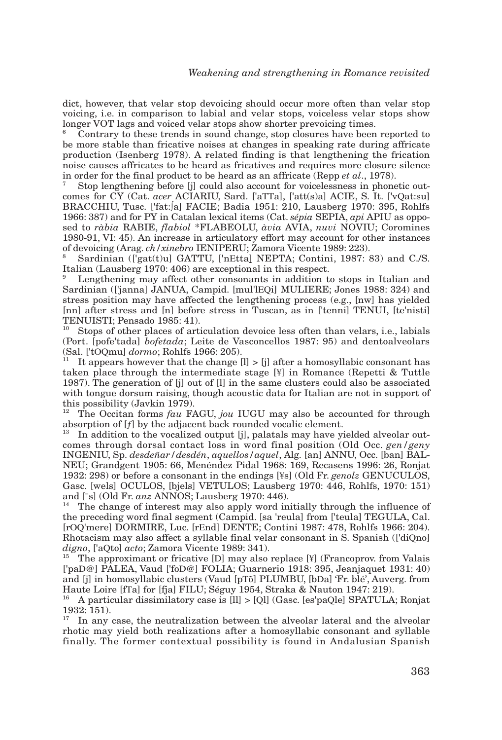dict, however, that velar stop devoicing should occur more often than velar stop voicing, i.e. in comparison to labial and velar stops, voiceless velar stops show longer VOT lags and voiced velar stops show shorter prevoicing times.

[6] Contrary to these trends in sound change, stop closures have been reported to be more stable than fricative noises at changes in speaking rate during affricate production (Isenberg 1978). A related finding is that lengthening the frication noise causes affricates to be heard as fricatives and requires more closure silence in order for the final product to be heard as an affricate (Repp *et al*., 1978).

[7] Stop lengthening before [j] could also account for voicelessness in phonetic outcomes for CY (Cat. *acer* ACIARIU, Sard. ['aTTa], ['att(s)a] ACIE, S. It. ['vQat:su] BRACCHIU, Tusc. ['fat:ʃa] FACIE; Badia 1951: 210, Lausberg 1970: 395, Rohlfs 1966: 387) and for PY in Catalan lexical items (Cat. *sépia* SEPIA, *api* APIU as opposed to *ràbia* RABIE, *flabiol* *FLABEOLU, *àvia* AVIA, *nuvi* NOVIU; Coromines 1980-91, VI: 45). An increase in articulatory effort may account for other instances of devoicing (Arag. *ch/xinebro* IENIPERU; Zamora Vicente 1989: 223).

[8] Sardinian (['gat(t)u] GATTU, ['nEtta] NEPTA; Contini, 1987: 83) and C./S. Italian (Lausberg 1970: 406) are exceptional in this respect.

[9] Lengthening may affect other consonants in addition to stops in Italian and Sardinian (['janna] JANUA, Campid. [mul'lEQi] MULIERE; Jones 1988: 324) and stress position may have affected the lengthening process (e.g., [nw] has yielded [nn] after stress and [n] before stress in Tuscan, as in ['tenni] TENUI, [te'nisti] TENUISTI; Pensado 1985: 41).

[10] Stops of other places of articulation devoice less often than velars, i.e., labials (Port. [pofe'tada] *bofetada*; Leite de Vasconcellos 1987: 95) and dentoalveolars (Sal. ['tOQmu] *dormo*; Rohlfs 1966: 205).

[11] It appears however that the change [l] > [j] after a homosyllabic consonant has taken place through the intermediate stage [¥] in Romance (Repetti & Tuttle 1987). The generation of [j] out of [l] in the same clusters could also be associated with tongue dorsum raising, though acoustic data for Italian are not in support of this possibility (Javkin 1979).

[12] The Occitan forms *fau* FAGU, *jou* IUGU may also be accounted for through absorption of [*f*] by the adjacent back rounded vocalic element.

[13] In addition to the vocalized output [j], palatals may have yielded alveolar outcomes through dorsal contact loss in word final position (Old Occ. *gen/geny* INGENIU, Sp. *desdeñar/desdén*, *aquellos/aquel*, Alg. [an] ANNU, Occ. [ban] BALNEU; Grandgent 1905: 66, Menéndez Pidal 1968: 169, Recasens 1996: 26, Ronjat 1932: 298) or before a consonant in the endings [¥s] (Old Fr. *genolz* GENUCULOS, Gasc. [wels] OCULOS, [bjels] VETULOS; Lausberg 1970: 446, Rohlfs, 1970: 151) and [~s] (Old Fr. *anz* ANNOS; Lausberg 1970: 446).

[14] The change of interest may also apply word initially through the influence of the preceding word final segment (Campid. [sa 'reula] from ['teula] TEGULA, Cal. [rOQ'mere] DORMIRE, Luc. [rEnd] DENTE; Contini 1987: 478, Rohlfs 1966: 204). Rhotacism may also affect a syllable final velar consonant in S. Spanish (['diQno] *digno*, ['aQto] *acto*; Zamora Vicente 1989: 341).

[15] The approximant or fricative [D] may also replace [¥] (Francoprov. from Valais ['paD@] PALEA, Vaud ['foD@] FOLIA; Guarnerio 1918: 395, Jeanjaquet 1931: 40) and [j] in homosyllabic clusters (Vaud [pTõ] PLUMBU, [bDa] 'Fr. blé', Auverg. from Haute Loire [fTa] for [fja] FILU; Séguy 1954, Straka & Nauton 1947: 219).

[16] A particular dissimilatory case is [ll] > [Ql] (Gasc. [es'paQle] SPATULA; Ronjat 1932: 151).

[17] In any case, the neutralization between the alveolar lateral and the alveolar rhotic may yield both realizations after a homosyllabic consonant and syllable finally. The former contextual possibility is found in Andalusian Spanish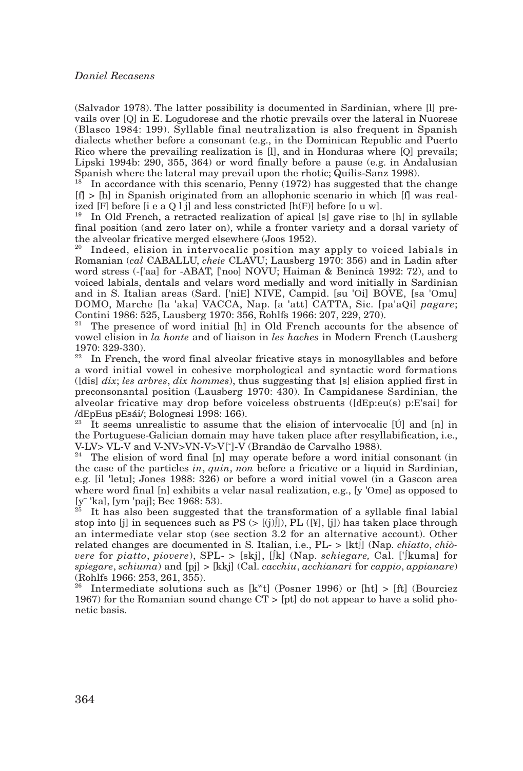(Salvador 1978). The latter possibility is documented in Sardinian, where [l] prevails over [Q] in E. Logudorese and the rhotic prevails over the lateral in Nuorese (Blasco 1984: 199). Syllable final neutralization is also frequent in Spanish dialects whether before a consonant (e.g., in the Dominican Republic and Puerto Rico where the prevailing realization is [l], and in Honduras where [Q] prevails; Lipski 1994b: 290, 355, 364) or word finally before a pause (e.g. in Andalusian Spanish where the lateral may prevail upon the rhotic; Quilis-Sanz 1998).

[18] In accordance with this scenario, Penny (1972) has suggested that the change [f] > [h] in Spanish originated from an allophonic scenario in which [f] was realized [F] before [i e a Q l j] and less constricted [h(F)] before [o u w].

[19] In Old French, a retracted realization of apical [s] gave rise to [h] in syllable final position (and zero later on), while a fronter variety and a dorsal variety of the alveolar fricative merged elsewhere (Joos 1952).

[20] Indeed, elision in intervocalic position may apply to voiced labials in Romanian (*cal* CABALLU, *cheie* CLAVU; Lausberg 1970: 356) and in Ladin after word stress (-['aa] for -ABAT, ['noo] NOVU; Haiman & Benincà 1992: 72), and to voiced labials, dentals and velars word medially and word initially in Sardinian and in S. Italian areas (Sard. ['niE] NIVE, Campid. [su 'Oi] BOVE, [sa 'Omu] DOMO, Marche [la 'aka] VACCA, Nap. [a 'att] CATTA, Sic. [pa'aQi] *pagare*; Contini 1986: 525, Lausberg 1970: 356, Rohlfs 1966: 207, 229, 270).

[21] The presence of word initial [h] in Old French accounts for the absence of vowel elision in *la honte* and of liaison in *les haches* in Modern French (Lausberg 1970: 329-330).

[22] In French, the word final alveolar fricative stays in monosyllables and before a word initial vowel in cohesive morphological and syntactic word formations ([dis] *dix*; *les arbres*, *dix hommes*), thus suggesting that [s] elision applied first in preconsonantal position (Lausberg 1970: 430). In Campidanese Sardinian, the alveolar fricative may drop before voiceless obstruents ([dEp:eu(s) p:E'sai] for /dEpEus pEsái/; Bolognesi 1998: 166).

[23] It seems unrealistic to assume that the elision of intervocalic [Ú] and [n] in the Portuguese-Galician domain may have taken place after resyllabification, i.e., V-LV> VL-V and V-NV>VN-V>V[˜]-V (Brandão de Carvalho 1988).

[24] The elision of word final [n] may operate before a word initial consonant (in the case of the particles *in*, *quin*, *non* before a fricative or a liquid in Sardinian, e.g. [il 'letu]; Jones 1988: 326) or before a word initial vowel (in a Gascon area where word final [n] exhibits a velar nasal realization, e.g., [y 'Ome] as opposed to [y˜ 'ka], [ym 'paj]; Bec 1968: 53).

[25] It has also been suggested that the transformation of a syllable final labial stop into [j] in sequences such as PS (> [(j)ʃ]), PL ([¥], [j]) has taken place through an intermediate velar stop (see section 3.2 for an alternative account). Other related changes are documented in S. Italian, i.e., PL- > [ktʃ] (Nap. *chiatto*, *chiòvere* for *piatto*, *piovere*), SPL- > [skj], [ʃk] (Nap. *schiegare,* Cal. ['ʃkuma] for *spiegare*, *schiuma*) and [pj] > [kkj] (Cal. *cacchiu*, *acchianari* for *cappio*, *appianare*) (Rohlfs 1966: 253, 261, 355).

[26] Intermediate solutions such as [kʷt] (Posner 1996) or [ht] > [ft] (Bourciez 1967) for the Romanian sound change CT > [pt] do not appear to have a solid phonetic basis.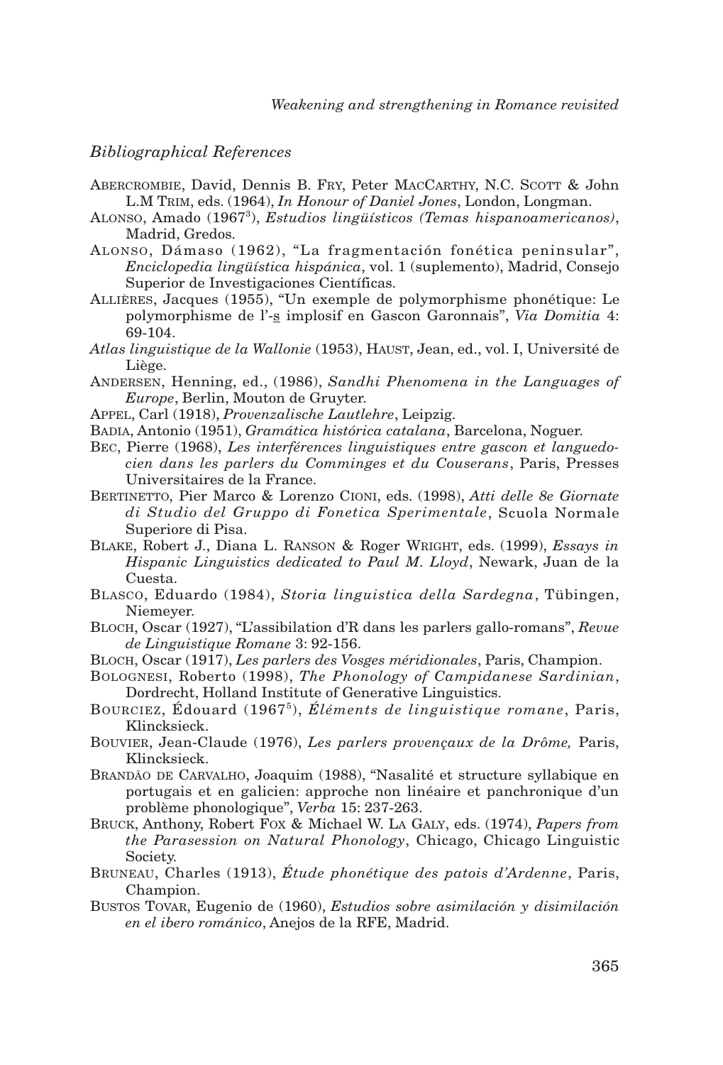## *Bibliographical References*

Abercrombie, David, Dennis B. Fry, Peter MacCarthy, N.C. Scott & John L.M Trim, eds. (1964), *In Honour of Daniel Jones*, London, Longman.

Alonso, Amado (1967[3]), *Estudios lingüísticos (Temas hispanoamericanos)*, Madrid, Gredos.

Alonso, Dámaso (1962), "La fragmentación fonética peninsular", *Enciclopedia lingüística hispánica*, vol. 1 (suplemento), Madrid, Consejo Superior de Investigaciones Científicas.

Allières, Jacques (1955), "Un exemple de polymorphisme phonétique: Le polymorphisme de l'-s implosif en Gascon Garonnais", *Via Domitia* 4: 69-104.

*Atlas linguistique de la Wallonie* (1953), Haust, Jean, ed., vol. I, Université de Liège.

Andersen, Henning, ed., (1986), *Sandhi Phenomena in the Languages of Europe*, Berlin, Mouton de Gruyter.

Appel, Carl (1918), *Provenzalische Lautlehre*, Leipzig.

Badia, Antonio (1951), *Gramática histórica catalana*, Barcelona, Noguer.

Bec, Pierre (1968), *Les interférences linguistiques entre gascon et languedocien dans les parlers du Comminges et du Couserans*, Paris, Presses Universitaires de la France.

Bertinetto, Pier Marco & Lorenzo Cioni, eds. (1998), *Atti delle 8e Giornate di Studio del Gruppo di Fonetica Sperimentale*, Scuola Normale Superiore di Pisa.

Blake, Robert J., Diana L. Ranson & Roger Wright, eds. (1999), *Essays in Hispanic Linguistics dedicated to Paul M. Lloyd*, Newark, Juan de la Cuesta.

Blasco, Eduardo (1984), *Storia linguistica della Sardegna*, Tübingen, Niemeyer.

Bloch, Oscar (1927), "L'assibilation d'R dans les parlers gallo-romans", *Revue de Linguistique Romane* 3: 92-156.

Bloch, Oscar (1917), *Les parlers des Vosges méridionales*, Paris, Champion.

Bolognesi, Roberto (1998), *The Phonology of Campidanese Sardinian*, Dordrecht, Holland Institute of Generative Linguistics.

Bourciez, Édouard (1967[5]), *Éléments de linguistique romane*, Paris, Klincksieck.

Bouvier, Jean-Claude (1976), *Les parlers provençaux de la Drôme,* Paris, Klincksieck.

Brandão de Carvalho, Joaquim (1988), "Nasalité et structure syllabique en portugais et en galicien: approche non linéaire et panchronique d'un problème phonologique", *Verba* 15: 237-263.

Bruck, Anthony, Robert Fox & Michael W. La Galy, eds. (1974), *Papers from the Parasession on Natural Phonology*, Chicago, Chicago Linguistic Society.

Bruneau, Charles (1913), *Étude phonétique des patois d'Ardenne*, Paris, Champion.

Bustos Tovar, Eugenio de (1960), *Estudios sobre asimilación y disimilación en el ibero románico*, Anejos de la RFE, Madrid.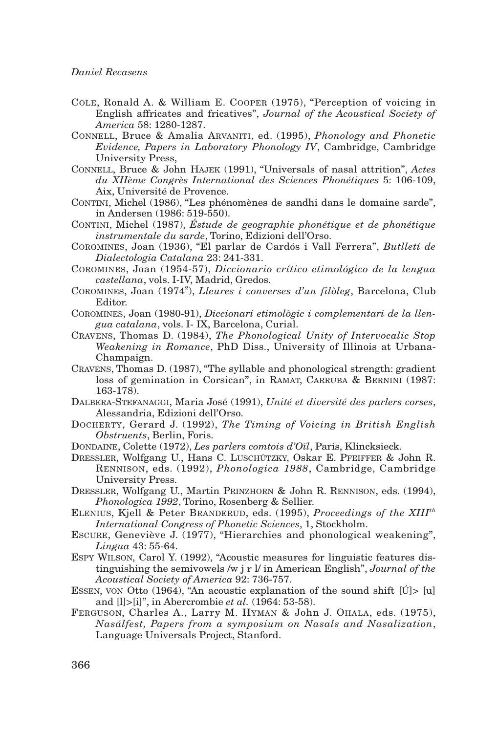Cole, Ronald A. & William E. Cooper (1975), "Perception of voicing in English affricates and fricatives", *Journal of the Acoustical Society of America* 58: 1280-1287.

Connell, Bruce & Amalia Arvaniti, ed. (1995), *Phonology and Phonetic Evidence, Papers in Laboratory Phonology IV*, Cambridge, Cambridge University Press,

Connell, Bruce & John Hajek (1991), "Universals of nasal attrition", *Actes du XIIème Congrès International des Sciences Phonétiques* 5: 106-109, Aix, Université de Provence.

Contini, Michel (1986), "Les phénomènes de sandhi dans le domaine sarde", in Andersen (1986: 519-550).

Contini, Michel (1987), *Éstude de geographie phonétique et de phonétique instrumentale du sarde*, Torino, Edizioni dell'Orso.

Coromines, Joan (1936), "El parlar de Cardós i Vall Ferrera", *Butlletí de Dialectologia Catalana* 23: 241-331.

Coromines, Joan (1954-57), *Diccionario crítico etimológico de la lengua castellana*, vols. I-IV, Madrid, Gredos.

Coromines, Joan (1974[2]), *Lleures i converses d'un filòleg*, Barcelona, Club Editor.

Coromines, Joan (1980-91), *Diccionari etimològic i complementari de la llengua catalana*, vols. I- IX, Barcelona, Curial.

Cravens, Thomas D. (1984), *The Phonological Unity of Intervocalic Stop Weakening in Romance*, PhD Diss., University of Illinois at Urbana-Champaign.

Cravens, Thomas D. (1987), "The syllable and phonological strength: gradient loss of gemination in Corsican", in Ramat, Carruba & Bernini (1987: 163-178).

Dalbera-Stefanaggi, Maria José (1991), *Unité et diversité des parlers corses*, Alessandria, Edizioni dell'Orso.

Docherty, Gerard J. (1992), *The Timing of Voicing in British English Obstruents*, Berlin, Foris.

Dondaine, Colette (1972), *Les parlers comtois d'Oïl*, Paris, Klincksieck.

Dressler, Wolfgang U., Hans C. Luschützky, Oskar E. Pfeiffer & John R. Rennison, eds. (1992), *Phonologica 1988*, Cambridge, Cambridge University Press.

Dressler, Wolfgang U., Martin Prinzhorn & John R. Rennison, eds. (1994), *Phonologica 1992*, Torino, Rosenberg & Sellier.

Elenius, Kjell & Peter Branderud, eds. (1995), *Proceedings of the XIII$^{th}$ International Congress of Phonetic Sciences*, 1, Stockholm.

Escure, Geneviève J. (1977), "Hierarchies and phonological weakening", *Lingua* 43: 55-64.

Espy Wilson, Carol Y. (1992), "Acoustic measures for linguistic features distinguishing the semivowels /w j r l/ in American English", *Journal of the Acoustical Society of America* 92: 736-757.

Essen, von Otto (1964), "An acoustic explanation of the sound shift [Ú]> [u] and [l]>[i]", in Abercrombie *et al.* (1964: 53-58).

Ferguson, Charles A., Larry M. Hyman & John J. Ohala, eds. (1975), *Nasálfest, Papers from a symposium on Nasals and Nasalization*, Language Universals Project, Stanford.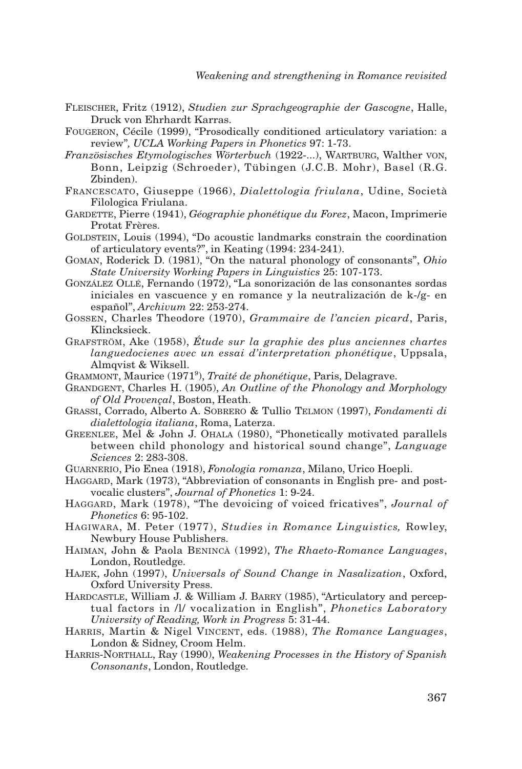FLEISCHER, Fritz (1912), *Studien zur Sprachgeographie der Gascogne*, Halle, Druck von Ehrhardt Karras.

FOUGERON, Cécile (1999), "Prosodically conditioned articulatory variation: a review", *UCLA Working Papers in Phonetics* 97: 1-73.

*Französisches Etymologisches Wörterbuch* (1922-...), WARTBURG, Walther VON, Bonn, Leipzig (Schroeder), Tübingen (J.C.B. Mohr), Basel (R.G. Zbinden).

FRANCESCATO, Giuseppe (1966), *Dialettologia friulana*, Udine, Società Filologica Friulana.

GARDETTE, Pierre (1941), *Géographie phonétique du Forez*, Macon, Imprimerie Protat Frères.

GOLDSTEIN, Louis (1994), "Do acoustic landmarks constrain the coordination of articulatory events?", in Keating (1994: 234-241).

GOMAN, Roderick D. (1981), "On the natural phonology of consonants", *Ohio State University Working Papers in Linguistics* 25: 107-173.

GONZÁLEZ OLLÉ, Fernando (1972), "La sonorización de las consonantes sordas iniciales en vascuence y en romance y la neutralización de k-/g- en español", *Archivum* 22: 253-274.

GOSSEN, Charles Theodore (1970), *Grammaire de l'ancien picard*, Paris, Klincksieck.

GRAFSTRÖM, Ake (1958), *Étude sur la graphie des plus anciennes chartes languedocienes avec un essai d'interpretation phonétique*, Uppsala, Almqvist & Wiksell.

GRAMMONT, Maurice (1971[9]), *Traité de phonétique*, Paris, Delagrave.

GRANDGENT, Charles H. (1905), *An Outline of the Phonology and Morphology of Old Provençal*, Boston, Heath.

GRASSI, Corrado, Alberto A. SOBRERO & Tullio TELMON (1997), *Fondamenti di dialettologia italiana*, Roma, Laterza.

GREENLEE, Mel & John J. OHALA (1980), "Phonetically motivated parallels between child phonology and historical sound change", *Language Sciences* 2: 283-308.

GUARNERIO, Pio Enea (1918), *Fonologia romanza*, Milano, Urico Hoepli.

HAGGARD, Mark (1973), "Abbreviation of consonants in English pre- and post-vocalic clusters", *Journal of Phonetics* 1: 9-24.

HAGGARD, Mark (1978), "The devoicing of voiced fricatives", *Journal of Phonetics* 6: 95-102.

HAGIWARA, M. Peter (1977), *Studies in Romance Linguistics,* Rowley, Newbury House Publishers.

HAIMAN, John & Paola BENINCÀ (1992), *The Rhaeto-Romance Languages*, London, Routledge.

HAJEK, John (1997), *Universals of Sound Change in Nasalization*, Oxford, Oxford University Press.

HARDCASTLE, William J. & William J. BARRY (1985), "Articulatory and perceptual factors in /l/ vocalization in English", *Phonetics Laboratory University of Reading, Work in Progress* 5: 31-44.

HARRIS, Martin & Nigel VINCENT, eds. (1988), *The Romance Languages*, London & Sidney, Croom Helm.

HARRIS-NORTHALL, Ray (1990), *Weakening Processes in the History of Spanish Consonants*, London, Routledge.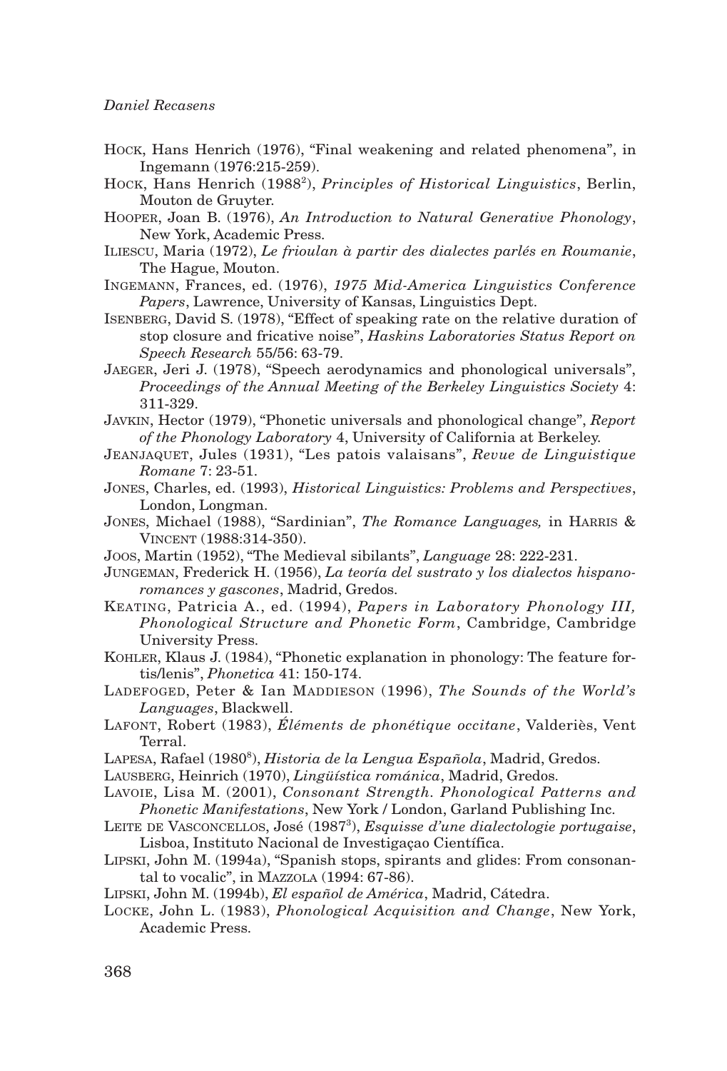HOCK, Hans Henrich (1976), "Final weakening and related phenomena", in Ingemann (1976:215-259).

HOCK, Hans Henrich (1988$^{2}$), *Principles of Historical Linguistics*, Berlin, Mouton de Gruyter.

HOOPER, Joan B. (1976), *An Introduction to Natural Generative Phonology*, New York, Academic Press.

ILIESCU, Maria (1972), *Le frioulan à partir des dialectes parlés en Roumanie*, The Hague, Mouton.

INGEMANN, Frances, ed. (1976), *1975 Mid-America Linguistics Conference Papers*, Lawrence, University of Kansas, Linguistics Dept.

ISENBERG, David S. (1978), "Effect of speaking rate on the relative duration of stop closure and fricative noise", *Haskins Laboratories Status Report on Speech Research* 55/56: 63-79.

JAEGER, Jeri J. (1978), "Speech aerodynamics and phonological universals", *Proceedings of the Annual Meeting of the Berkeley Linguistics Society* 4: 311-329.

JAVKIN, Hector (1979), "Phonetic universals and phonological change", *Report of the Phonology Laboratory* 4, University of California at Berkeley.

JEANJAQUET, Jules (1931), "Les patois valaisans", *Revue de Linguistique Romane* 7: 23-51.

JONES, Charles, ed. (1993), *Historical Linguistics: Problems and Perspectives*, London, Longman.

JONES, Michael (1988), "Sardinian", *The Romance Languages,* in HARRIS & VINCENT (1988:314-350).

JOOS, Martin (1952), "The Medieval sibilants", *Language* 28: 222-231.

JUNGEMAN, Frederick H. (1956), *La teoría del sustrato y los dialectos hispano-romances y gascones*, Madrid, Gredos.

KEATING, Patricia A., ed. (1994), *Papers in Laboratory Phonology III, Phonological Structure and Phonetic Form*, Cambridge, Cambridge University Press.

KOHLER, Klaus J. (1984), "Phonetic explanation in phonology: The feature fortis/lenis", *Phonetica* 41: 150-174.

LADEFOGED, Peter & Ian MADDIESON (1996), *The Sounds of the World's Languages*, Blackwell.

LAFONT, Robert (1983), *Éléments de phonétique occitane*, Valderiès, Vent Terral.

LAPESA, Rafael (1980$^{8}$), *Historia de la Lengua Española*, Madrid, Gredos.

LAUSBERG, Heinrich (1970), *Lingüística románica*, Madrid, Gredos.

LAVOIE, Lisa M. (2001), *Consonant Strength. Phonological Patterns and Phonetic Manifestations*, New York / London, Garland Publishing Inc.

LEITE DE VASCONCELLOS, José (1987$^{3}$), *Esquisse d'une dialectologie portugaise*, Lisboa, Instituto Nacional de Investigaçao Científica.

LIPSKI, John M. (1994a), "Spanish stops, spirants and glides: From consonantal to vocalic", in MAZZOLA (1994: 67-86).

LIPSKI, John M. (1994b), *El español de América*, Madrid, Cátedra.

LOCKE, John L. (1983), *Phonological Acquisition and Change*, New York, Academic Press.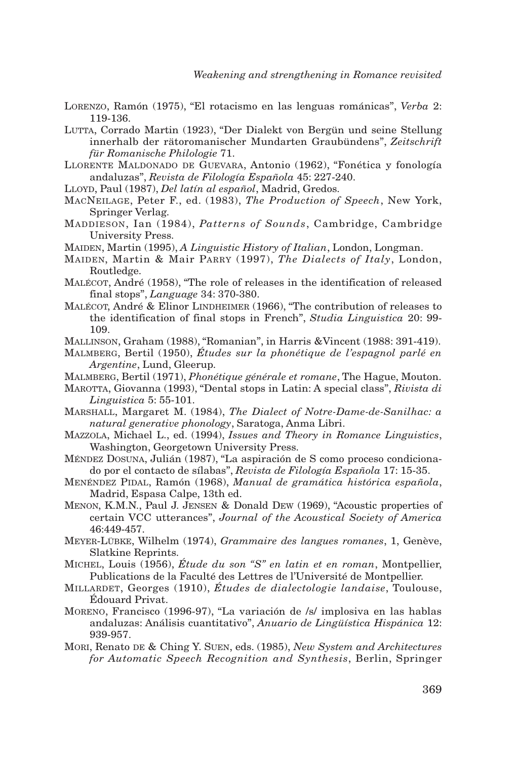LORENZO, Ramón (1975), "El rotacismo en las lenguas románicas", *Verba* 2: 119-136.

LUTTA, Corrado Martin (1923), "Der Dialekt von Bergün und seine Stellung innerhalb der rätoromanischer Mundarten Graubündens", *Zeitschrift für Romanische Philologie* 71.

LLORENTE MALDONADO DE GUEVARA, Antonio (1962), "Fonética y fonología andaluzas", *Revista de Filología Española* 45: 227-240.

LLOYD, Paul (1987), *Del latín al español*, Madrid, Gredos.

MACNEILAGE, Peter F., ed. (1983), *The Production of Speech*, New York, Springer Verlag.

MADDIESON, Ian (1984), *Patterns of Sounds*, Cambridge, Cambridge University Press.

MAIDEN, Martin (1995), *A Linguistic History of Italian*, London, Longman.

MAIDEN, Martin & Mair PARRY (1997), *The Dialects of Italy*, London, Routledge.

MALÉCOT, André (1958), "The role of releases in the identification of released final stops", *Language* 34: 370-380.

MALÉCOT, André & Elinor LINDHEIMER (1966), "The contribution of releases to the identification of final stops in French", *Studia Linguistica* 20: 99-109.

MALLINSON, Graham (1988), "Romanian", in Harris &Vincent (1988: 391-419).

MALMBERG, Bertil (1950), *Études sur la phonétique de l'espagnol parlé en Argentine*, Lund, Gleerup.

MALMBERG, Bertil (1971), *Phonétique générale et romane*, The Hague, Mouton.

MAROTTA, Giovanna (1993), "Dental stops in Latin: A special class", *Rivista di Linguistica* 5: 55-101.

MARSHALL, Margaret M. (1984), *The Dialect of Notre-Dame-de-Sanilhac: a natural generative phonology*, Saratoga, Anma Libri.

MAZZOLA, Michael L., ed. (1994), *Issues and Theory in Romance Linguistics*, Washington, Georgetown University Press.

MÉNDEZ DOSUNA, Julián (1987), "La aspiración de S como proceso condicionado por el contacto de sílabas", *Revista de Filología Española* 17: 15-35.

MENÉNDEZ PIDAL, Ramón (1968), *Manual de gramática histórica española*, Madrid, Espasa Calpe, 13th ed.

MENON, K.M.N., Paul J. JENSEN & Donald DEW (1969), "Acoustic properties of certain VCC utterances", *Journal of the Acoustical Society of America* 46:449-457.

MEYER-LÜBKE, Wilhelm (1974), *Grammaire des langues romanes*, 1, Genève, Slatkine Reprints.

MICHEL, Louis (1956), *Étude du son "S" en latin et en roman*, Montpellier, Publications de la Faculté des Lettres de l'Université de Montpellier.

MILLARDET, Georges (1910), *Études de dialectologie landaise*, Toulouse, Édouard Privat.

MORENO, Francisco (1996-97), "La variación de /s/ implosiva en las hablas andaluzas: Análisis cuantitativo", *Anuario de Lingüística Hispánica* 12: 939-957.

MORI, Renato DE & Ching Y. SUEN, eds. (1985), *New System and Architectures for Automatic Speech Recognition and Synthesis*, Berlin, Springer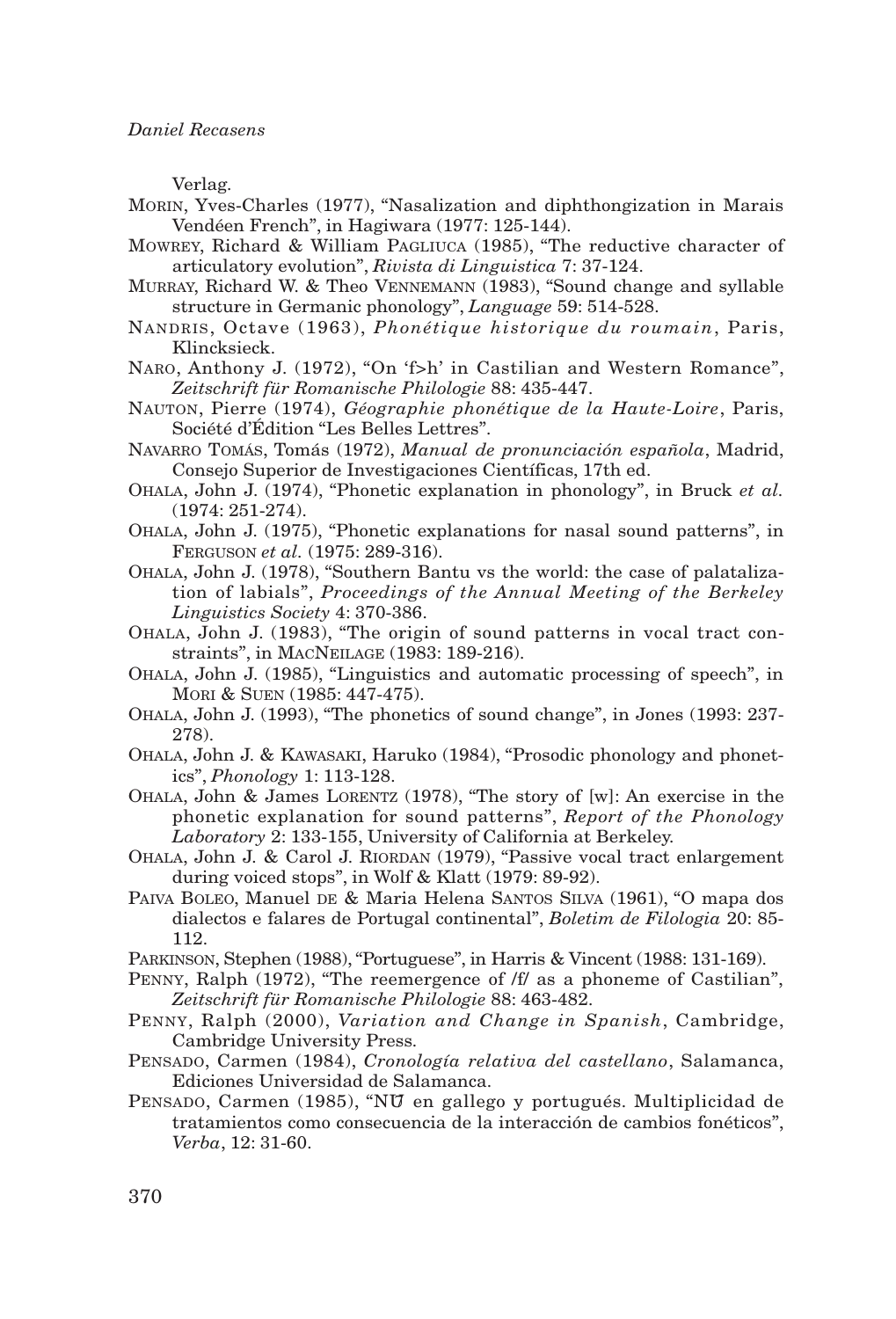Verlag.

MORIN, Yves-Charles (1977), "Nasalization and diphthongization in Marais Vendéen French", in Hagiwara (1977: 125-144).

MOWREY, Richard & William PAGLIUCA (1985), "The reductive character of articulatory evolution", *Rivista di Linguistica* 7: 37-124.

MURRAY, Richard W. & Theo VENNEMANN (1983), "Sound change and syllable structure in Germanic phonology", *Language* 59: 514-528.

NANDRIS, Octave (1963), *Phonétique historique du roumain*, Paris, Klincksieck.

NARO, Anthony J. (1972), "On 'f>h' in Castilian and Western Romance", *Zeitschrift für Romanische Philologie* 88: 435-447.

NAUTON, Pierre (1974), *Géographie phonétique de la Haute-Loire*, Paris, Société d'Édition "Les Belles Lettres".

NAVARRO TOMÁS, Tomás (1972), *Manual de pronunciación española*, Madrid, Consejo Superior de Investigaciones Científicas, 17th ed.

OHALA, John J. (1974), "Phonetic explanation in phonology", in Bruck *et al.* (1974: 251-274).

OHALA, John J. (1975), "Phonetic explanations for nasal sound patterns", in FERGUSON *et al.* (1975: 289-316).

OHALA, John J. (1978), "Southern Bantu vs the world: the case of palatalization of labials", *Proceedings of the Annual Meeting of the Berkeley Linguistics Society* 4: 370-386.

OHALA, John J. (1983), "The origin of sound patterns in vocal tract constraints", in MACNEILAGE (1983: 189-216).

OHALA, John J. (1985), "Linguistics and automatic processing of speech", in MORI & SUEN (1985: 447-475).

OHALA, John J. (1993), "The phonetics of sound change", in Jones (1993: 237-278).

OHALA, John J. & KAWASAKI, Haruko (1984), "Prosodic phonology and phonetics", *Phonology* 1: 113-128.

OHALA, John & James LORENTZ (1978), "The story of [w]: An exercise in the phonetic explanation for sound patterns", *Report of the Phonology Laboratory* 2: 133-155, University of California at Berkeley.

OHALA, John J. & Carol J. RIORDAN (1979), "Passive vocal tract enlargement during voiced stops", in Wolf & Klatt (1979: 89-92).

PAIVA BOLEO, Manuel DE & Maria Helena SANTOS SILVA (1961), "O mapa dos dialectos e falares de Portugal continental", *Boletim de Filologia* 20: 85-112.

PARKINSON, Stephen (1988), "Portuguese", in Harris & Vincent (1988: 131-169).

PENNY, Ralph (1972), "The reemergence of /f/ as a phoneme of Castilian", *Zeitschrift für Romanische Philologie* 88: 463-482.

PENNY, Ralph (2000), *Variation and Change in Spanish*, Cambridge, Cambridge University Press.

PENSADO, Carmen (1984), *Cronología relativa del castellano*, Salamanca, Ediciones Universidad de Salamanca.

PENSADO, Carmen (1985), "NŬ en gallego y portugués. Multiplicidad de tratamientos como consecuencia de la interacción de cambios fonéticos", *Verba*, 12: 31-60.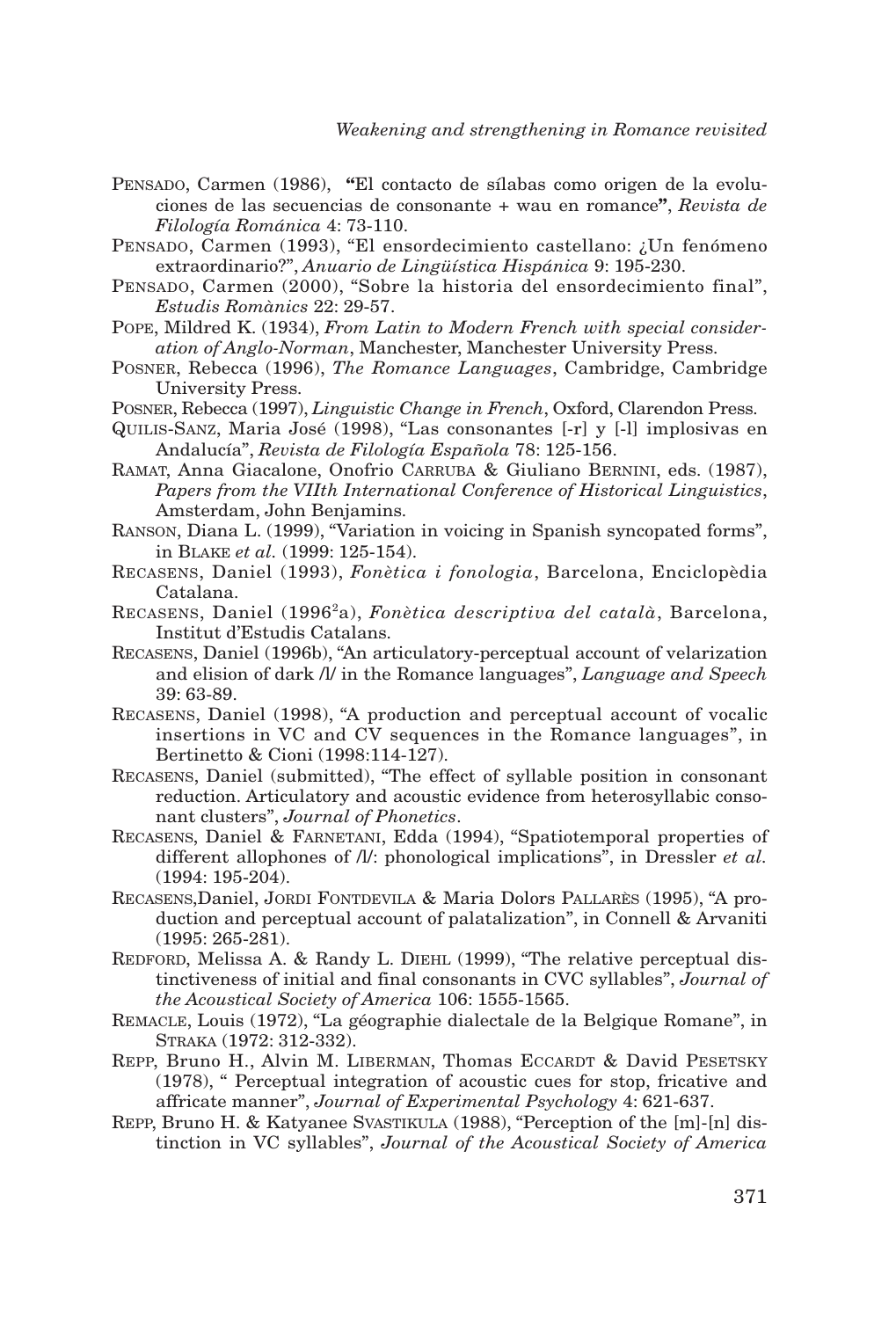PENSADO, Carmen (1986), **"**El contacto de sílabas como origen de la evoluciones de las secuencias de consonante + wau en romance**"**, *Revista de Filología Románica* 4: 73-110.

PENSADO, Carmen (1993), "El ensordecimiento castellano: ¿Un fenómeno extraordinario?", *Anuario de Lingüística Hispánica* 9: 195-230.

PENSADO, Carmen (2000), "Sobre la historia del ensordecimiento final", *Estudis Romànics* 22: 29-57.

POPE, Mildred K. (1934), *From Latin to Modern French with special consideration of Anglo-Norman*, Manchester, Manchester University Press.

POSNER, Rebecca (1996), *The Romance Languages*, Cambridge, Cambridge University Press.

POSNER, Rebecca (1997), *Linguistic Change in French*, Oxford, Clarendon Press.

QUILIS-SANZ, Maria José (1998), "Las consonantes [-r] y [-l] implosivas en Andalucía", *Revista de Filología Española* 78: 125-156.

RAMAT, Anna Giacalone, Onofrio CARRUBA & Giuliano BERNINI, eds. (1987), *Papers from the VIIth International Conference of Historical Linguistics*, Amsterdam, John Benjamins.

RANSON, Diana L. (1999), "Variation in voicing in Spanish syncopated forms", in BLAKE *et al.* (1999: 125-154).

RECASENS, Daniel (1993), *Fonètica i fonologia*, Barcelona, Enciclopèdia Catalana.

RECASENS, Daniel (1996[2]a), *Fonètica descriptiva del català*, Barcelona, Institut d'Estudis Catalans.

RECASENS, Daniel (1996b), "An articulatory-perceptual account of velarization and elision of dark /l/ in the Romance languages", *Language and Speech* 39: 63-89.

RECASENS, Daniel (1998), "A production and perceptual account of vocalic insertions in VC and CV sequences in the Romance languages", in Bertinetto & Cioni (1998:114-127).

RECASENS, Daniel (submitted), "The effect of syllable position in consonant reduction. Articulatory and acoustic evidence from heterosyllabic consonant clusters", *Journal of Phonetics*.

RECASENS, Daniel & FARNETANI, Edda (1994), "Spatiotemporal properties of different allophones of /l/: phonological implications", in Dressler *et al.* (1994: 195-204).

RECASENS,Daniel, JORDI FONTDEVILA & Maria Dolors PALLARÈS (1995), "A production and perceptual account of palatalization", in Connell & Arvaniti (1995: 265-281).

REDFORD, Melissa A. & Randy L. DIEHL (1999), "The relative perceptual distinctiveness of initial and final consonants in CVC syllables", *Journal of the Acoustical Society of America* 106: 1555-1565.

REMACLE, Louis (1972), "La géographie dialectale de la Belgique Romane", in STRAKA (1972: 312-332).

REPP, Bruno H., Alvin M. LIBERMAN, Thomas ECCARDT & David PESETSKY (1978), " Perceptual integration of acoustic cues for stop, fricative and affricate manner", *Journal of Experimental Psychology* 4: 621-637.

REPP, Bruno H. & Katyanee SVASTIKULA (1988), "Perception of the [m]-[n] distinction in VC syllables", *Journal of the Acoustical Society of America*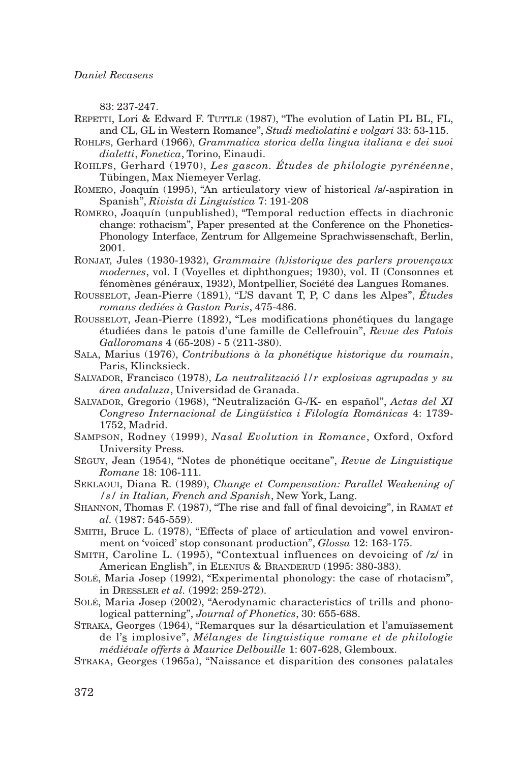83: 237-247.

REPETTI, Lori & Edward F. TUTTLE (1987), "The evolution of Latin PL BL, FL, and CL, GL in Western Romance", *Studi mediolatini e volgari* 33: 53-115.

ROHLFS, Gerhard (1966), *Grammatica storica della lingua italiana e dei suoi dialetti*, *Fonetica*, Torino, Einaudi.

ROHLFS, Gerhard (1970), *Les gascon. Études de philologie pyrénéenne*, Tübingen, Max Niemeyer Verlag.

ROMERO, Joaquín (1995), "An articulatory view of historical /s/-aspiration in Spanish", *Rivista di Linguistica* 7: 191-208

ROMERO, Joaquín (unpublished), "Temporal reduction effects in diachronic change: rothacism", Paper presented at the Conference on the Phonetics-Phonology Interface, Zentrum for Allgemeine Sprachwissenschaft, Berlin, 2001.

RONJAT, Jules (1930-1932), *Grammaire (h)istorique des parlers provençaux modernes*, vol. I (Voyelles et diphthongues; 1930), vol. II (Consonnes et fénomènes généraux, 1932), Montpellier, Société des Langues Romanes.

ROUSSELOT, Jean-Pierre (1891), "L'S davant T, P, C dans les Alpes", *Études romans dediées à Gaston Paris*, 475-486.

ROUSSELOT, Jean-Pierre (1892), "Les modifications phonétiques du langage étudiées dans le patois d'une famille de Cellefrouin", *Revue des Patois Galloromans* 4 (65-208) - 5 (211-380).

SALA, Marius (1976), *Contributions à la phonétique historique du roumain*, Paris, Klincksieck.

SALVADOR, Francisco (1978), *La neutralització l/r explosivas agrupadas y su área andaluza*, Universidad de Granada.

SALVADOR, Gregorio (1968), "Neutralización G-/K- en español", *Actas del XI Congreso Internacional de Lingüística i Filología Románicas* 4: 1739-1752, Madrid.

SAMPSON, Rodney (1999), *Nasal Evolution in Romance*, Oxford, Oxford University Press.

SÉGUY, Jean (1954), "Notes de phonétique occitane", *Revue de Linguistique Romane* 18: 106-111.

SEKLAOUI, Diana R. (1989), *Change et Compensation: Parallel Weakening of /s/ in Italian, French and Spanish*, New York, Lang.

SHANNON, Thomas F. (1987), "The rise and fall of final devoicing", in RAMAT *et al.* (1987: 545-559).

SMITH, Bruce L. (1978), "Effects of place of articulation and vowel environment on 'voiced' stop consonant production", *Glossa* 12: 163-175.

SMITH, Caroline L. (1995), "Contextual influences on devoicing of /z/ in American English", in ELENIUS & BRANDERUD (1995: 380-383).

SOLÉ, Maria Josep (1992), "Experimental phonology: the case of rhotacism", in DRESSLER *et al.* (1992: 259-272).

SOLÉ, Maria Josep (2002), "Aerodynamic characteristics of trills and phonological patterning", *Journal of Phonetics*, 30: 655-688.

STRAKA, Georges (1964), "Remarques sur la désarticulation et l'amuïssement de l's implosive", *Mélanges de linguistique romane et de philologie médiévale offerts à Maurice Delbouille* 1: 607-628, Glemboux.

STRAKA, Georges (1965a), "Naissance et disparition des consones palatales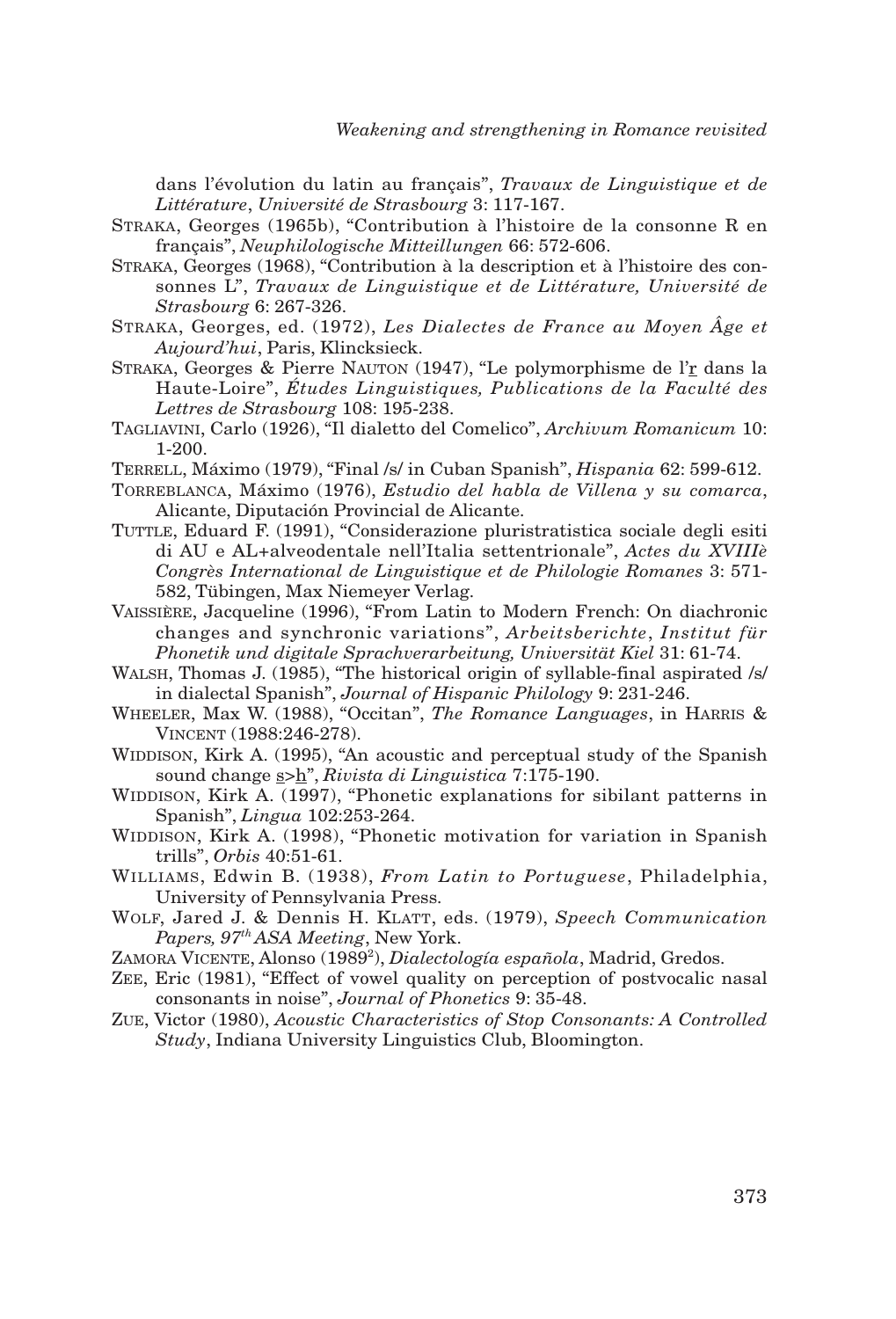dans l'évolution du latin au français", *Travaux de Linguistique et de Littérature*, *Université de Strasbourg* 3: 117-167.

STRAKA, Georges (1965b), "Contribution à l'histoire de la consonne R en français", *Neuphilologische Mitteillungen* 66: 572-606.

STRAKA, Georges (1968), "Contribution à la description et à l'histoire des consonnes L", *Travaux de Linguistique et de Littérature, Université de Strasbourg* 6: 267-326.

STRAKA, Georges, ed. (1972), *Les Dialectes de France au Moyen Âge et Aujourd'hui*, Paris, Klincksieck.

STRAKA, Georges & Pierre NAUTON (1947), "Le polymorphisme de l'r dans la Haute-Loire", *Études Linguistiques, Publications de la Faculté des Lettres de Strasbourg* 108: 195-238.

TAGLIAVINI, Carlo (1926), "Il dialetto del Comelico", *Archivum Romanicum* 10: 1-200.

TERRELL, Máximo (1979), "Final /s/ in Cuban Spanish", *Hispania* 62: 599-612.

TORREBLANCA, Máximo (1976), *Estudio del habla de Villena y su comarca*, Alicante, Diputación Provincial de Alicante.

TUTTLE, Eduard F. (1991), "Considerazione pluristratistica sociale degli esiti di AU e AL+alveodentale nell'Italia settentrionale", *Actes du XVIIIè Congrès International de Linguistique et de Philologie Romanes* 3: 571-582, Tübingen, Max Niemeyer Verlag.

VAISSIÈRE, Jacqueline (1996), "From Latin to Modern French: On diachronic changes and synchronic variations", *Arbeitsberichte*, *Institut für Phonetik und digitale Sprachverarbeitung, Universität Kiel* 31: 61-74.

WALSH, Thomas J. (1985), "The historical origin of syllable-final aspirated /s/ in dialectal Spanish", *Journal of Hispanic Philology* 9: 231-246.

WHEELER, Max W. (1988), "Occitan", *The Romance Languages*, in HARRIS & VINCENT (1988:246-278).

WIDDISON, Kirk A. (1995), "An acoustic and perceptual study of the Spanish sound change s>h", *Rivista di Linguistica* 7:175-190.

WIDDISON, Kirk A. (1997), "Phonetic explanations for sibilant patterns in Spanish", *Lingua* 102:253-264.

WIDDISON, Kirk A. (1998), "Phonetic motivation for variation in Spanish trills", *Orbis* 40:51-61.

WILLIAMS, Edwin B. (1938), *From Latin to Portuguese*, Philadelphia, University of Pennsylvania Press.

WOLF, Jared J. & Dennis H. KLATT, eds. (1979), *Speech Communication Papers, 97th ASA Meeting*, New York.

ZAMORA VICENTE, Alonso (1989[2]), *Dialectología española*, Madrid, Gredos.

ZEE, Eric (1981), "Effect of vowel quality on perception of postvocalic nasal consonants in noise", *Journal of Phonetics* 9: 35-48.

ZUE, Victor (1980), *Acoustic Characteristics of Stop Consonants: A Controlled Study*, Indiana University Linguistics Club, Bloomington.